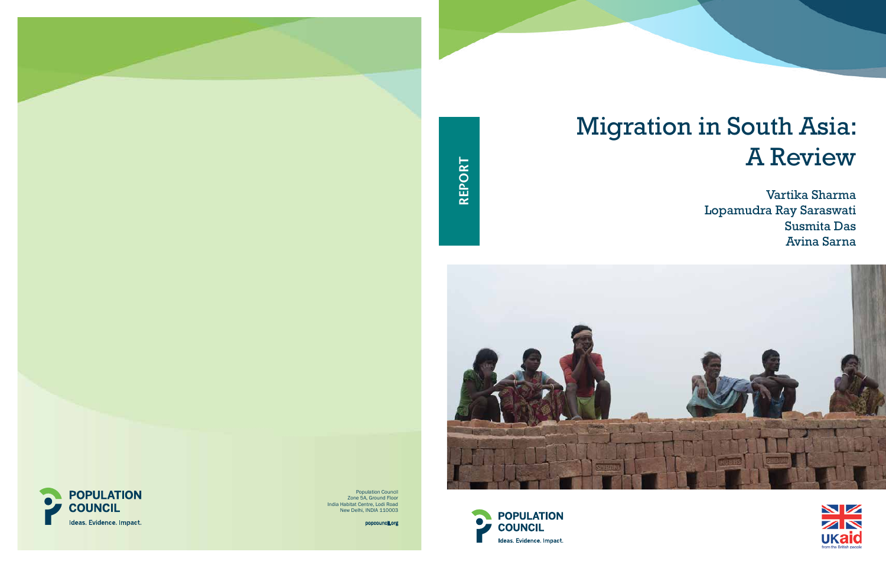REPORT

# Migration in South Asia: A Review

Vartika Sharma
Lopamudra Ray Saraswati
Susmita Das
Avina Sarna

POPULATION COUNCIL
Ideas. Evidence. Impact.

UKaid
from the British people

Population Council
Zone 5A, Ground Floor
India Habitat Centre, Lodi Road
New Delhi, INDIA 110003

popcouncil.org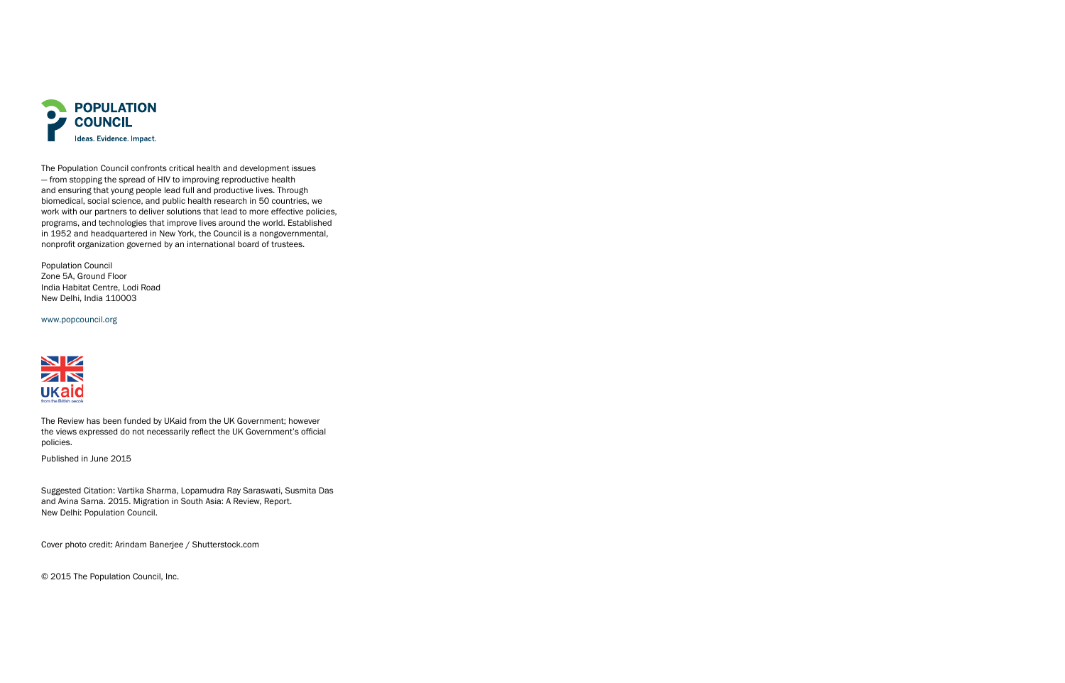**POPULATION COUNCIL**
Ideas. Evidence. Impact.

The Population Council confronts critical health and development issues — from stopping the spread of HIV to improving reproductive health and ensuring that young people lead full and productive lives. Through biomedical, social science, and public health research in 50 countries, we work with our partners to deliver solutions that lead to more effective policies, programs, and technologies that improve lives around the world. Established in 1952 and headquartered in New York, the Council is a nongovernmental, nonprofit organization governed by an international board of trustees.

Population Council
Zone 5A, Ground Floor
India Habitat Centre, Lodi Road
New Delhi, India 110003

www.popcouncil.org

UKaid
from the British people

The Review has been funded by UKaid from the UK Government; however the views expressed do not necessarily reflect the UK Government's official policies.

Published in June 2015

Suggested Citation: Vartika Sharma, Lopamudra Ray Saraswati, Susmita Das and Avina Sarna. 2015. Migration in South Asia: A Review, Report. New Delhi: Population Council.

Cover photo credit: Arindam Banerjee / Shutterstock.com

© 2015 The Population Council, Inc.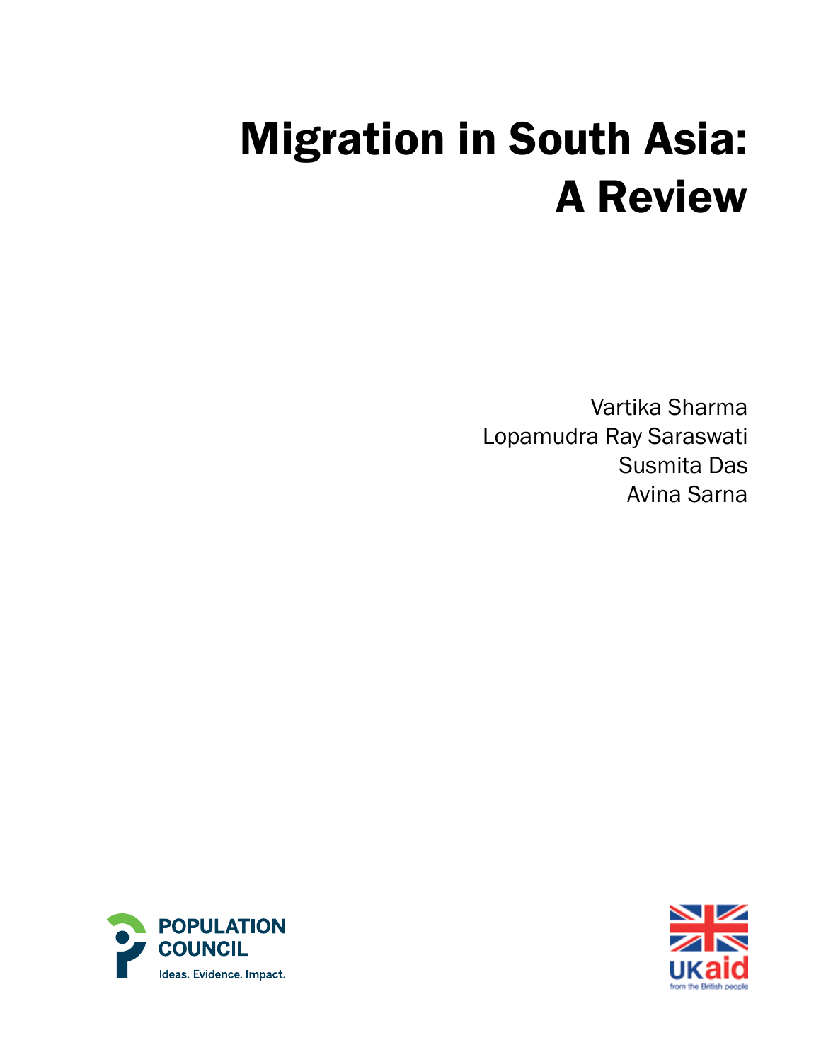# Migration in South Asia: A Review

Vartika Sharma
Lopamudra Ray Saraswati
Susmita Das
Avina Sarna

POPULATION COUNCIL
Ideas. Evidence. Impact.

UKaid
from the British people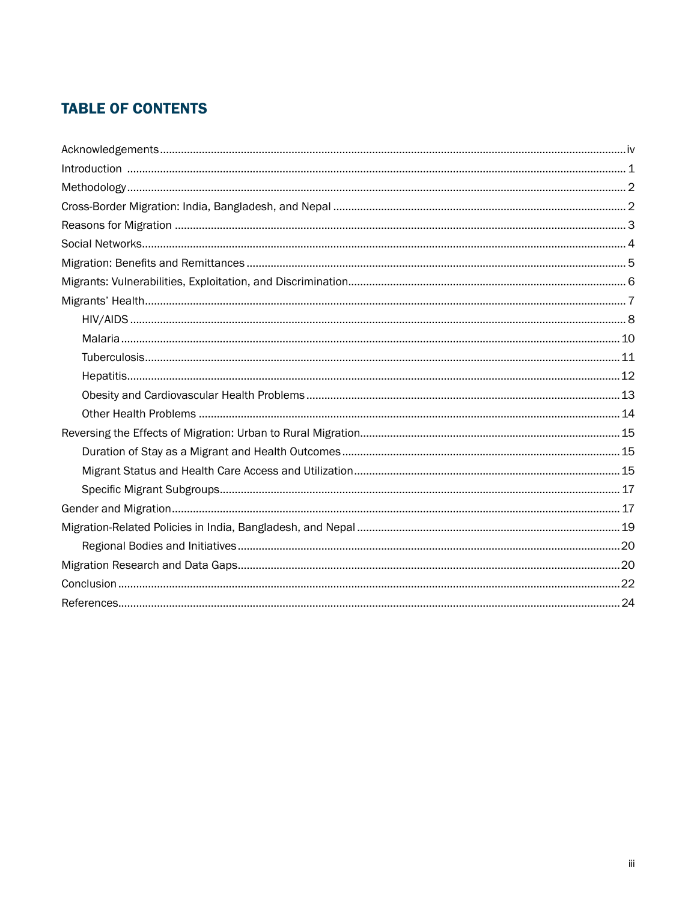# TABLE OF CONTENTS

- Acknowledgements .......... iv
- Introduction .......... 1
- Methodology .......... 2
- Cross-Border Migration: India, Bangladesh, and Nepal .......... 2
- Reasons for Migration .......... 3
- Social Networks .......... 4
- Migration: Benefits and Remittances .......... 5
- Migrants: Vulnerabilities, Exploitation, and Discrimination .......... 6
- Migrants' Health .......... 7
    - HIV/AIDS .......... 8
    - Malaria .......... 10
    - Tuberculosis .......... 11
    - Hepatitis .......... 12
    - Obesity and Cardiovascular Health Problems .......... 13
    - Other Health Problems .......... 14
- Reversing the Effects of Migration: Urban to Rural Migration .......... 15
    - Duration of Stay as a Migrant and Health Outcomes .......... 15
    - Migrant Status and Health Care Access and Utilization .......... 15
    - Specific Migrant Subgroups .......... 17
- Gender and Migration .......... 17
- Migration-Related Policies in India, Bangladesh, and Nepal .......... 19
    - Regional Bodies and Initiatives .......... 20
- Migration Research and Data Gaps .......... 20
- Conclusion .......... 22
- References .......... 24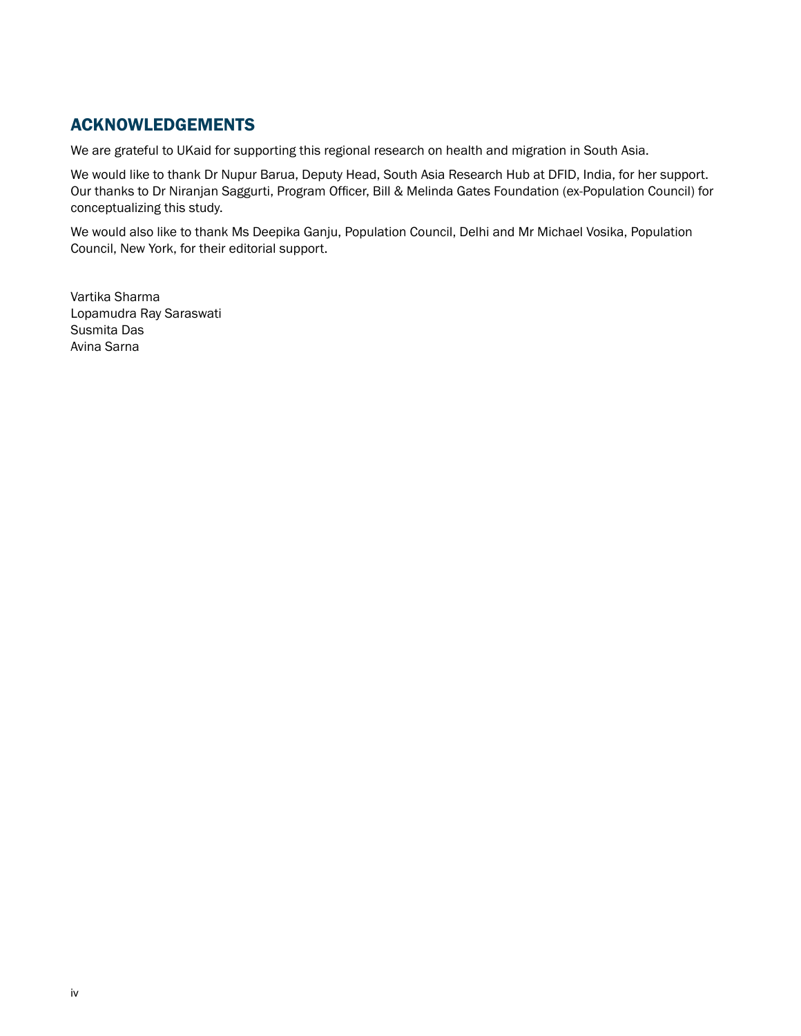## ACKNOWLEDGEMENTS

We are grateful to UKaid for supporting this regional research on health and migration in South Asia.

We would like to thank Dr Nupur Barua, Deputy Head, South Asia Research Hub at DFID, India, for her support. Our thanks to Dr Niranjan Saggurti, Program Officer, Bill & Melinda Gates Foundation (ex-Population Council) for conceptualizing this study.

We would also like to thank Ms Deepika Ganju, Population Council, Delhi and Mr Michael Vosika, Population Council, New York, for their editorial support.

Vartika Sharma
Lopamudra Ray Saraswati
Susmita Das
Avina Sarna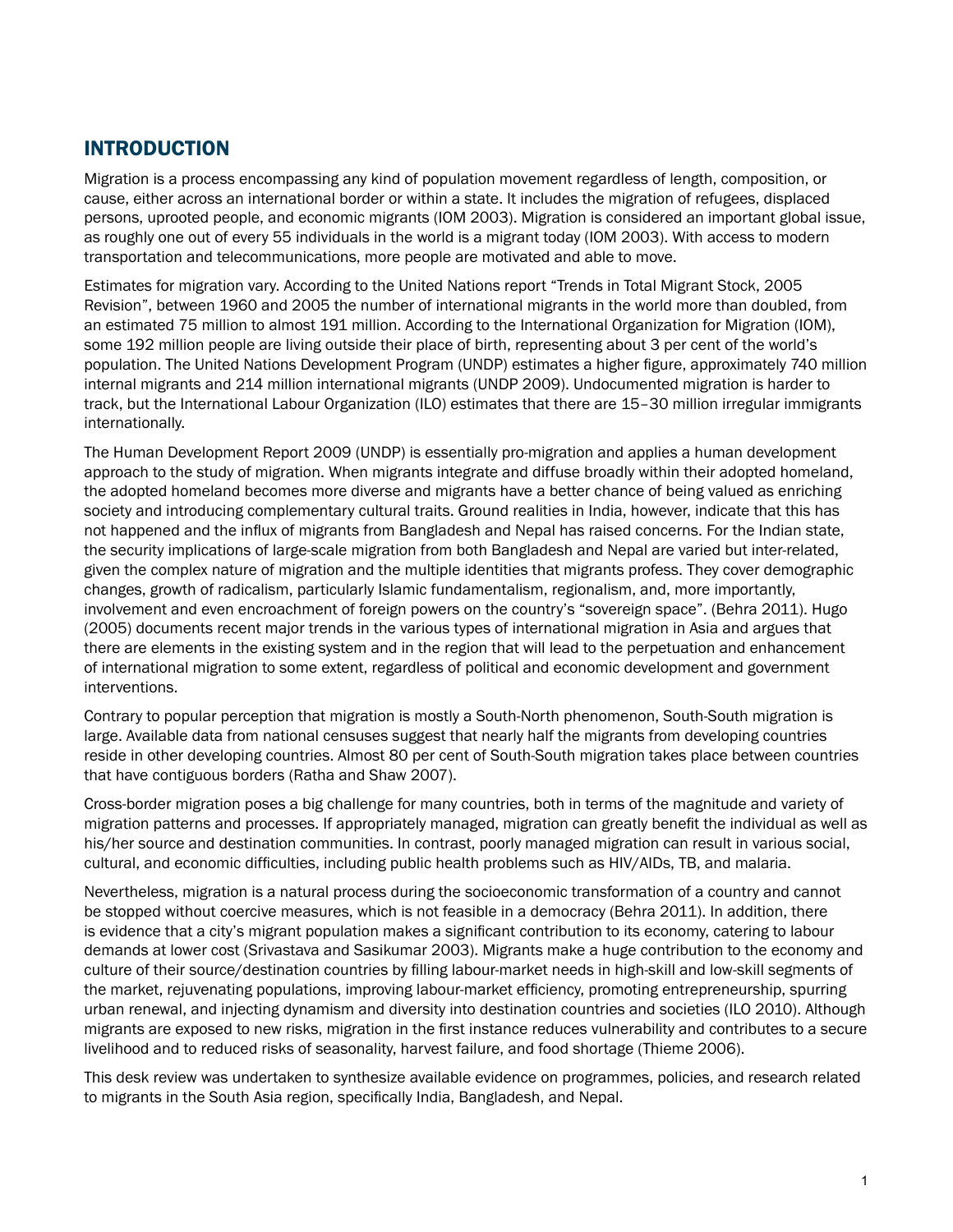## INTRODUCTION

Migration is a process encompassing any kind of population movement regardless of length, composition, or cause, either across an international border or within a state. It includes the migration of refugees, displaced persons, uprooted people, and economic migrants (IOM 2003). Migration is considered an important global issue, as roughly one out of every 55 individuals in the world is a migrant today (IOM 2003). With access to modern transportation and telecommunications, more people are motivated and able to move.

Estimates for migration vary. According to the United Nations report "Trends in Total Migrant Stock, 2005 Revision", between 1960 and 2005 the number of international migrants in the world more than doubled, from an estimated 75 million to almost 191 million. According to the International Organization for Migration (IOM), some 192 million people are living outside their place of birth, representing about 3 per cent of the world's population. The United Nations Development Program (UNDP) estimates a higher figure, approximately 740 million internal migrants and 214 million international migrants (UNDP 2009). Undocumented migration is harder to track, but the International Labour Organization (ILO) estimates that there are 15–30 million irregular immigrants internationally.

The Human Development Report 2009 (UNDP) is essentially pro-migration and applies a human development approach to the study of migration. When migrants integrate and diffuse broadly within their adopted homeland, the adopted homeland becomes more diverse and migrants have a better chance of being valued as enriching society and introducing complementary cultural traits. Ground realities in India, however, indicate that this has not happened and the influx of migrants from Bangladesh and Nepal has raised concerns. For the Indian state, the security implications of large-scale migration from both Bangladesh and Nepal are varied but inter-related, given the complex nature of migration and the multiple identities that migrants profess. They cover demographic changes, growth of radicalism, particularly Islamic fundamentalism, regionalism, and, more importantly, involvement and even encroachment of foreign powers on the country's "sovereign space". (Behra 2011). Hugo (2005) documents recent major trends in the various types of international migration in Asia and argues that there are elements in the existing system and in the region that will lead to the perpetuation and enhancement of international migration to some extent, regardless of political and economic development and government interventions.

Contrary to popular perception that migration is mostly a South-North phenomenon, South-South migration is large. Available data from national censuses suggest that nearly half the migrants from developing countries reside in other developing countries. Almost 80 per cent of South-South migration takes place between countries that have contiguous borders (Ratha and Shaw 2007).

Cross-border migration poses a big challenge for many countries, both in terms of the magnitude and variety of migration patterns and processes. If appropriately managed, migration can greatly benefit the individual as well as his/her source and destination communities. In contrast, poorly managed migration can result in various social, cultural, and economic difficulties, including public health problems such as HIV/AIDs, TB, and malaria.

Nevertheless, migration is a natural process during the socioeconomic transformation of a country and cannot be stopped without coercive measures, which is not feasible in a democracy (Behra 2011). In addition, there is evidence that a city's migrant population makes a significant contribution to its economy, catering to labour demands at lower cost (Srivastava and Sasikumar 2003). Migrants make a huge contribution to the economy and culture of their source/destination countries by filling labour-market needs in high-skill and low-skill segments of the market, rejuvenating populations, improving labour-market efficiency, promoting entrepreneurship, spurring urban renewal, and injecting dynamism and diversity into destination countries and societies (ILO 2010). Although migrants are exposed to new risks, migration in the first instance reduces vulnerability and contributes to a secure livelihood and to reduced risks of seasonality, harvest failure, and food shortage (Thieme 2006).

This desk review was undertaken to synthesize available evidence on programmes, policies, and research related to migrants in the South Asia region, specifically India, Bangladesh, and Nepal.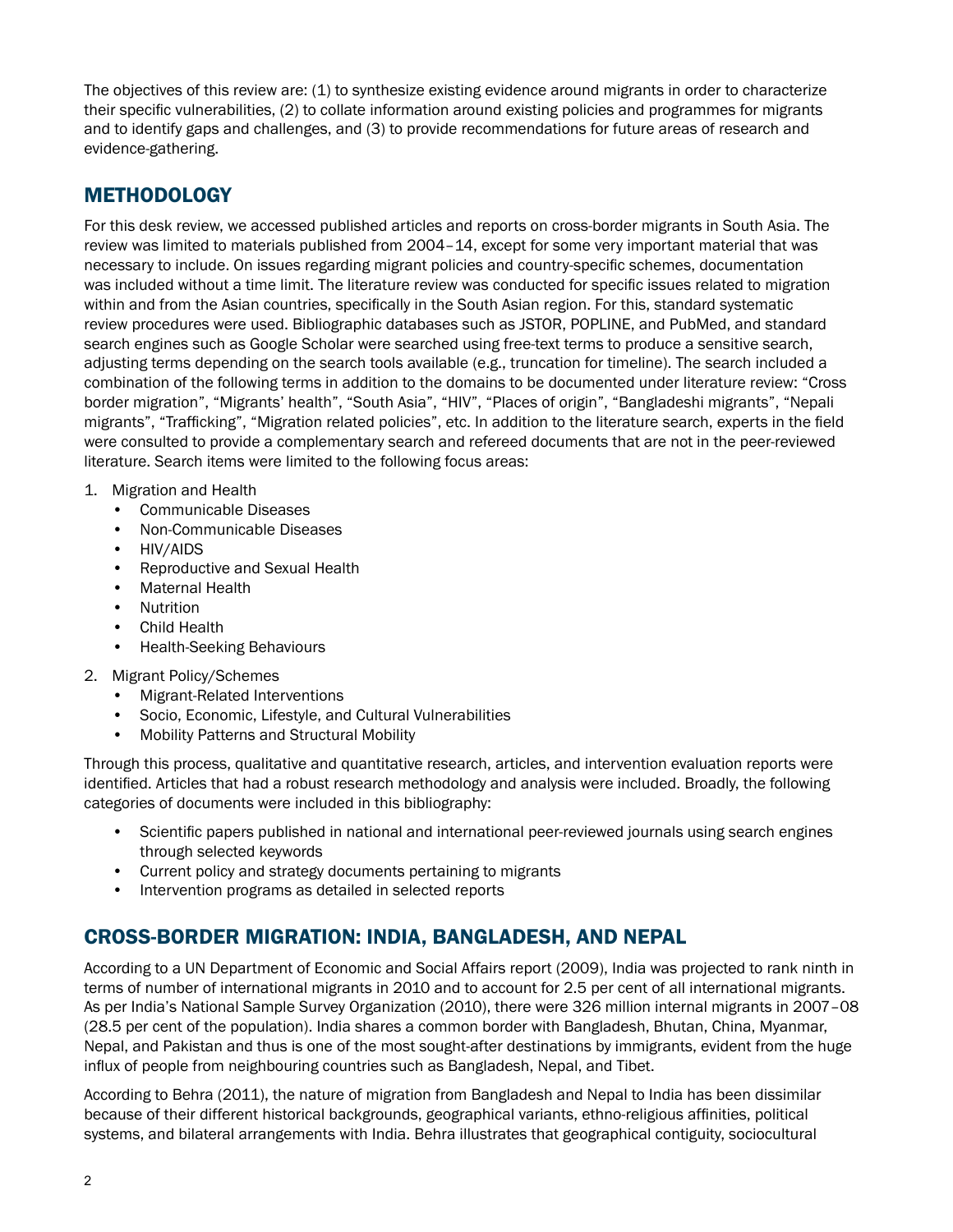The objectives of this review are: (1) to synthesize existing evidence around migrants in order to characterize their specific vulnerabilities, (2) to collate information around existing policies and programmes for migrants and to identify gaps and challenges, and (3) to provide recommendations for future areas of research and evidence-gathering.

## METHODOLOGY

For this desk review, we accessed published articles and reports on cross-border migrants in South Asia. The review was limited to materials published from 2004–14, except for some very important material that was necessary to include. On issues regarding migrant policies and country-specific schemes, documentation was included without a time limit. The literature review was conducted for specific issues related to migration within and from the Asian countries, specifically in the South Asian region. For this, standard systematic review procedures were used. Bibliographic databases such as JSTOR, POPLINE, and PubMed, and standard search engines such as Google Scholar were searched using free-text terms to produce a sensitive search, adjusting terms depending on the search tools available (e.g., truncation for timeline). The search included a combination of the following terms in addition to the domains to be documented under literature review: "Cross border migration", "Migrants' health", "South Asia", "HIV", "Places of origin", "Bangladeshi migrants", "Nepali migrants", "Trafficking", "Migration related policies", etc. In addition to the literature search, experts in the field were consulted to provide a complementary search and refereed documents that are not in the peer-reviewed literature. Search items were limited to the following focus areas:

1. Migration and Health
   - Communicable Diseases
   - Non-Communicable Diseases
   - HIV/AIDS
   - Reproductive and Sexual Health
   - Maternal Health
   - Nutrition
   - Child Health
   - Health-Seeking Behaviours
2. Migrant Policy/Schemes
   - Migrant-Related Interventions
   - Socio, Economic, Lifestyle, and Cultural Vulnerabilities
   - Mobility Patterns and Structural Mobility

Through this process, qualitative and quantitative research, articles, and intervention evaluation reports were identified. Articles that had a robust research methodology and analysis were included. Broadly, the following categories of documents were included in this bibliography:

- Scientific papers published in national and international peer-reviewed journals using search engines through selected keywords
- Current policy and strategy documents pertaining to migrants
- Intervention programs as detailed in selected reports

## CROSS-BORDER MIGRATION: INDIA, BANGLADESH, AND NEPAL

According to a UN Department of Economic and Social Affairs report (2009), India was projected to rank ninth in terms of number of international migrants in 2010 and to account for 2.5 per cent of all international migrants. As per India's National Sample Survey Organization (2010), there were 326 million internal migrants in 2007–08 (28.5 per cent of the population). India shares a common border with Bangladesh, Bhutan, China, Myanmar, Nepal, and Pakistan and thus is one of the most sought-after destinations by immigrants, evident from the huge influx of people from neighbouring countries such as Bangladesh, Nepal, and Tibet.

According to Behra (2011), the nature of migration from Bangladesh and Nepal to India has been dissimilar because of their different historical backgrounds, geographical variants, ethno-religious affinities, political systems, and bilateral arrangements with India. Behra illustrates that geographical contiguity, sociocultural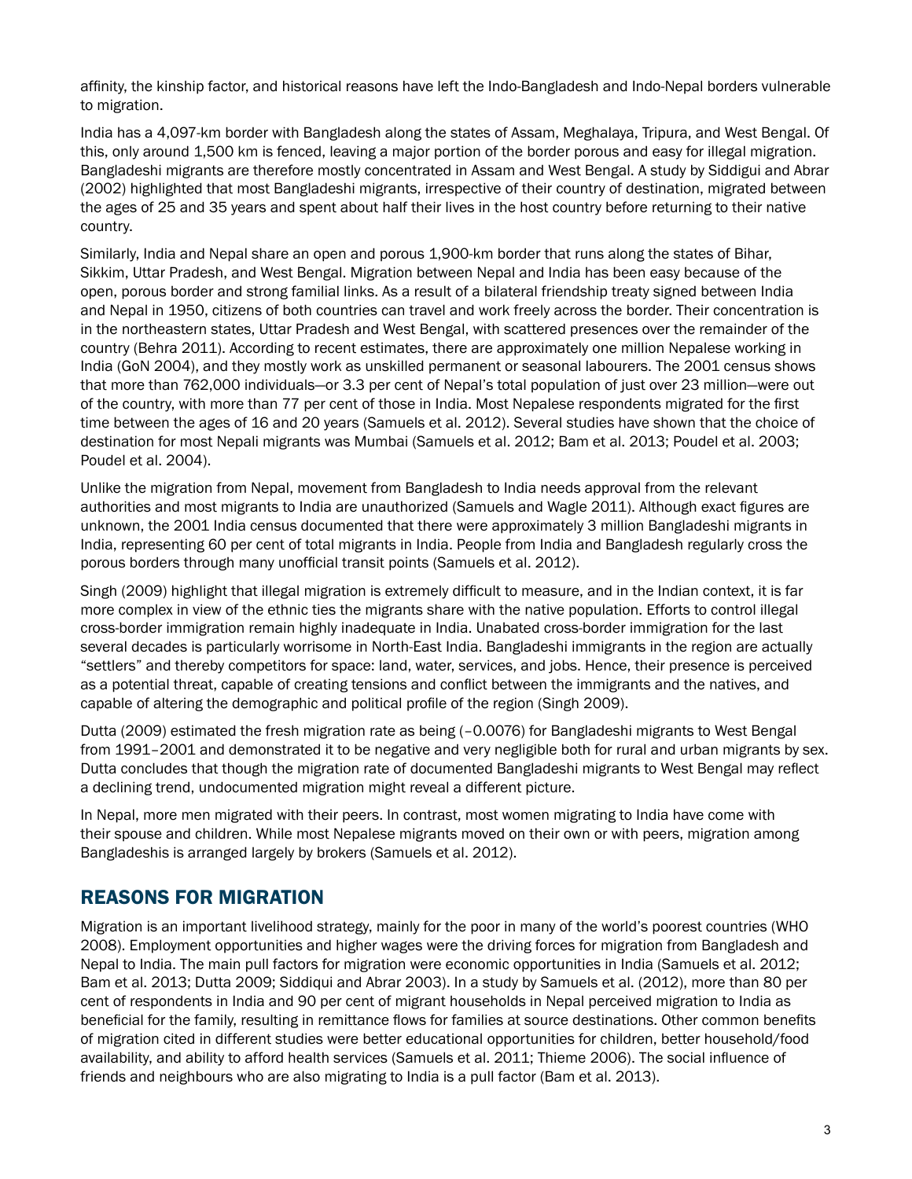affinity, the kinship factor, and historical reasons have left the Indo-Bangladesh and Indo-Nepal borders vulnerable to migration.

India has a 4,097-km border with Bangladesh along the states of Assam, Meghalaya, Tripura, and West Bengal. Of this, only around 1,500 km is fenced, leaving a major portion of the border porous and easy for illegal migration. Bangladeshi migrants are therefore mostly concentrated in Assam and West Bengal. A study by Siddigui and Abrar (2002) highlighted that most Bangladeshi migrants, irrespective of their country of destination, migrated between the ages of 25 and 35 years and spent about half their lives in the host country before returning to their native country.

Similarly, India and Nepal share an open and porous 1,900-km border that runs along the states of Bihar, Sikkim, Uttar Pradesh, and West Bengal. Migration between Nepal and India has been easy because of the open, porous border and strong familial links. As a result of a bilateral friendship treaty signed between India and Nepal in 1950, citizens of both countries can travel and work freely across the border. Their concentration is in the northeastern states, Uttar Pradesh and West Bengal, with scattered presences over the remainder of the country (Behra 2011). According to recent estimates, there are approximately one million Nepalese working in India (GoN 2004), and they mostly work as unskilled permanent or seasonal labourers. The 2001 census shows that more than 762,000 individuals—or 3.3 per cent of Nepal's total population of just over 23 million—were out of the country, with more than 77 per cent of those in India. Most Nepalese respondents migrated for the first time between the ages of 16 and 20 years (Samuels et al. 2012). Several studies have shown that the choice of destination for most Nepali migrants was Mumbai (Samuels et al. 2012; Bam et al. 2013; Poudel et al. 2003; Poudel et al. 2004).

Unlike the migration from Nepal, movement from Bangladesh to India needs approval from the relevant authorities and most migrants to India are unauthorized (Samuels and Wagle 2011). Although exact figures are unknown, the 2001 India census documented that there were approximately 3 million Bangladeshi migrants in India, representing 60 per cent of total migrants in India. People from India and Bangladesh regularly cross the porous borders through many unofficial transit points (Samuels et al. 2012).

Singh (2009) highlight that illegal migration is extremely difficult to measure, and in the Indian context, it is far more complex in view of the ethnic ties the migrants share with the native population. Efforts to control illegal cross-border immigration remain highly inadequate in India. Unabated cross-border immigration for the last several decades is particularly worrisome in North-East India. Bangladeshi immigrants in the region are actually "settlers" and thereby competitors for space: land, water, services, and jobs. Hence, their presence is perceived as a potential threat, capable of creating tensions and conflict between the immigrants and the natives, and capable of altering the demographic and political profile of the region (Singh 2009).

Dutta (2009) estimated the fresh migration rate as being (–0.0076) for Bangladeshi migrants to West Bengal from 1991–2001 and demonstrated it to be negative and very negligible both for rural and urban migrants by sex. Dutta concludes that though the migration rate of documented Bangladeshi migrants to West Bengal may reflect a declining trend, undocumented migration might reveal a different picture.

In Nepal, more men migrated with their peers. In contrast, most women migrating to India have come with their spouse and children. While most Nepalese migrants moved on their own or with peers, migration among Bangladeshis is arranged largely by brokers (Samuels et al. 2012).

## REASONS FOR MIGRATION

Migration is an important livelihood strategy, mainly for the poor in many of the world's poorest countries (WHO 2008). Employment opportunities and higher wages were the driving forces for migration from Bangladesh and Nepal to India. The main pull factors for migration were economic opportunities in India (Samuels et al. 2012; Bam et al. 2013; Dutta 2009; Siddiqui and Abrar 2003). In a study by Samuels et al. (2012), more than 80 per cent of respondents in India and 90 per cent of migrant households in Nepal perceived migration to India as beneficial for the family, resulting in remittance flows for families at source destinations. Other common benefits of migration cited in different studies were better educational opportunities for children, better household/food availability, and ability to afford health services (Samuels et al. 2011; Thieme 2006). The social influence of friends and neighbours who are also migrating to India is a pull factor (Bam et al. 2013).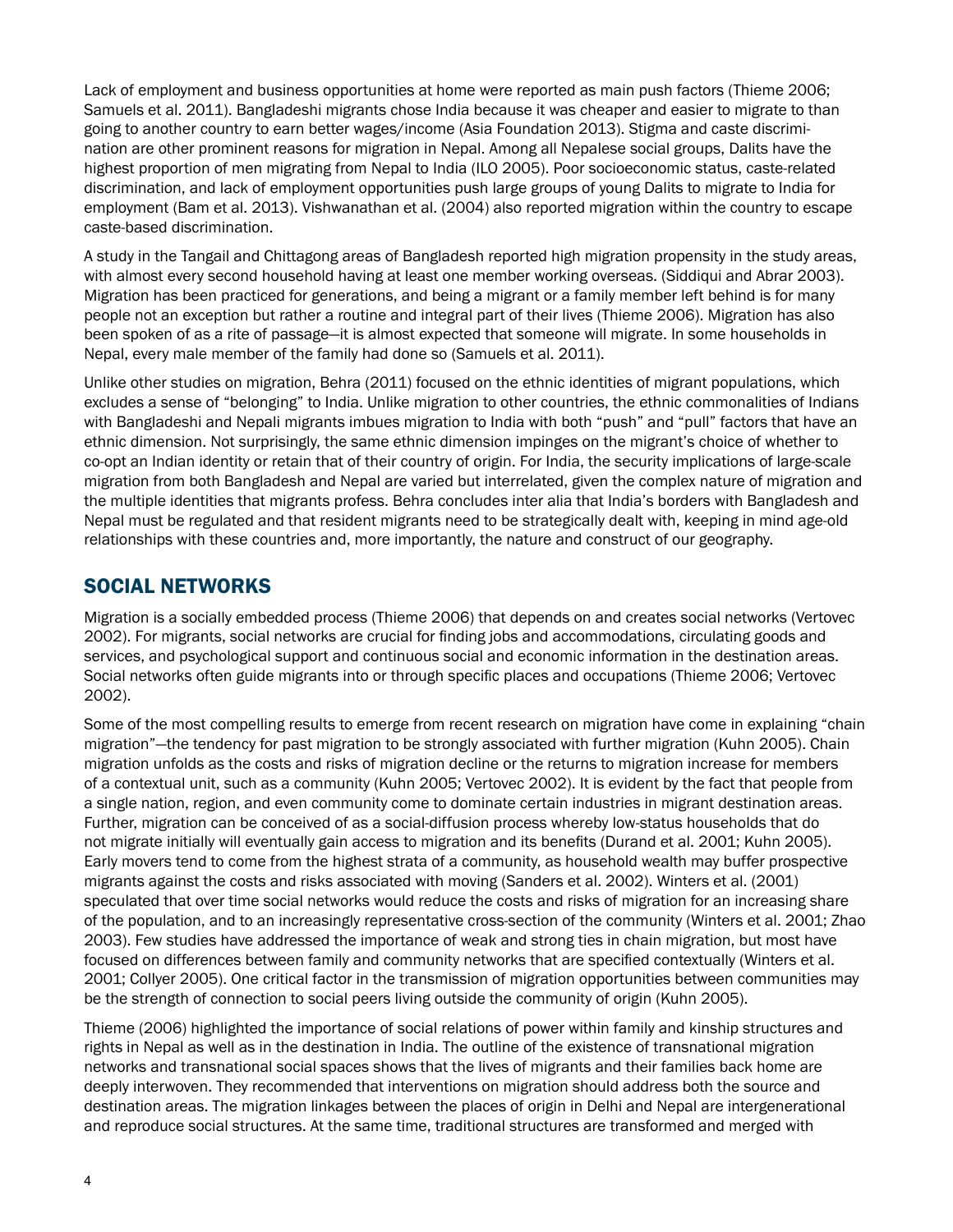Lack of employment and business opportunities at home were reported as main push factors (Thieme 2006; Samuels et al. 2011). Bangladeshi migrants chose India because it was cheaper and easier to migrate to than going to another country to earn better wages/income (Asia Foundation 2013). Stigma and caste discrimination are other prominent reasons for migration in Nepal. Among all Nepalese social groups, Dalits have the highest proportion of men migrating from Nepal to India (ILO 2005). Poor socioeconomic status, caste-related discrimination, and lack of employment opportunities push large groups of young Dalits to migrate to India for employment (Bam et al. 2013). Vishwanathan et al. (2004) also reported migration within the country to escape caste-based discrimination.

A study in the Tangail and Chittagong areas of Bangladesh reported high migration propensity in the study areas, with almost every second household having at least one member working overseas. (Siddiqui and Abrar 2003). Migration has been practiced for generations, and being a migrant or a family member left behind is for many people not an exception but rather a routine and integral part of their lives (Thieme 2006). Migration has also been spoken of as a rite of passage—it is almost expected that someone will migrate. In some households in Nepal, every male member of the family had done so (Samuels et al. 2011).

Unlike other studies on migration, Behra (2011) focused on the ethnic identities of migrant populations, which excludes a sense of "belonging" to India. Unlike migration to other countries, the ethnic commonalities of Indians with Bangladeshi and Nepali migrants imbues migration to India with both "push" and "pull" factors that have an ethnic dimension. Not surprisingly, the same ethnic dimension impinges on the migrant's choice of whether to co-opt an Indian identity or retain that of their country of origin. For India, the security implications of large-scale migration from both Bangladesh and Nepal are varied but interrelated, given the complex nature of migration and the multiple identities that migrants profess. Behra concludes inter alia that India's borders with Bangladesh and Nepal must be regulated and that resident migrants need to be strategically dealt with, keeping in mind age-old relationships with these countries and, more importantly, the nature and construct of our geography.

## SOCIAL NETWORKS

Migration is a socially embedded process (Thieme 2006) that depends on and creates social networks (Vertovec 2002). For migrants, social networks are crucial for finding jobs and accommodations, circulating goods and services, and psychological support and continuous social and economic information in the destination areas. Social networks often guide migrants into or through specific places and occupations (Thieme 2006; Vertovec 2002).

Some of the most compelling results to emerge from recent research on migration have come in explaining "chain migration"—the tendency for past migration to be strongly associated with further migration (Kuhn 2005). Chain migration unfolds as the costs and risks of migration decline or the returns to migration increase for members of a contextual unit, such as a community (Kuhn 2005; Vertovec 2002). It is evident by the fact that people from a single nation, region, and even community come to dominate certain industries in migrant destination areas. Further, migration can be conceived of as a social-diffusion process whereby low-status households that do not migrate initially will eventually gain access to migration and its benefits (Durand et al. 2001; Kuhn 2005). Early movers tend to come from the highest strata of a community, as household wealth may buffer prospective migrants against the costs and risks associated with moving (Sanders et al. 2002). Winters et al. (2001) speculated that over time social networks would reduce the costs and risks of migration for an increasing share of the population, and to an increasingly representative cross-section of the community (Winters et al. 2001; Zhao 2003). Few studies have addressed the importance of weak and strong ties in chain migration, but most have focused on differences between family and community networks that are specified contextually (Winters et al. 2001; Collyer 2005). One critical factor in the transmission of migration opportunities between communities may be the strength of connection to social peers living outside the community of origin (Kuhn 2005).

Thieme (2006) highlighted the importance of social relations of power within family and kinship structures and rights in Nepal as well as in the destination in India. The outline of the existence of transnational migration networks and transnational social spaces shows that the lives of migrants and their families back home are deeply interwoven. They recommended that interventions on migration should address both the source and destination areas. The migration linkages between the places of origin in Delhi and Nepal are intergenerational and reproduce social structures. At the same time, traditional structures are transformed and merged with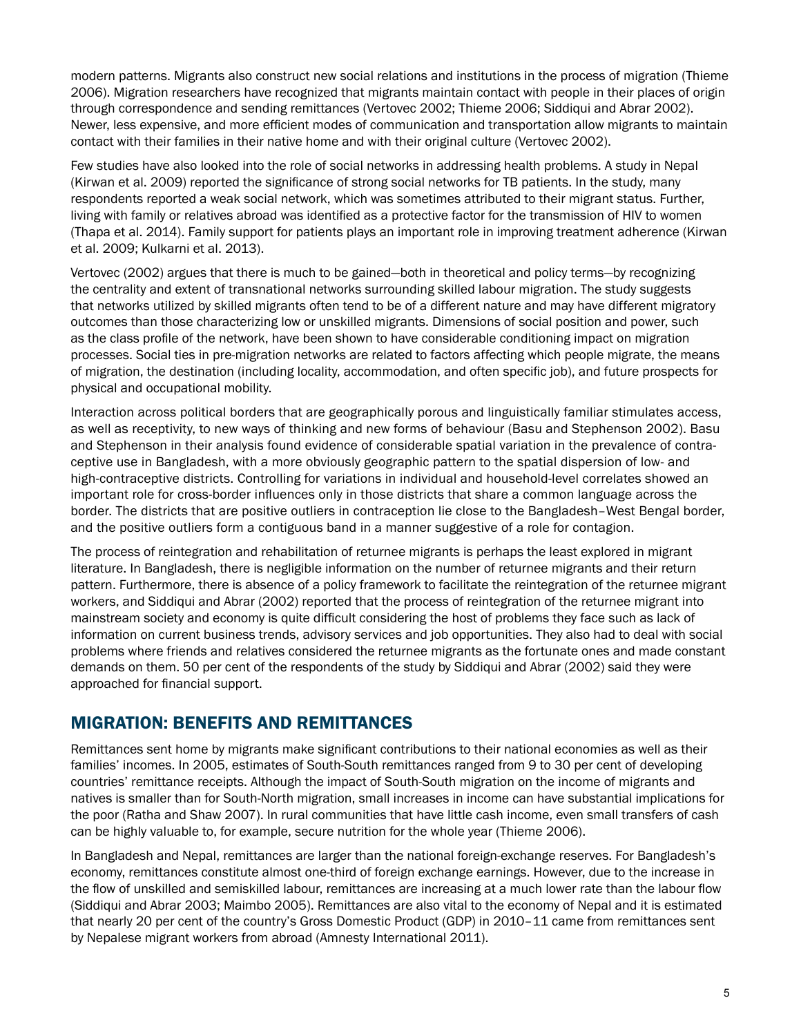modern patterns. Migrants also construct new social relations and institutions in the process of migration (Thieme 2006). Migration researchers have recognized that migrants maintain contact with people in their places of origin through correspondence and sending remittances (Vertovec 2002; Thieme 2006; Siddiqui and Abrar 2002). Newer, less expensive, and more efficient modes of communication and transportation allow migrants to maintain contact with their families in their native home and with their original culture (Vertovec 2002).

Few studies have also looked into the role of social networks in addressing health problems. A study in Nepal (Kirwan et al. 2009) reported the significance of strong social networks for TB patients. In the study, many respondents reported a weak social network, which was sometimes attributed to their migrant status. Further, living with family or relatives abroad was identified as a protective factor for the transmission of HIV to women (Thapa et al. 2014). Family support for patients plays an important role in improving treatment adherence (Kirwan et al. 2009; Kulkarni et al. 2013).

Vertovec (2002) argues that there is much to be gained—both in theoretical and policy terms—by recognizing the centrality and extent of transnational networks surrounding skilled labour migration. The study suggests that networks utilized by skilled migrants often tend to be of a different nature and may have different migratory outcomes than those characterizing low or unskilled migrants. Dimensions of social position and power, such as the class profile of the network, have been shown to have considerable conditioning impact on migration processes. Social ties in pre-migration networks are related to factors affecting which people migrate, the means of migration, the destination (including locality, accommodation, and often specific job), and future prospects for physical and occupational mobility.

Interaction across political borders that are geographically porous and linguistically familiar stimulates access, as well as receptivity, to new ways of thinking and new forms of behaviour (Basu and Stephenson 2002). Basu and Stephenson in their analysis found evidence of considerable spatial variation in the prevalence of contraceptive use in Bangladesh, with a more obviously geographic pattern to the spatial dispersion of low- and high-contraceptive districts. Controlling for variations in individual and household-level correlates showed an important role for cross-border influences only in those districts that share a common language across the border. The districts that are positive outliers in contraception lie close to the Bangladesh–West Bengal border, and the positive outliers form a contiguous band in a manner suggestive of a role for contagion.

The process of reintegration and rehabilitation of returnee migrants is perhaps the least explored in migrant literature. In Bangladesh, there is negligible information on the number of returnee migrants and their return pattern. Furthermore, there is absence of a policy framework to facilitate the reintegration of the returnee migrant workers, and Siddiqui and Abrar (2002) reported that the process of reintegration of the returnee migrant into mainstream society and economy is quite difficult considering the host of problems they face such as lack of information on current business trends, advisory services and job opportunities. They also had to deal with social problems where friends and relatives considered the returnee migrants as the fortunate ones and made constant demands on them. 50 per cent of the respondents of the study by Siddiqui and Abrar (2002) said they were approached for financial support.

## MIGRATION: BENEFITS AND REMITTANCES

Remittances sent home by migrants make significant contributions to their national economies as well as their families' incomes. In 2005, estimates of South-South remittances ranged from 9 to 30 per cent of developing countries' remittance receipts. Although the impact of South-South migration on the income of migrants and natives is smaller than for South-North migration, small increases in income can have substantial implications for the poor (Ratha and Shaw 2007). In rural communities that have little cash income, even small transfers of cash can be highly valuable to, for example, secure nutrition for the whole year (Thieme 2006).

In Bangladesh and Nepal, remittances are larger than the national foreign-exchange reserves. For Bangladesh's economy, remittances constitute almost one-third of foreign exchange earnings. However, due to the increase in the flow of unskilled and semiskilled labour, remittances are increasing at a much lower rate than the labour flow (Siddiqui and Abrar 2003; Maimbo 2005). Remittances are also vital to the economy of Nepal and it is estimated that nearly 20 per cent of the country's Gross Domestic Product (GDP) in 2010–11 came from remittances sent by Nepalese migrant workers from abroad (Amnesty International 2011).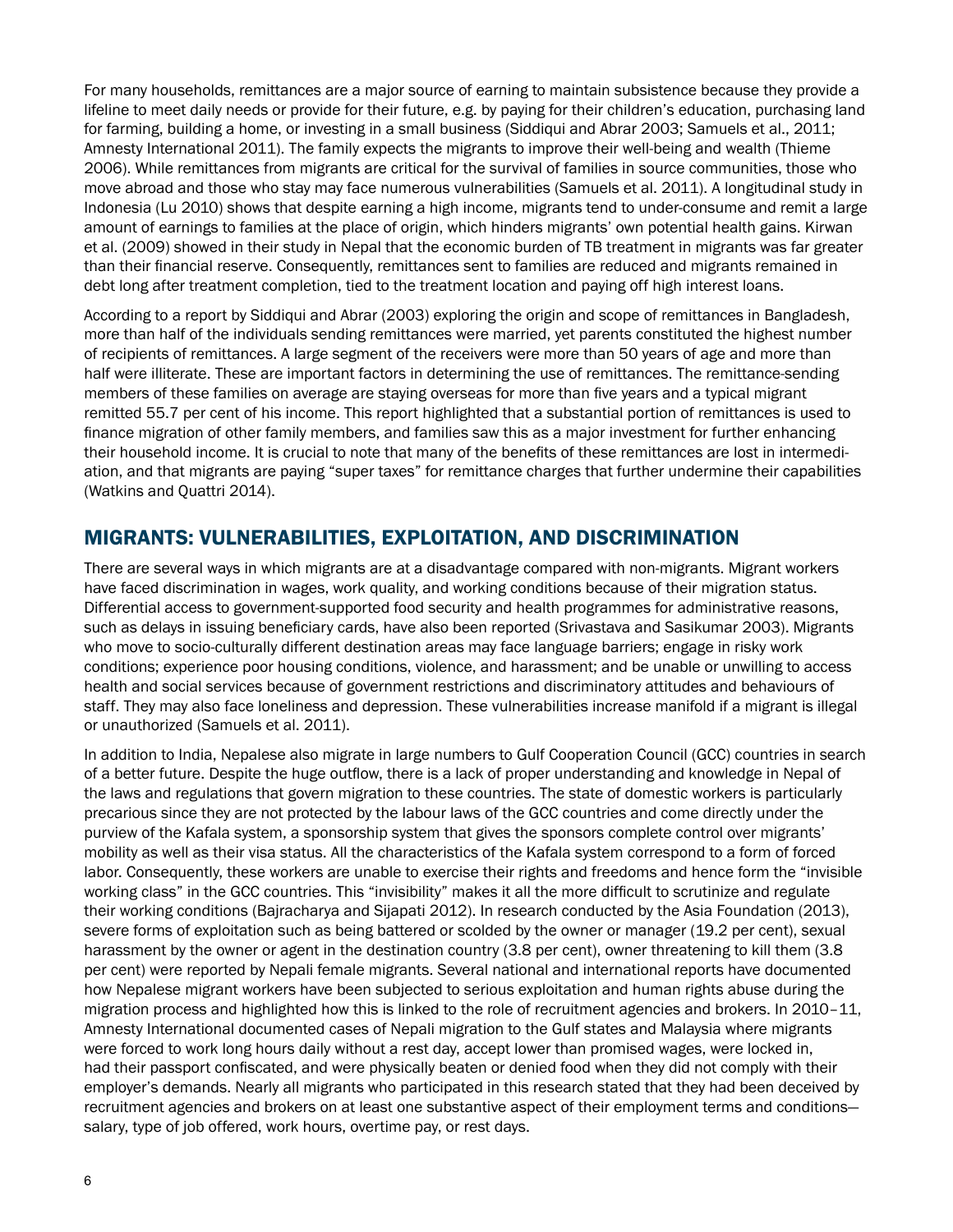For many households, remittances are a major source of earning to maintain subsistence because they provide a lifeline to meet daily needs or provide for their future, e.g. by paying for their children's education, purchasing land for farming, building a home, or investing in a small business (Siddiqui and Abrar 2003; Samuels et al., 2011; Amnesty International 2011). The family expects the migrants to improve their well-being and wealth (Thieme 2006). While remittances from migrants are critical for the survival of families in source communities, those who move abroad and those who stay may face numerous vulnerabilities (Samuels et al. 2011). A longitudinal study in Indonesia (Lu 2010) shows that despite earning a high income, migrants tend to under-consume and remit a large amount of earnings to families at the place of origin, which hinders migrants' own potential health gains. Kirwan et al. (2009) showed in their study in Nepal that the economic burden of TB treatment in migrants was far greater than their financial reserve. Consequently, remittances sent to families are reduced and migrants remained in debt long after treatment completion, tied to the treatment location and paying off high interest loans.

According to a report by Siddiqui and Abrar (2003) exploring the origin and scope of remittances in Bangladesh, more than half of the individuals sending remittances were married, yet parents constituted the highest number of recipients of remittances. A large segment of the receivers were more than 50 years of age and more than half were illiterate. These are important factors in determining the use of remittances. The remittance-sending members of these families on average are staying overseas for more than five years and a typical migrant remitted 55.7 per cent of his income. This report highlighted that a substantial portion of remittances is used to finance migration of other family members, and families saw this as a major investment for further enhancing their household income. It is crucial to note that many of the benefits of these remittances are lost in intermediation, and that migrants are paying "super taxes" for remittance charges that further undermine their capabilities (Watkins and Quattri 2014).

## MIGRANTS: VULNERABILITIES, EXPLOITATION, AND DISCRIMINATION

There are several ways in which migrants are at a disadvantage compared with non-migrants. Migrant workers have faced discrimination in wages, work quality, and working conditions because of their migration status. Differential access to government-supported food security and health programmes for administrative reasons, such as delays in issuing beneficiary cards, have also been reported (Srivastava and Sasikumar 2003). Migrants who move to socio-culturally different destination areas may face language barriers; engage in risky work conditions; experience poor housing conditions, violence, and harassment; and be unable or unwilling to access health and social services because of government restrictions and discriminatory attitudes and behaviours of staff. They may also face loneliness and depression. These vulnerabilities increase manifold if a migrant is illegal or unauthorized (Samuels et al. 2011).

In addition to India, Nepalese also migrate in large numbers to Gulf Cooperation Council (GCC) countries in search of a better future. Despite the huge outflow, there is a lack of proper understanding and knowledge in Nepal of the laws and regulations that govern migration to these countries. The state of domestic workers is particularly precarious since they are not protected by the labour laws of the GCC countries and come directly under the purview of the Kafala system, a sponsorship system that gives the sponsors complete control over migrants' mobility as well as their visa status. All the characteristics of the Kafala system correspond to a form of forced labor. Consequently, these workers are unable to exercise their rights and freedoms and hence form the "invisible working class" in the GCC countries. This "invisibility" makes it all the more difficult to scrutinize and regulate their working conditions (Bajracharya and Sijapati 2012). In research conducted by the Asia Foundation (2013), severe forms of exploitation such as being battered or scolded by the owner or manager (19.2 per cent), sexual harassment by the owner or agent in the destination country (3.8 per cent), owner threatening to kill them (3.8 per cent) were reported by Nepali female migrants. Several national and international reports have documented how Nepalese migrant workers have been subjected to serious exploitation and human rights abuse during the migration process and highlighted how this is linked to the role of recruitment agencies and brokers. In 2010–11, Amnesty International documented cases of Nepali migration to the Gulf states and Malaysia where migrants were forced to work long hours daily without a rest day, accept lower than promised wages, were locked in, had their passport confiscated, and were physically beaten or denied food when they did not comply with their employer's demands. Nearly all migrants who participated in this research stated that they had been deceived by recruitment agencies and brokers on at least one substantive aspect of their employment terms and conditions—salary, type of job offered, work hours, overtime pay, or rest days.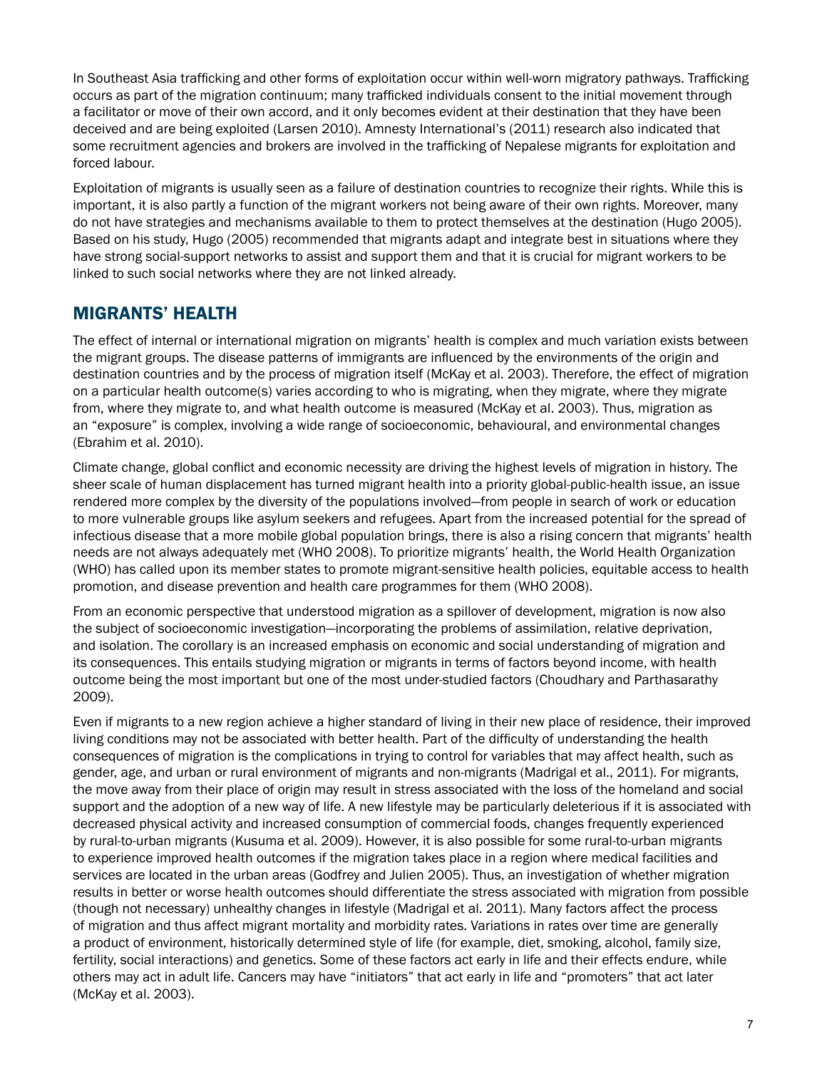In Southeast Asia trafficking and other forms of exploitation occur within well-worn migratory pathways. Trafficking occurs as part of the migration continuum; many trafficked individuals consent to the initial movement through a facilitator or move of their own accord, and it only becomes evident at their destination that they have been deceived and are being exploited (Larsen 2010). Amnesty International's (2011) research also indicated that some recruitment agencies and brokers are involved in the trafficking of Nepalese migrants for exploitation and forced labour.

Exploitation of migrants is usually seen as a failure of destination countries to recognize their rights. While this is important, it is also partly a function of the migrant workers not being aware of their own rights. Moreover, many do not have strategies and mechanisms available to them to protect themselves at the destination (Hugo 2005). Based on his study, Hugo (2005) recommended that migrants adapt and integrate best in situations where they have strong social-support networks to assist and support them and that it is crucial for migrant workers to be linked to such social networks where they are not linked already.

## MIGRANTS' HEALTH

The effect of internal or international migration on migrants' health is complex and much variation exists between the migrant groups. The disease patterns of immigrants are influenced by the environments of the origin and destination countries and by the process of migration itself (McKay et al. 2003). Therefore, the effect of migration on a particular health outcome(s) varies according to who is migrating, when they migrate, where they migrate from, where they migrate to, and what health outcome is measured (McKay et al. 2003). Thus, migration as an "exposure" is complex, involving a wide range of socioeconomic, behavioural, and environmental changes (Ebrahim et al. 2010).

Climate change, global conflict and economic necessity are driving the highest levels of migration in history. The sheer scale of human displacement has turned migrant health into a priority global-public-health issue, an issue rendered more complex by the diversity of the populations involved—from people in search of work or education to more vulnerable groups like asylum seekers and refugees. Apart from the increased potential for the spread of infectious disease that a more mobile global population brings, there is also a rising concern that migrants' health needs are not always adequately met (WHO 2008). To prioritize migrants' health, the World Health Organization (WHO) has called upon its member states to promote migrant-sensitive health policies, equitable access to health promotion, and disease prevention and health care programmes for them (WHO 2008).

From an economic perspective that understood migration as a spillover of development, migration is now also the subject of socioeconomic investigation—incorporating the problems of assimilation, relative deprivation, and isolation. The corollary is an increased emphasis on economic and social understanding of migration and its consequences. This entails studying migration or migrants in terms of factors beyond income, with health outcome being the most important but one of the most under-studied factors (Choudhary and Parthasarathy 2009).

Even if migrants to a new region achieve a higher standard of living in their new place of residence, their improved living conditions may not be associated with better health. Part of the difficulty of understanding the health consequences of migration is the complications in trying to control for variables that may affect health, such as gender, age, and urban or rural environment of migrants and non-migrants (Madrigal et al., 2011). For migrants, the move away from their place of origin may result in stress associated with the loss of the homeland and social support and the adoption of a new way of life. A new lifestyle may be particularly deleterious if it is associated with decreased physical activity and increased consumption of commercial foods, changes frequently experienced by rural-to-urban migrants (Kusuma et al. 2009). However, it is also possible for some rural-to-urban migrants to experience improved health outcomes if the migration takes place in a region where medical facilities and services are located in the urban areas (Godfrey and Julien 2005). Thus, an investigation of whether migration results in better or worse health outcomes should differentiate the stress associated with migration from possible (though not necessary) unhealthy changes in lifestyle (Madrigal et al. 2011). Many factors affect the process of migration and thus affect migrant mortality and morbidity rates. Variations in rates over time are generally a product of environment, historically determined style of life (for example, diet, smoking, alcohol, family size, fertility, social interactions) and genetics. Some of these factors act early in life and their effects endure, while others may act in adult life. Cancers may have "initiators" that act early in life and "promoters" that act later (McKay et al. 2003).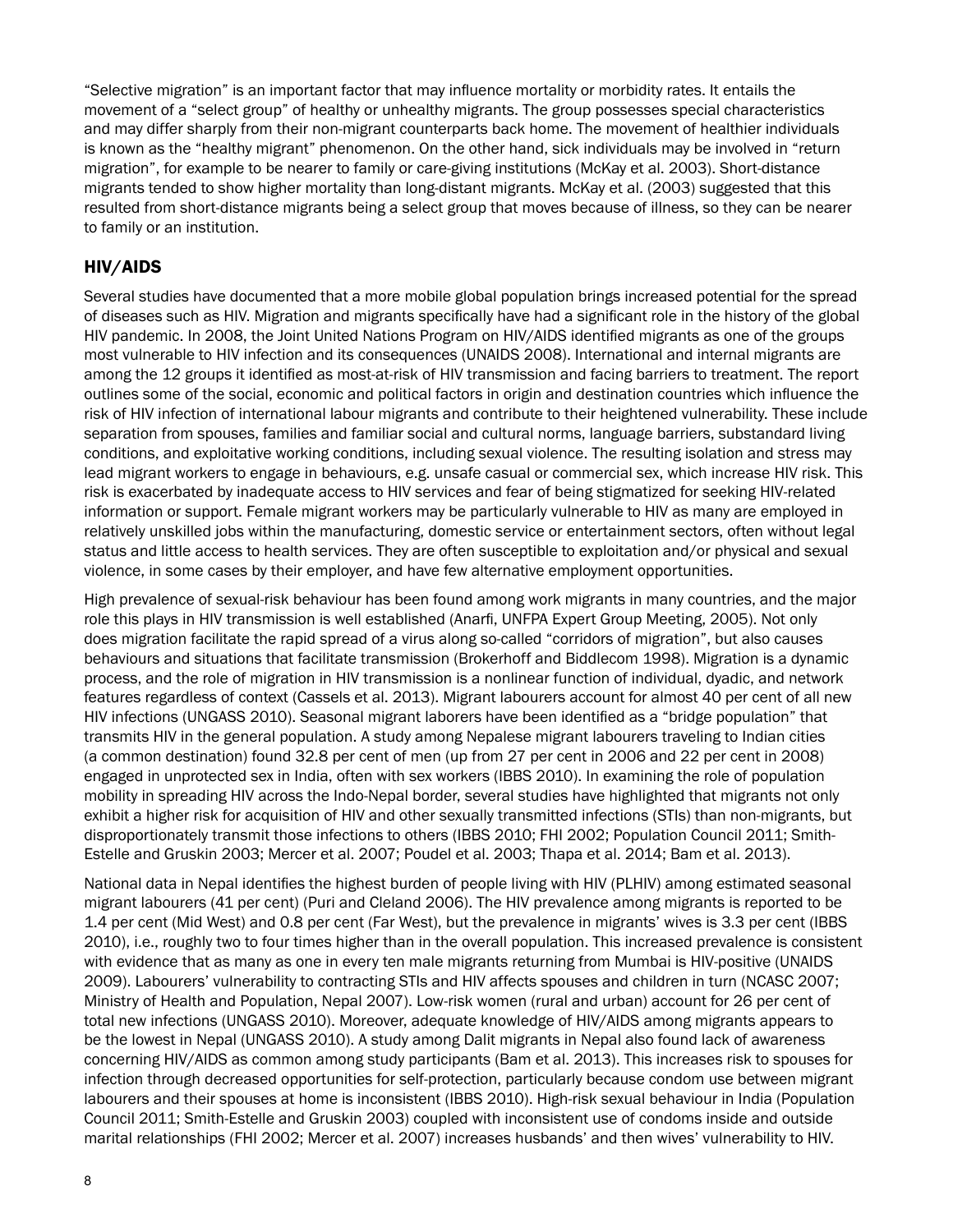“Selective migration” is an important factor that may influence mortality or morbidity rates. It entails the movement of a “select group” of healthy or unhealthy migrants. The group possesses special characteristics and may differ sharply from their non-migrant counterparts back home. The movement of healthier individuals is known as the “healthy migrant” phenomenon. On the other hand, sick individuals may be involved in “return migration”, for example to be nearer to family or care-giving institutions (McKay et al. 2003). Short-distance migrants tended to show higher mortality than long-distant migrants. McKay et al. (2003) suggested that this resulted from short-distance migrants being a select group that moves because of illness, so they can be nearer to family or an institution.

## HIV/AIDS

Several studies have documented that a more mobile global population brings increased potential for the spread of diseases such as HIV. Migration and migrants specifically have had a significant role in the history of the global HIV pandemic. In 2008, the Joint United Nations Program on HIV/AIDS identified migrants as one of the groups most vulnerable to HIV infection and its consequences (UNAIDS 2008). International and internal migrants are among the 12 groups it identified as most-at-risk of HIV transmission and facing barriers to treatment. The report outlines some of the social, economic and political factors in origin and destination countries which influence the risk of HIV infection of international labour migrants and contribute to their heightened vulnerability. These include separation from spouses, families and familiar social and cultural norms, language barriers, substandard living conditions, and exploitative working conditions, including sexual violence. The resulting isolation and stress may lead migrant workers to engage in behaviours, e.g. unsafe casual or commercial sex, which increase HIV risk. This risk is exacerbated by inadequate access to HIV services and fear of being stigmatized for seeking HIV-related information or support. Female migrant workers may be particularly vulnerable to HIV as many are employed in relatively unskilled jobs within the manufacturing, domestic service or entertainment sectors, often without legal status and little access to health services. They are often susceptible to exploitation and/or physical and sexual violence, in some cases by their employer, and have few alternative employment opportunities.

High prevalence of sexual-risk behaviour has been found among work migrants in many countries, and the major role this plays in HIV transmission is well established (Anarfi, UNFPA Expert Group Meeting, 2005). Not only does migration facilitate the rapid spread of a virus along so-called “corridors of migration”, but also causes behaviours and situations that facilitate transmission (Brokerhoff and Biddlecom 1998). Migration is a dynamic process, and the role of migration in HIV transmission is a nonlinear function of individual, dyadic, and network features regardless of context (Cassels et al. 2013). Migrant labourers account for almost 40 per cent of all new HIV infections (UNGASS 2010). Seasonal migrant laborers have been identified as a “bridge population” that transmits HIV in the general population. A study among Nepalese migrant labourers traveling to Indian cities (a common destination) found 32.8 per cent of men (up from 27 per cent in 2006 and 22 per cent in 2008) engaged in unprotected sex in India, often with sex workers (IBBS 2010). In examining the role of population mobility in spreading HIV across the Indo-Nepal border, several studies have highlighted that migrants not only exhibit a higher risk for acquisition of HIV and other sexually transmitted infections (STIs) than non-migrants, but disproportionately transmit those infections to others (IBBS 2010; FHI 2002; Population Council 2011; Smith-Estelle and Gruskin 2003; Mercer et al. 2007; Poudel et al. 2003; Thapa et al. 2014; Bam et al. 2013).

National data in Nepal identifies the highest burden of people living with HIV (PLHIV) among estimated seasonal migrant labourers (41 per cent) (Puri and Cleland 2006). The HIV prevalence among migrants is reported to be 1.4 per cent (Mid West) and 0.8 per cent (Far West), but the prevalence in migrants’ wives is 3.3 per cent (IBBS 2010), i.e., roughly two to four times higher than in the overall population. This increased prevalence is consistent with evidence that as many as one in every ten male migrants returning from Mumbai is HIV-positive (UNAIDS 2009). Labourers’ vulnerability to contracting STIs and HIV affects spouses and children in turn (NCASC 2007; Ministry of Health and Population, Nepal 2007). Low-risk women (rural and urban) account for 26 per cent of total new infections (UNGASS 2010). Moreover, adequate knowledge of HIV/AIDS among migrants appears to be the lowest in Nepal (UNGASS 2010). A study among Dalit migrants in Nepal also found lack of awareness concerning HIV/AIDS as common among study participants (Bam et al. 2013). This increases risk to spouses for infection through decreased opportunities for self-protection, particularly because condom use between migrant labourers and their spouses at home is inconsistent (IBBS 2010). High-risk sexual behaviour in India (Population Council 2011; Smith-Estelle and Gruskin 2003) coupled with inconsistent use of condoms inside and outside marital relationships (FHI 2002; Mercer et al. 2007) increases husbands’ and then wives’ vulnerability to HIV.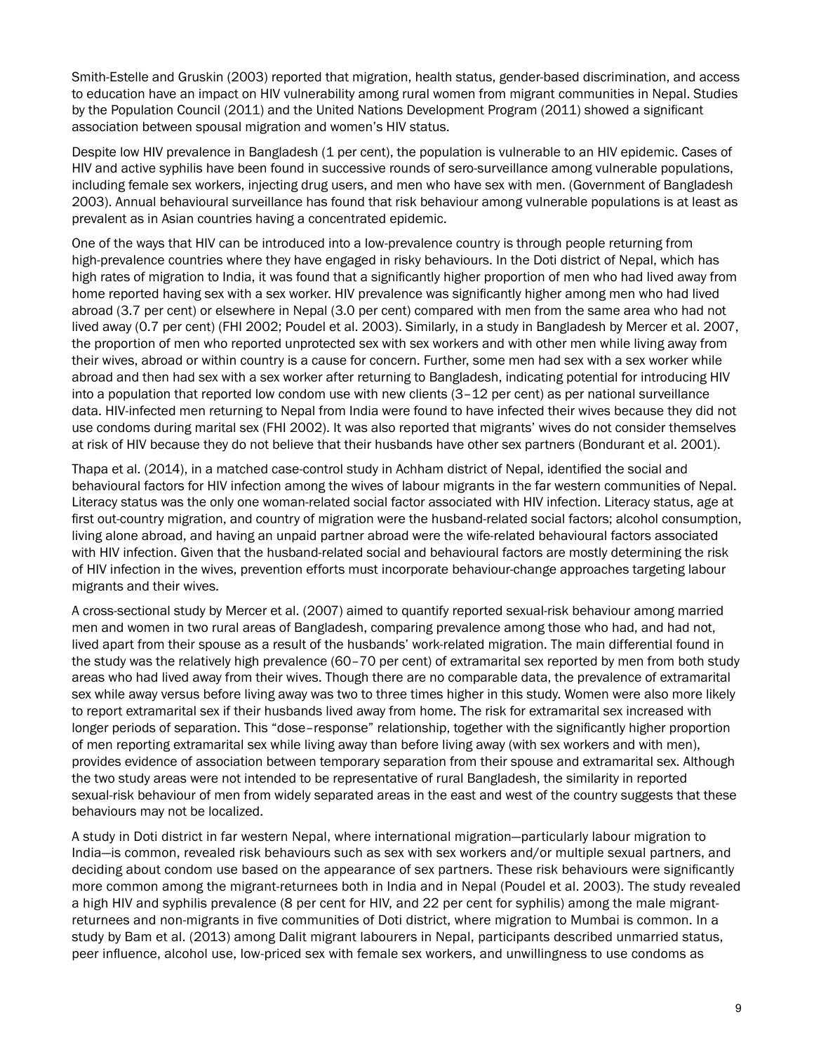Smith-Estelle and Gruskin (2003) reported that migration, health status, gender-based discrimination, and access to education have an impact on HIV vulnerability among rural women from migrant communities in Nepal. Studies by the Population Council (2011) and the United Nations Development Program (2011) showed a significant association between spousal migration and women's HIV status.

Despite low HIV prevalence in Bangladesh (1 per cent), the population is vulnerable to an HIV epidemic. Cases of HIV and active syphilis have been found in successive rounds of sero-surveillance among vulnerable populations, including female sex workers, injecting drug users, and men who have sex with men. (Government of Bangladesh 2003). Annual behavioural surveillance has found that risk behaviour among vulnerable populations is at least as prevalent as in Asian countries having a concentrated epidemic.

One of the ways that HIV can be introduced into a low-prevalence country is through people returning from high-prevalence countries where they have engaged in risky behaviours. In the Doti district of Nepal, which has high rates of migration to India, it was found that a significantly higher proportion of men who had lived away from home reported having sex with a sex worker. HIV prevalence was significantly higher among men who had lived abroad (3.7 per cent) or elsewhere in Nepal (3.0 per cent) compared with men from the same area who had not lived away (0.7 per cent) (FHI 2002; Poudel et al. 2003). Similarly, in a study in Bangladesh by Mercer et al. 2007, the proportion of men who reported unprotected sex with sex workers and with other men while living away from their wives, abroad or within country is a cause for concern. Further, some men had sex with a sex worker while abroad and then had sex with a sex worker after returning to Bangladesh, indicating potential for introducing HIV into a population that reported low condom use with new clients (3–12 per cent) as per national surveillance data. HIV-infected men returning to Nepal from India were found to have infected their wives because they did not use condoms during marital sex (FHI 2002). It was also reported that migrants' wives do not consider themselves at risk of HIV because they do not believe that their husbands have other sex partners (Bondurant et al. 2001).

Thapa et al. (2014), in a matched case-control study in Achham district of Nepal, identified the social and behavioural factors for HIV infection among the wives of labour migrants in the far western communities of Nepal. Literacy status was the only one woman-related social factor associated with HIV infection. Literacy status, age at first out-country migration, and country of migration were the husband-related social factors; alcohol consumption, living alone abroad, and having an unpaid partner abroad were the wife-related behavioural factors associated with HIV infection. Given that the husband-related social and behavioural factors are mostly determining the risk of HIV infection in the wives, prevention efforts must incorporate behaviour-change approaches targeting labour migrants and their wives.

A cross-sectional study by Mercer et al. (2007) aimed to quantify reported sexual-risk behaviour among married men and women in two rural areas of Bangladesh, comparing prevalence among those who had, and had not, lived apart from their spouse as a result of the husbands' work-related migration. The main differential found in the study was the relatively high prevalence (60–70 per cent) of extramarital sex reported by men from both study areas who had lived away from their wives. Though there are no comparable data, the prevalence of extramarital sex while away versus before living away was two to three times higher in this study. Women were also more likely to report extramarital sex if their husbands lived away from home. The risk for extramarital sex increased with longer periods of separation. This "dose–response" relationship, together with the significantly higher proportion of men reporting extramarital sex while living away than before living away (with sex workers and with men), provides evidence of association between temporary separation from their spouse and extramarital sex. Although the two study areas were not intended to be representative of rural Bangladesh, the similarity in reported sexual-risk behaviour of men from widely separated areas in the east and west of the country suggests that these behaviours may not be localized.

A study in Doti district in far western Nepal, where international migration—particularly labour migration to India—is common, revealed risk behaviours such as sex with sex workers and/or multiple sexual partners, and deciding about condom use based on the appearance of sex partners. These risk behaviours were significantly more common among the migrant-returnees both in India and in Nepal (Poudel et al. 2003). The study revealed a high HIV and syphilis prevalence (8 per cent for HIV, and 22 per cent for syphilis) among the male migrant-returnees and non-migrants in five communities of Doti district, where migration to Mumbai is common. In a study by Bam et al. (2013) among Dalit migrant labourers in Nepal, participants described unmarried status, peer influence, alcohol use, low-priced sex with female sex workers, and unwillingness to use condoms as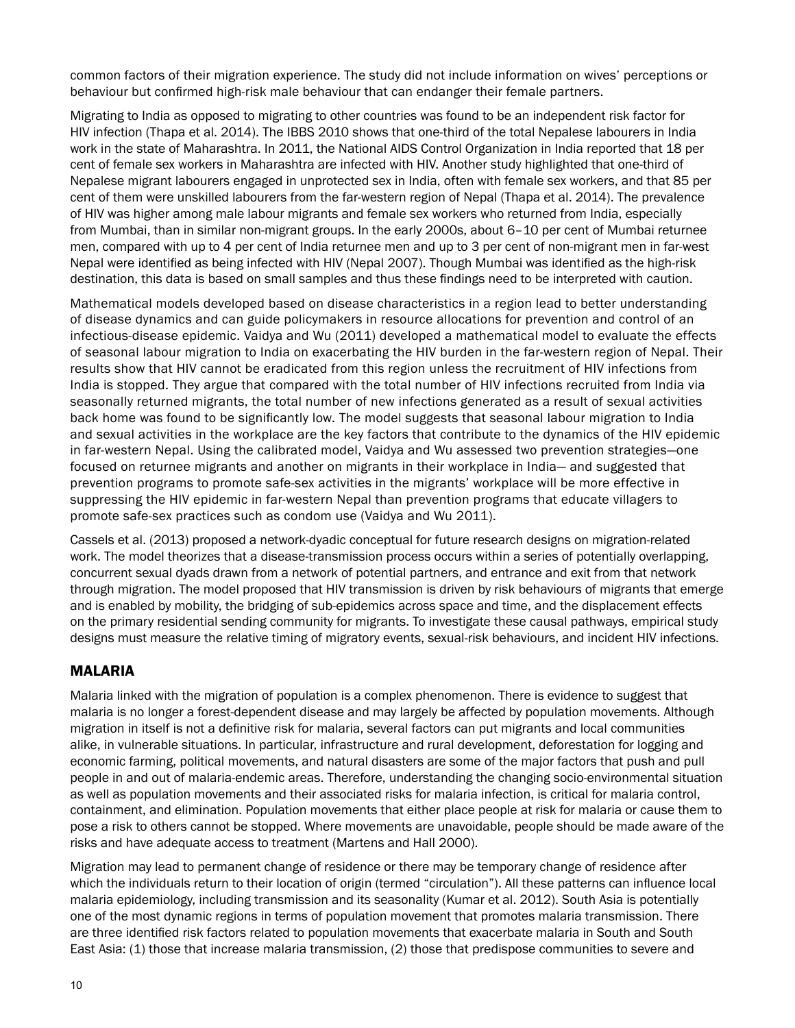common factors of their migration experience. The study did not include information on wives' perceptions or behaviour but confirmed high-risk male behaviour that can endanger their female partners.

Migrating to India as opposed to migrating to other countries was found to be an independent risk factor for HIV infection (Thapa et al. 2014). The IBBS 2010 shows that one-third of the total Nepalese labourers in India work in the state of Maharashtra. In 2011, the National AIDS Control Organization in India reported that 18 per cent of female sex workers in Maharashtra are infected with HIV. Another study highlighted that one-third of Nepalese migrant labourers engaged in unprotected sex in India, often with female sex workers, and that 85 per cent of them were unskilled labourers from the far-western region of Nepal (Thapa et al. 2014). The prevalence of HIV was higher among male labour migrants and female sex workers who returned from India, especially from Mumbai, than in similar non-migrant groups. In the early 2000s, about 6–10 per cent of Mumbai returnee men, compared with up to 4 per cent of India returnee men and up to 3 per cent of non-migrant men in far-west Nepal were identified as being infected with HIV (Nepal 2007). Though Mumbai was identified as the high-risk destination, this data is based on small samples and thus these findings need to be interpreted with caution.

Mathematical models developed based on disease characteristics in a region lead to better understanding of disease dynamics and can guide policymakers in resource allocations for prevention and control of an infectious-disease epidemic. Vaidya and Wu (2011) developed a mathematical model to evaluate the effects of seasonal labour migration to India on exacerbating the HIV burden in the far-western region of Nepal. Their results show that HIV cannot be eradicated from this region unless the recruitment of HIV infections from India is stopped. They argue that compared with the total number of HIV infections recruited from India via seasonally returned migrants, the total number of new infections generated as a result of sexual activities back home was found to be significantly low. The model suggests that seasonal labour migration to India and sexual activities in the workplace are the key factors that contribute to the dynamics of the HIV epidemic in far-western Nepal. Using the calibrated model, Vaidya and Wu assessed two prevention strategies—one focused on returnee migrants and another on migrants in their workplace in India— and suggested that prevention programs to promote safe-sex activities in the migrants' workplace will be more effective in suppressing the HIV epidemic in far-western Nepal than prevention programs that educate villagers to promote safe-sex practices such as condom use (Vaidya and Wu 2011).

Cassels et al. (2013) proposed a network-dyadic conceptual for future research designs on migration-related work. The model theorizes that a disease-transmission process occurs within a series of potentially overlapping, concurrent sexual dyads drawn from a network of potential partners, and entrance and exit from that network through migration. The model proposed that HIV transmission is driven by risk behaviours of migrants that emerge and is enabled by mobility, the bridging of sub-epidemics across space and time, and the displacement effects on the primary residential sending community for migrants. To investigate these causal pathways, empirical study designs must measure the relative timing of migratory events, sexual-risk behaviours, and incident HIV infections.

## MALARIA

Malaria linked with the migration of population is a complex phenomenon. There is evidence to suggest that malaria is no longer a forest-dependent disease and may largely be affected by population movements. Although migration in itself is not a definitive risk for malaria, several factors can put migrants and local communities alike, in vulnerable situations. In particular, infrastructure and rural development, deforestation for logging and economic farming, political movements, and natural disasters are some of the major factors that push and pull people in and out of malaria-endemic areas. Therefore, understanding the changing socio-environmental situation as well as population movements and their associated risks for malaria infection, is critical for malaria control, containment, and elimination. Population movements that either place people at risk for malaria or cause them to pose a risk to others cannot be stopped. Where movements are unavoidable, people should be made aware of the risks and have adequate access to treatment (Martens and Hall 2000).

Migration may lead to permanent change of residence or there may be temporary change of residence after which the individuals return to their location of origin (termed "circulation"). All these patterns can influence local malaria epidemiology, including transmission and its seasonality (Kumar et al. 2012). South Asia is potentially one of the most dynamic regions in terms of population movement that promotes malaria transmission. There are three identified risk factors related to population movements that exacerbate malaria in South and South East Asia: (1) those that increase malaria transmission, (2) those that predispose communities to severe and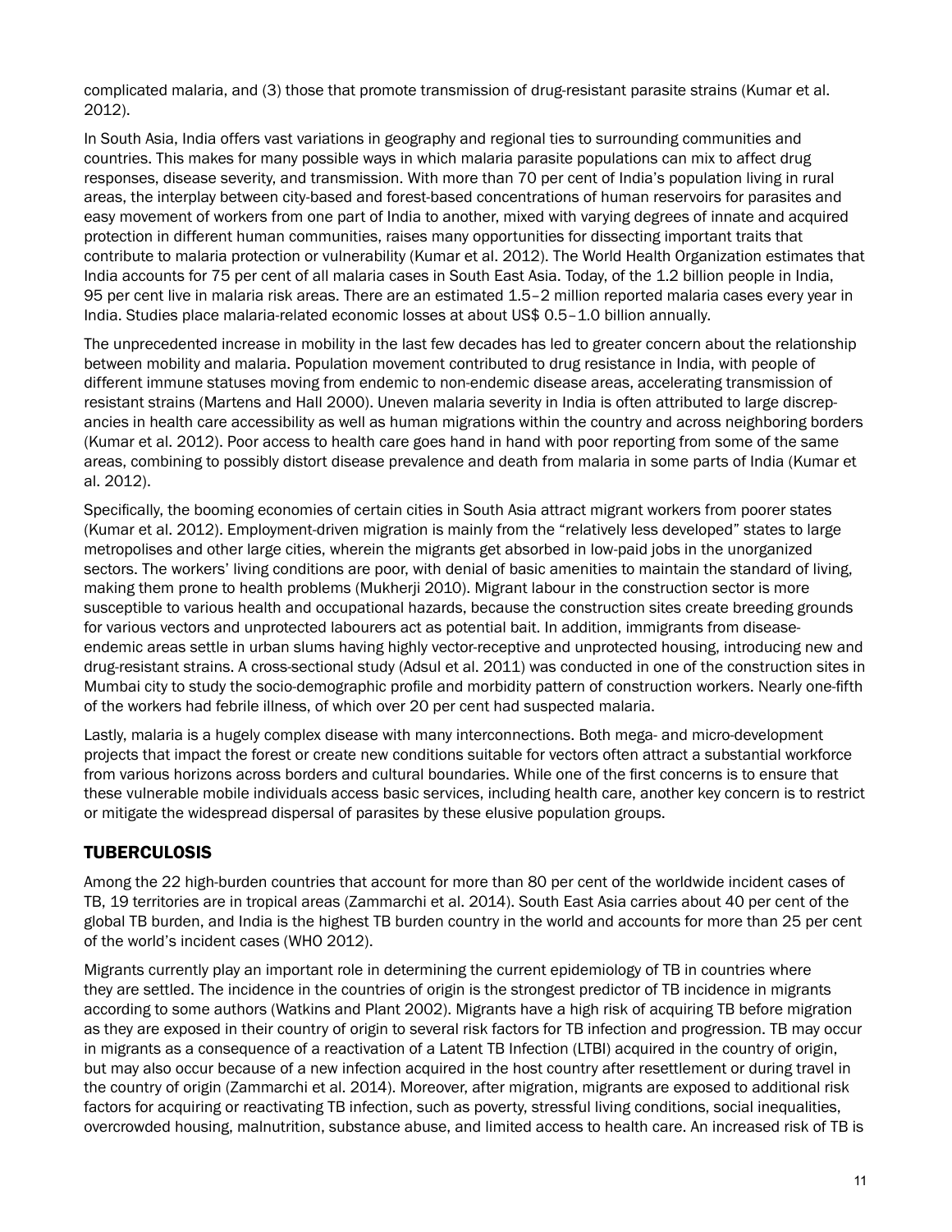complicated malaria, and (3) those that promote transmission of drug-resistant parasite strains (Kumar et al. 2012).

In South Asia, India offers vast variations in geography and regional ties to surrounding communities and countries. This makes for many possible ways in which malaria parasite populations can mix to affect drug responses, disease severity, and transmission. With more than 70 per cent of India's population living in rural areas, the interplay between city-based and forest-based concentrations of human reservoirs for parasites and easy movement of workers from one part of India to another, mixed with varying degrees of innate and acquired protection in different human communities, raises many opportunities for dissecting important traits that contribute to malaria protection or vulnerability (Kumar et al. 2012). The World Health Organization estimates that India accounts for 75 per cent of all malaria cases in South East Asia. Today, of the 1.2 billion people in India, 95 per cent live in malaria risk areas. There are an estimated 1.5–2 million reported malaria cases every year in India. Studies place malaria-related economic losses at about US$ 0.5–1.0 billion annually.

The unprecedented increase in mobility in the last few decades has led to greater concern about the relationship between mobility and malaria. Population movement contributed to drug resistance in India, with people of different immune statuses moving from endemic to non-endemic disease areas, accelerating transmission of resistant strains (Martens and Hall 2000). Uneven malaria severity in India is often attributed to large discrepancies in health care accessibility as well as human migrations within the country and across neighboring borders (Kumar et al. 2012). Poor access to health care goes hand in hand with poor reporting from some of the same areas, combining to possibly distort disease prevalence and death from malaria in some parts of India (Kumar et al. 2012).

Specifically, the booming economies of certain cities in South Asia attract migrant workers from poorer states (Kumar et al. 2012). Employment-driven migration is mainly from the "relatively less developed" states to large metropolises and other large cities, wherein the migrants get absorbed in low-paid jobs in the unorganized sectors. The workers' living conditions are poor, with denial of basic amenities to maintain the standard of living, making them prone to health problems (Mukherji 2010). Migrant labour in the construction sector is more susceptible to various health and occupational hazards, because the construction sites create breeding grounds for various vectors and unprotected labourers act as potential bait. In addition, immigrants from disease-endemic areas settle in urban slums having highly vector-receptive and unprotected housing, introducing new and drug-resistant strains. A cross-sectional study (Adsul et al. 2011) was conducted in one of the construction sites in Mumbai city to study the socio-demographic profile and morbidity pattern of construction workers. Nearly one-fifth of the workers had febrile illness, of which over 20 per cent had suspected malaria.

Lastly, malaria is a hugely complex disease with many interconnections. Both mega- and micro-development projects that impact the forest or create new conditions suitable for vectors often attract a substantial workforce from various horizons across borders and cultural boundaries. While one of the first concerns is to ensure that these vulnerable mobile individuals access basic services, including health care, another key concern is to restrict or mitigate the widespread dispersal of parasites by these elusive population groups.

## TUBERCULOSIS

Among the 22 high-burden countries that account for more than 80 per cent of the worldwide incident cases of TB, 19 territories are in tropical areas (Zammarchi et al. 2014). South East Asia carries about 40 per cent of the global TB burden, and India is the highest TB burden country in the world and accounts for more than 25 per cent of the world's incident cases (WHO 2012).

Migrants currently play an important role in determining the current epidemiology of TB in countries where they are settled. The incidence in the countries of origin is the strongest predictor of TB incidence in migrants according to some authors (Watkins and Plant 2002). Migrants have a high risk of acquiring TB before migration as they are exposed in their country of origin to several risk factors for TB infection and progression. TB may occur in migrants as a consequence of a reactivation of a Latent TB Infection (LTBI) acquired in the country of origin, but may also occur because of a new infection acquired in the host country after resettlement or during travel in the country of origin (Zammarchi et al. 2014). Moreover, after migration, migrants are exposed to additional risk factors for acquiring or reactivating TB infection, such as poverty, stressful living conditions, social inequalities, overcrowded housing, malnutrition, substance abuse, and limited access to health care. An increased risk of TB is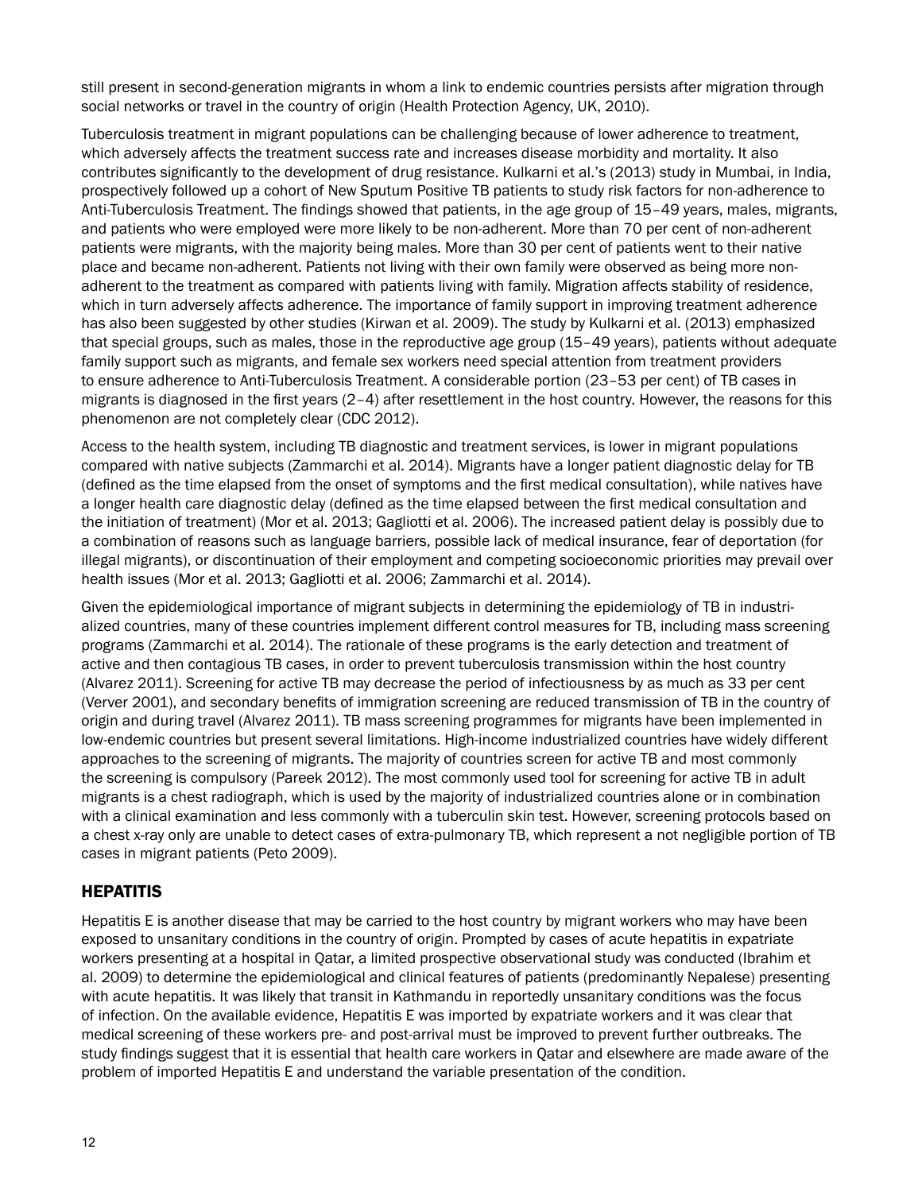still present in second-generation migrants in whom a link to endemic countries persists after migration through social networks or travel in the country of origin (Health Protection Agency, UK, 2010).

Tuberculosis treatment in migrant populations can be challenging because of lower adherence to treatment, which adversely affects the treatment success rate and increases disease morbidity and mortality. It also contributes significantly to the development of drug resistance. Kulkarni et al.'s (2013) study in Mumbai, in India, prospectively followed up a cohort of New Sputum Positive TB patients to study risk factors for non-adherence to Anti-Tuberculosis Treatment. The findings showed that patients, in the age group of 15–49 years, males, migrants, and patients who were employed were more likely to be non-adherent. More than 70 per cent of non-adherent patients were migrants, with the majority being males. More than 30 per cent of patients went to their native place and became non-adherent. Patients not living with their own family were observed as being more non-adherent to the treatment as compared with patients living with family. Migration affects stability of residence, which in turn adversely affects adherence. The importance of family support in improving treatment adherence has also been suggested by other studies (Kirwan et al. 2009). The study by Kulkarni et al. (2013) emphasized that special groups, such as males, those in the reproductive age group (15–49 years), patients without adequate family support such as migrants, and female sex workers need special attention from treatment providers to ensure adherence to Anti-Tuberculosis Treatment. A considerable portion (23–53 per cent) of TB cases in migrants is diagnosed in the first years (2–4) after resettlement in the host country. However, the reasons for this phenomenon are not completely clear (CDC 2012).

Access to the health system, including TB diagnostic and treatment services, is lower in migrant populations compared with native subjects (Zammarchi et al. 2014). Migrants have a longer patient diagnostic delay for TB (defined as the time elapsed from the onset of symptoms and the first medical consultation), while natives have a longer health care diagnostic delay (defined as the time elapsed between the first medical consultation and the initiation of treatment) (Mor et al. 2013; Gagliotti et al. 2006). The increased patient delay is possibly due to a combination of reasons such as language barriers, possible lack of medical insurance, fear of deportation (for illegal migrants), or discontinuation of their employment and competing socioeconomic priorities may prevail over health issues (Mor et al. 2013; Gagliotti et al. 2006; Zammarchi et al. 2014).

Given the epidemiological importance of migrant subjects in determining the epidemiology of TB in industrialized countries, many of these countries implement different control measures for TB, including mass screening programs (Zammarchi et al. 2014). The rationale of these programs is the early detection and treatment of active and then contagious TB cases, in order to prevent tuberculosis transmission within the host country (Alvarez 2011). Screening for active TB may decrease the period of infectiousness by as much as 33 per cent (Verver 2001), and secondary benefits of immigration screening are reduced transmission of TB in the country of origin and during travel (Alvarez 2011). TB mass screening programmes for migrants have been implemented in low-endemic countries but present several limitations. High-income industrialized countries have widely different approaches to the screening of migrants. The majority of countries screen for active TB and most commonly the screening is compulsory (Pareek 2012). The most commonly used tool for screening for active TB in adult migrants is a chest radiograph, which is used by the majority of industrialized countries alone or in combination with a clinical examination and less commonly with a tuberculin skin test. However, screening protocols based on a chest x-ray only are unable to detect cases of extra-pulmonary TB, which represent a not negligible portion of TB cases in migrant patients (Peto 2009).

## HEPATITIS

Hepatitis E is another disease that may be carried to the host country by migrant workers who may have been exposed to unsanitary conditions in the country of origin. Prompted by cases of acute hepatitis in expatriate workers presenting at a hospital in Qatar, a limited prospective observational study was conducted (Ibrahim et al. 2009) to determine the epidemiological and clinical features of patients (predominantly Nepalese) presenting with acute hepatitis. It was likely that transit in Kathmandu in reportedly unsanitary conditions was the focus of infection. On the available evidence, Hepatitis E was imported by expatriate workers and it was clear that medical screening of these workers pre- and post-arrival must be improved to prevent further outbreaks. The study findings suggest that it is essential that health care workers in Qatar and elsewhere are made aware of the problem of imported Hepatitis E and understand the variable presentation of the condition.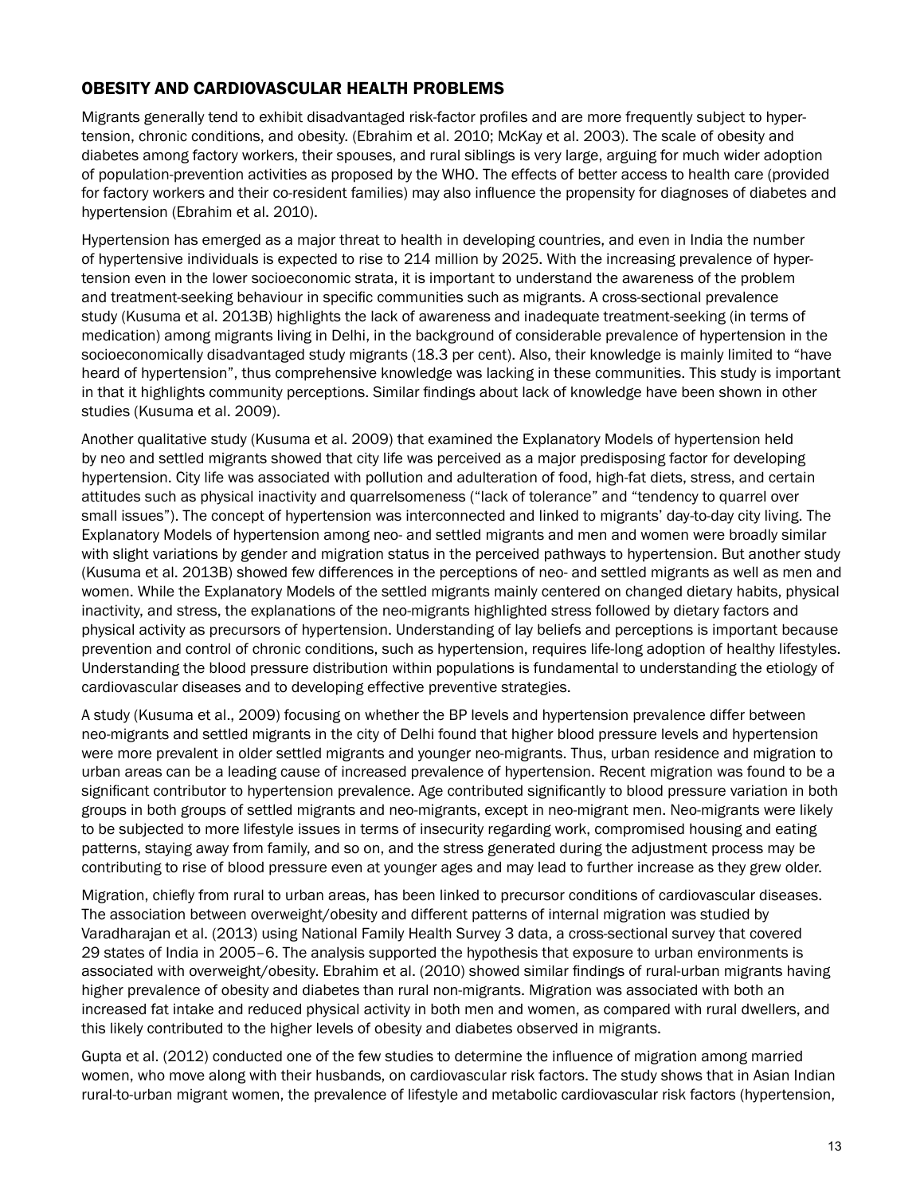## OBESITY AND CARDIOVASCULAR HEALTH PROBLEMS

Migrants generally tend to exhibit disadvantaged risk-factor profiles and are more frequently subject to hypertension, chronic conditions, and obesity. (Ebrahim et al. 2010; McKay et al. 2003). The scale of obesity and diabetes among factory workers, their spouses, and rural siblings is very large, arguing for much wider adoption of population-prevention activities as proposed by the WHO. The effects of better access to health care (provided for factory workers and their co-resident families) may also influence the propensity for diagnoses of diabetes and hypertension (Ebrahim et al. 2010).

Hypertension has emerged as a major threat to health in developing countries, and even in India the number of hypertensive individuals is expected to rise to 214 million by 2025. With the increasing prevalence of hypertension even in the lower socioeconomic strata, it is important to understand the awareness of the problem and treatment-seeking behaviour in specific communities such as migrants. A cross-sectional prevalence study (Kusuma et al. 2013B) highlights the lack of awareness and inadequate treatment-seeking (in terms of medication) among migrants living in Delhi, in the background of considerable prevalence of hypertension in the socioeconomically disadvantaged study migrants (18.3 per cent). Also, their knowledge is mainly limited to "have heard of hypertension", thus comprehensive knowledge was lacking in these communities. This study is important in that it highlights community perceptions. Similar findings about lack of knowledge have been shown in other studies (Kusuma et al. 2009).

Another qualitative study (Kusuma et al. 2009) that examined the Explanatory Models of hypertension held by neo and settled migrants showed that city life was perceived as a major predisposing factor for developing hypertension. City life was associated with pollution and adulteration of food, high-fat diets, stress, and certain attitudes such as physical inactivity and quarrelsomeness ("lack of tolerance" and "tendency to quarrel over small issues"). The concept of hypertension was interconnected and linked to migrants' day-to-day city living. The Explanatory Models of hypertension among neo- and settled migrants and men and women were broadly similar with slight variations by gender and migration status in the perceived pathways to hypertension. But another study (Kusuma et al. 2013B) showed few differences in the perceptions of neo- and settled migrants as well as men and women. While the Explanatory Models of the settled migrants mainly centered on changed dietary habits, physical inactivity, and stress, the explanations of the neo-migrants highlighted stress followed by dietary factors and physical activity as precursors of hypertension. Understanding of lay beliefs and perceptions is important because prevention and control of chronic conditions, such as hypertension, requires life-long adoption of healthy lifestyles. Understanding the blood pressure distribution within populations is fundamental to understanding the etiology of cardiovascular diseases and to developing effective preventive strategies.

A study (Kusuma et al., 2009) focusing on whether the BP levels and hypertension prevalence differ between neo-migrants and settled migrants in the city of Delhi found that higher blood pressure levels and hypertension were more prevalent in older settled migrants and younger neo-migrants. Thus, urban residence and migration to urban areas can be a leading cause of increased prevalence of hypertension. Recent migration was found to be a significant contributor to hypertension prevalence. Age contributed significantly to blood pressure variation in both groups in both groups of settled migrants and neo-migrants, except in neo-migrant men. Neo-migrants were likely to be subjected to more lifestyle issues in terms of insecurity regarding work, compromised housing and eating patterns, staying away from family, and so on, and the stress generated during the adjustment process may be contributing to rise of blood pressure even at younger ages and may lead to further increase as they grew older.

Migration, chiefly from rural to urban areas, has been linked to precursor conditions of cardiovascular diseases. The association between overweight/obesity and different patterns of internal migration was studied by Varadharajan et al. (2013) using National Family Health Survey 3 data, a cross-sectional survey that covered 29 states of India in 2005–6. The analysis supported the hypothesis that exposure to urban environments is associated with overweight/obesity. Ebrahim et al. (2010) showed similar findings of rural-urban migrants having higher prevalence of obesity and diabetes than rural non-migrants. Migration was associated with both an increased fat intake and reduced physical activity in both men and women, as compared with rural dwellers, and this likely contributed to the higher levels of obesity and diabetes observed in migrants.

Gupta et al. (2012) conducted one of the few studies to determine the influence of migration among married women, who move along with their husbands, on cardiovascular risk factors. The study shows that in Asian Indian rural-to-urban migrant women, the prevalence of lifestyle and metabolic cardiovascular risk factors (hypertension,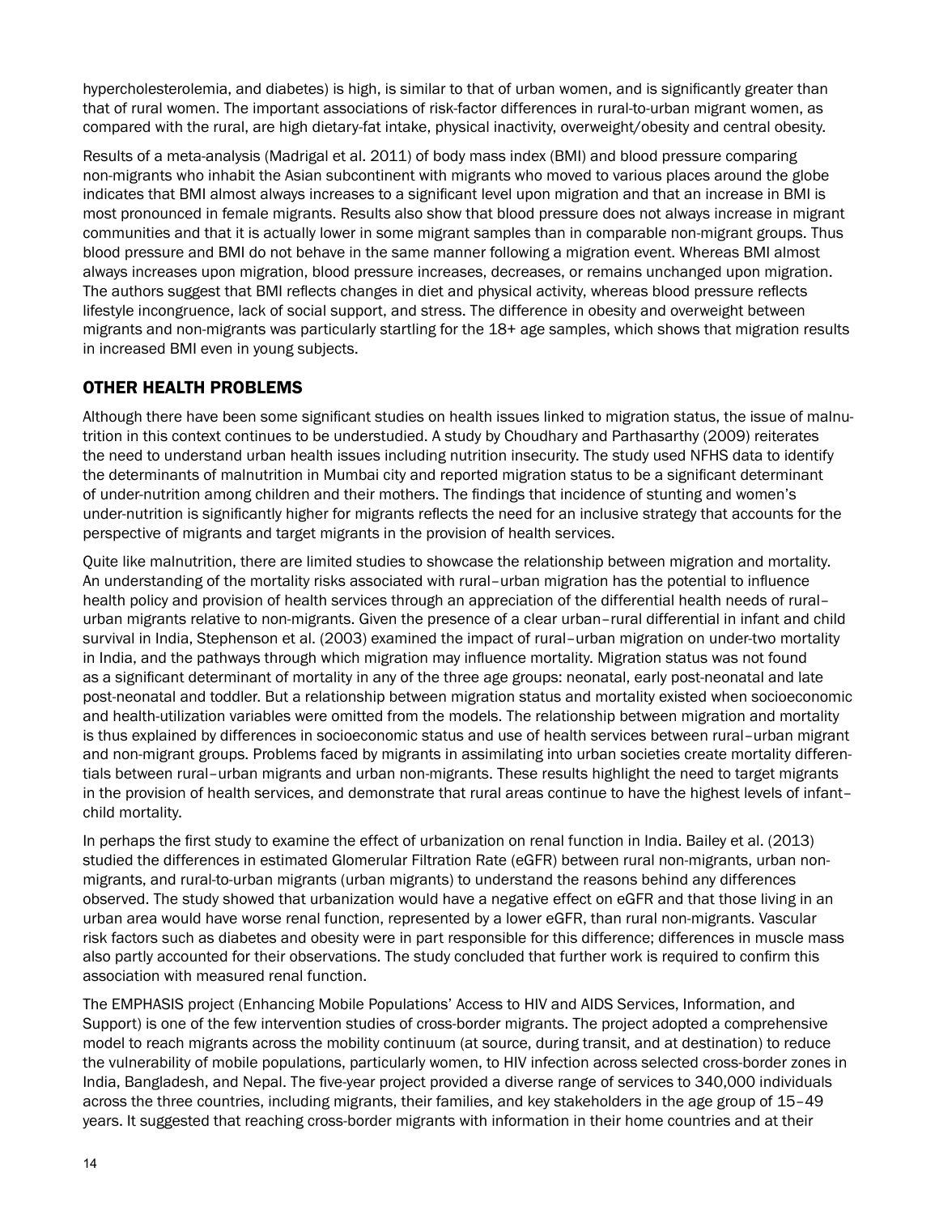hypercholesterolemia, and diabetes) is high, is similar to that of urban women, and is significantly greater than that of rural women. The important associations of risk-factor differences in rural-to-urban migrant women, as compared with the rural, are high dietary-fat intake, physical inactivity, overweight/obesity and central obesity.

Results of a meta-analysis (Madrigal et al. 2011) of body mass index (BMI) and blood pressure comparing non-migrants who inhabit the Asian subcontinent with migrants who moved to various places around the globe indicates that BMI almost always increases to a significant level upon migration and that an increase in BMI is most pronounced in female migrants. Results also show that blood pressure does not always increase in migrant communities and that it is actually lower in some migrant samples than in comparable non-migrant groups. Thus blood pressure and BMI do not behave in the same manner following a migration event. Whereas BMI almost always increases upon migration, blood pressure increases, decreases, or remains unchanged upon migration. The authors suggest that BMI reflects changes in diet and physical activity, whereas blood pressure reflects lifestyle incongruence, lack of social support, and stress. The difference in obesity and overweight between migrants and non-migrants was particularly startling for the 18+ age samples, which shows that migration results in increased BMI even in young subjects.

## OTHER HEALTH PROBLEMS

Although there have been some significant studies on health issues linked to migration status, the issue of malnutrition in this context continues to be understudied. A study by Choudhary and Parthasarthy (2009) reiterates the need to understand urban health issues including nutrition insecurity. The study used NFHS data to identify the determinants of malnutrition in Mumbai city and reported migration status to be a significant determinant of under-nutrition among children and their mothers. The findings that incidence of stunting and women's under-nutrition is significantly higher for migrants reflects the need for an inclusive strategy that accounts for the perspective of migrants and target migrants in the provision of health services.

Quite like malnutrition, there are limited studies to showcase the relationship between migration and mortality. An understanding of the mortality risks associated with rural–urban migration has the potential to influence health policy and provision of health services through an appreciation of the differential health needs of rural–urban migrants relative to non-migrants. Given the presence of a clear urban–rural differential in infant and child survival in India, Stephenson et al. (2003) examined the impact of rural–urban migration on under-two mortality in India, and the pathways through which migration may influence mortality. Migration status was not found as a significant determinant of mortality in any of the three age groups: neonatal, early post-neonatal and late post-neonatal and toddler. But a relationship between migration status and mortality existed when socioeconomic and health-utilization variables were omitted from the models. The relationship between migration and mortality is thus explained by differences in socioeconomic status and use of health services between rural–urban migrant and non-migrant groups. Problems faced by migrants in assimilating into urban societies create mortality differentials between rural–urban migrants and urban non-migrants. These results highlight the need to target migrants in the provision of health services, and demonstrate that rural areas continue to have the highest levels of infant–child mortality.

In perhaps the first study to examine the effect of urbanization on renal function in India. Bailey et al. (2013) studied the differences in estimated Glomerular Filtration Rate (eGFR) between rural non-migrants, urban non-migrants, and rural-to-urban migrants (urban migrants) to understand the reasons behind any differences observed. The study showed that urbanization would have a negative effect on eGFR and that those living in an urban area would have worse renal function, represented by a lower eGFR, than rural non-migrants. Vascular risk factors such as diabetes and obesity were in part responsible for this difference; differences in muscle mass also partly accounted for their observations. The study concluded that further work is required to confirm this association with measured renal function.

The EMPHASIS project (Enhancing Mobile Populations' Access to HIV and AIDS Services, Information, and Support) is one of the few intervention studies of cross-border migrants. The project adopted a comprehensive model to reach migrants across the mobility continuum (at source, during transit, and at destination) to reduce the vulnerability of mobile populations, particularly women, to HIV infection across selected cross-border zones in India, Bangladesh, and Nepal. The five-year project provided a diverse range of services to 340,000 individuals across the three countries, including migrants, their families, and key stakeholders in the age group of 15–49 years. It suggested that reaching cross-border migrants with information in their home countries and at their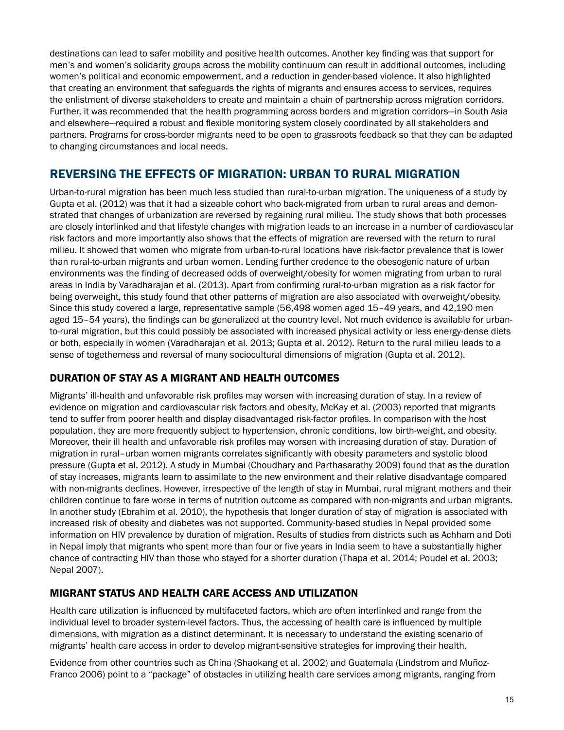destinations can lead to safer mobility and positive health outcomes. Another key finding was that support for men's and women's solidarity groups across the mobility continuum can result in additional outcomes, including women's political and economic empowerment, and a reduction in gender-based violence. It also highlighted that creating an environment that safeguards the rights of migrants and ensures access to services, requires the enlistment of diverse stakeholders to create and maintain a chain of partnership across migration corridors. Further, it was recommended that the health programming across borders and migration corridors—in South Asia and elsewhere—required a robust and flexible monitoring system closely coordinated by all stakeholders and partners. Programs for cross-border migrants need to be open to grassroots feedback so that they can be adapted to changing circumstances and local needs.

## REVERSING THE EFFECTS OF MIGRATION: URBAN TO RURAL MIGRATION

Urban-to-rural migration has been much less studied than rural-to-urban migration. The uniqueness of a study by Gupta et al. (2012) was that it had a sizeable cohort who back-migrated from urban to rural areas and demonstrated that changes of urbanization are reversed by regaining rural milieu. The study shows that both processes are closely interlinked and that lifestyle changes with migration leads to an increase in a number of cardiovascular risk factors and more importantly also shows that the effects of migration are reversed with the return to rural milieu. It showed that women who migrate from urban-to-rural locations have risk-factor prevalence that is lower than rural-to-urban migrants and urban women. Lending further credence to the obesogenic nature of urban environments was the finding of decreased odds of overweight/obesity for women migrating from urban to rural areas in India by Varadharajan et al. (2013). Apart from confirming rural-to-urban migration as a risk factor for being overweight, this study found that other patterns of migration are also associated with overweight/obesity. Since this study covered a large, representative sample (56,498 women aged 15–49 years, and 42,190 men aged 15–54 years), the findings can be generalized at the country level. Not much evidence is available for urban-to-rural migration, but this could possibly be associated with increased physical activity or less energy-dense diets or both, especially in women (Varadharajan et al. 2013; Gupta et al. 2012). Return to the rural milieu leads to a sense of togetherness and reversal of many sociocultural dimensions of migration (Gupta et al. 2012).

### DURATION OF STAY AS A MIGRANT AND HEALTH OUTCOMES

Migrants' ill-health and unfavorable risk profiles may worsen with increasing duration of stay. In a review of evidence on migration and cardiovascular risk factors and obesity, McKay et al. (2003) reported that migrants tend to suffer from poorer health and display disadvantaged risk-factor profiles. In comparison with the host population, they are more frequently subject to hypertension, chronic conditions, low birth-weight, and obesity. Moreover, their ill health and unfavorable risk profiles may worsen with increasing duration of stay. Duration of migration in rural–urban women migrants correlates significantly with obesity parameters and systolic blood pressure (Gupta et al. 2012). A study in Mumbai (Choudhary and Parthasarathy 2009) found that as the duration of stay increases, migrants learn to assimilate to the new environment and their relative disadvantage compared with non-migrants declines. However, irrespective of the length of stay in Mumbai, rural migrant mothers and their children continue to fare worse in terms of nutrition outcome as compared with non-migrants and urban migrants. In another study (Ebrahim et al. 2010), the hypothesis that longer duration of stay of migration is associated with increased risk of obesity and diabetes was not supported. Community-based studies in Nepal provided some information on HIV prevalence by duration of migration. Results of studies from districts such as Achham and Doti in Nepal imply that migrants who spent more than four or five years in India seem to have a substantially higher chance of contracting HIV than those who stayed for a shorter duration (Thapa et al. 2014; Poudel et al. 2003; Nepal 2007).

### MIGRANT STATUS AND HEALTH CARE ACCESS AND UTILIZATION

Health care utilization is influenced by multifaceted factors, which are often interlinked and range from the individual level to broader system-level factors. Thus, the accessing of health care is influenced by multiple dimensions, with migration as a distinct determinant. It is necessary to understand the existing scenario of migrants' health care access in order to develop migrant-sensitive strategies for improving their health.

Evidence from other countries such as China (Shaokang et al. 2002) and Guatemala (Lindstrom and Muñoz-Franco 2006) point to a "package" of obstacles in utilizing health care services among migrants, ranging from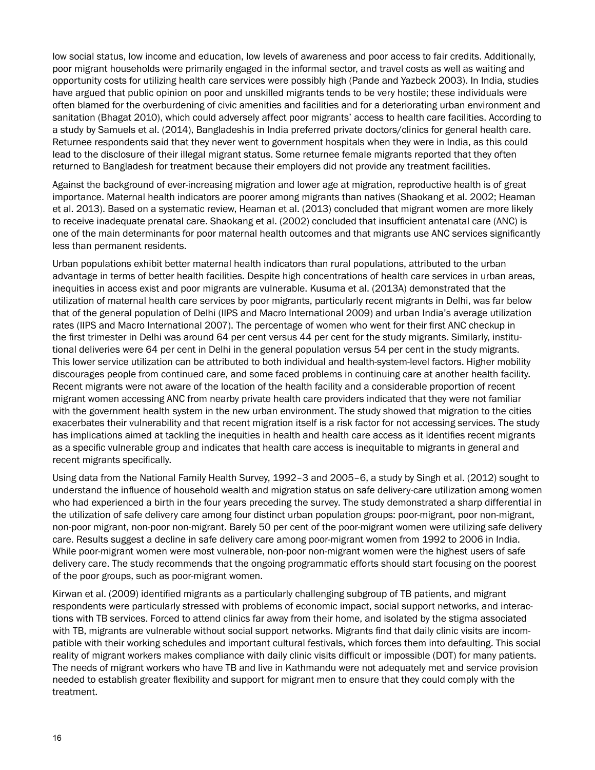low social status, low income and education, low levels of awareness and poor access to fair credits. Additionally, poor migrant households were primarily engaged in the informal sector, and travel costs as well as waiting and opportunity costs for utilizing health care services were possibly high (Pande and Yazbeck 2003). In India, studies have argued that public opinion on poor and unskilled migrants tends to be very hostile; these individuals were often blamed for the overburdening of civic amenities and facilities and for a deteriorating urban environment and sanitation (Bhagat 2010), which could adversely affect poor migrants' access to health care facilities. According to a study by Samuels et al. (2014), Bangladeshis in India preferred private doctors/clinics for general health care. Returnee respondents said that they never went to government hospitals when they were in India, as this could lead to the disclosure of their illegal migrant status. Some returnee female migrants reported that they often returned to Bangladesh for treatment because their employers did not provide any treatment facilities.

Against the background of ever-increasing migration and lower age at migration, reproductive health is of great importance. Maternal health indicators are poorer among migrants than natives (Shaokang et al. 2002; Heaman et al. 2013). Based on a systematic review, Heaman et al. (2013) concluded that migrant women are more likely to receive inadequate prenatal care. Shaokang et al. (2002) concluded that insufficient antenatal care (ANC) is one of the main determinants for poor maternal health outcomes and that migrants use ANC services significantly less than permanent residents.

Urban populations exhibit better maternal health indicators than rural populations, attributed to the urban advantage in terms of better health facilities. Despite high concentrations of health care services in urban areas, inequities in access exist and poor migrants are vulnerable. Kusuma et al. (2013A) demonstrated that the utilization of maternal health care services by poor migrants, particularly recent migrants in Delhi, was far below that of the general population of Delhi (IIPS and Macro International 2009) and urban India's average utilization rates (IIPS and Macro International 2007). The percentage of women who went for their first ANC checkup in the first trimester in Delhi was around 64 per cent versus 44 per cent for the study migrants. Similarly, institutional deliveries were 64 per cent in Delhi in the general population versus 54 per cent in the study migrants. This lower service utilization can be attributed to both individual and health-system-level factors. Higher mobility discourages people from continued care, and some faced problems in continuing care at another health facility. Recent migrants were not aware of the location of the health facility and a considerable proportion of recent migrant women accessing ANC from nearby private health care providers indicated that they were not familiar with the government health system in the new urban environment. The study showed that migration to the cities exacerbates their vulnerability and that recent migration itself is a risk factor for not accessing services. The study has implications aimed at tackling the inequities in health and health care access as it identifies recent migrants as a specific vulnerable group and indicates that health care access is inequitable to migrants in general and recent migrants specifically.

Using data from the National Family Health Survey, 1992–3 and 2005–6, a study by Singh et al. (2012) sought to understand the influence of household wealth and migration status on safe delivery-care utilization among women who had experienced a birth in the four years preceding the survey. The study demonstrated a sharp differential in the utilization of safe delivery care among four distinct urban population groups: poor-migrant, poor non-migrant, non-poor migrant, non-poor non-migrant. Barely 50 per cent of the poor-migrant women were utilizing safe delivery care. Results suggest a decline in safe delivery care among poor-migrant women from 1992 to 2006 in India. While poor-migrant women were most vulnerable, non-poor non-migrant women were the highest users of safe delivery care. The study recommends that the ongoing programmatic efforts should start focusing on the poorest of the poor groups, such as poor-migrant women.

Kirwan et al. (2009) identified migrants as a particularly challenging subgroup of TB patients, and migrant respondents were particularly stressed with problems of economic impact, social support networks, and interactions with TB services. Forced to attend clinics far away from their home, and isolated by the stigma associated with TB, migrants are vulnerable without social support networks. Migrants find that daily clinic visits are incompatible with their working schedules and important cultural festivals, which forces them into defaulting. This social reality of migrant workers makes compliance with daily clinic visits difficult or impossible (DOT) for many patients. The needs of migrant workers who have TB and live in Kathmandu were not adequately met and service provision needed to establish greater flexibility and support for migrant men to ensure that they could comply with the treatment.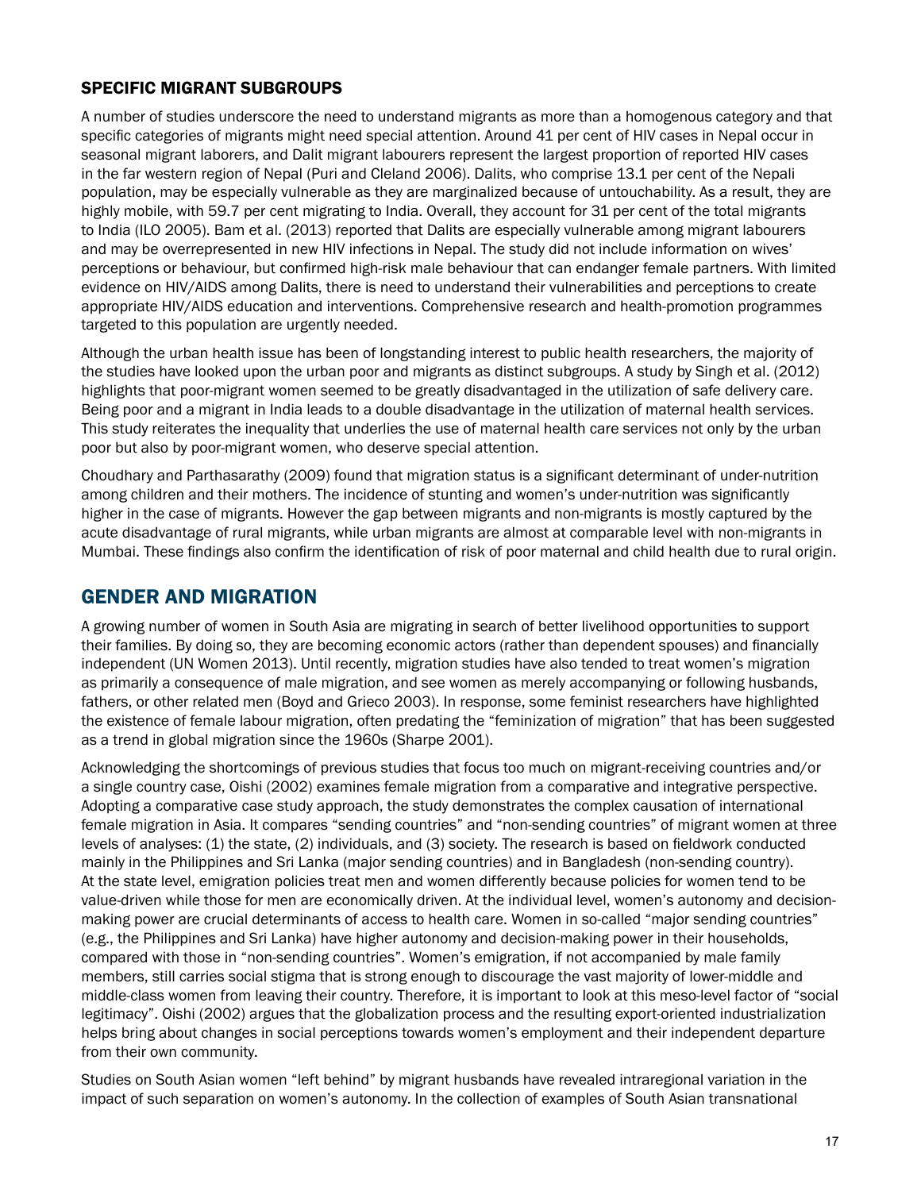### SPECIFIC MIGRANT SUBGROUPS

A number of studies underscore the need to understand migrants as more than a homogenous category and that specific categories of migrants might need special attention. Around 41 per cent of HIV cases in Nepal occur in seasonal migrant laborers, and Dalit migrant labourers represent the largest proportion of reported HIV cases in the far western region of Nepal (Puri and Cleland 2006). Dalits, who comprise 13.1 per cent of the Nepali population, may be especially vulnerable as they are marginalized because of untouchability. As a result, they are highly mobile, with 59.7 per cent migrating to India. Overall, they account for 31 per cent of the total migrants to India (ILO 2005). Bam et al. (2013) reported that Dalits are especially vulnerable among migrant labourers and may be overrepresented in new HIV infections in Nepal. The study did not include information on wives' perceptions or behaviour, but confirmed high-risk male behaviour that can endanger female partners. With limited evidence on HIV/AIDS among Dalits, there is need to understand their vulnerabilities and perceptions to create appropriate HIV/AIDS education and interventions. Comprehensive research and health-promotion programmes targeted to this population are urgently needed.

Although the urban health issue has been of longstanding interest to public health researchers, the majority of the studies have looked upon the urban poor and migrants as distinct subgroups. A study by Singh et al. (2012) highlights that poor-migrant women seemed to be greatly disadvantaged in the utilization of safe delivery care. Being poor and a migrant in India leads to a double disadvantage in the utilization of maternal health services. This study reiterates the inequality that underlies the use of maternal health care services not only by the urban poor but also by poor-migrant women, who deserve special attention.

Choudhary and Parthasarathy (2009) found that migration status is a significant determinant of under-nutrition among children and their mothers. The incidence of stunting and women's under-nutrition was significantly higher in the case of migrants. However the gap between migrants and non-migrants is mostly captured by the acute disadvantage of rural migrants, while urban migrants are almost at comparable level with non-migrants in Mumbai. These findings also confirm the identification of risk of poor maternal and child health due to rural origin.

## GENDER AND MIGRATION

A growing number of women in South Asia are migrating in search of better livelihood opportunities to support their families. By doing so, they are becoming economic actors (rather than dependent spouses) and financially independent (UN Women 2013). Until recently, migration studies have also tended to treat women's migration as primarily a consequence of male migration, and see women as merely accompanying or following husbands, fathers, or other related men (Boyd and Grieco 2003). In response, some feminist researchers have highlighted the existence of female labour migration, often predating the "feminization of migration" that has been suggested as a trend in global migration since the 1960s (Sharpe 2001).

Acknowledging the shortcomings of previous studies that focus too much on migrant-receiving countries and/or a single country case, Oishi (2002) examines female migration from a comparative and integrative perspective. Adopting a comparative case study approach, the study demonstrates the complex causation of international female migration in Asia. It compares "sending countries" and "non-sending countries" of migrant women at three levels of analyses: (1) the state, (2) individuals, and (3) society. The research is based on fieldwork conducted mainly in the Philippines and Sri Lanka (major sending countries) and in Bangladesh (non-sending country). At the state level, emigration policies treat men and women differently because policies for women tend to be value-driven while those for men are economically driven. At the individual level, women's autonomy and decision-making power are crucial determinants of access to health care. Women in so-called "major sending countries" (e.g., the Philippines and Sri Lanka) have higher autonomy and decision-making power in their households, compared with those in "non-sending countries". Women's emigration, if not accompanied by male family members, still carries social stigma that is strong enough to discourage the vast majority of lower-middle and middle-class women from leaving their country. Therefore, it is important to look at this meso-level factor of "social legitimacy". Oishi (2002) argues that the globalization process and the resulting export-oriented industrialization helps bring about changes in social perceptions towards women's employment and their independent departure from their own community.

Studies on South Asian women "left behind" by migrant husbands have revealed intraregional variation in the impact of such separation on women's autonomy. In the collection of examples of South Asian transnational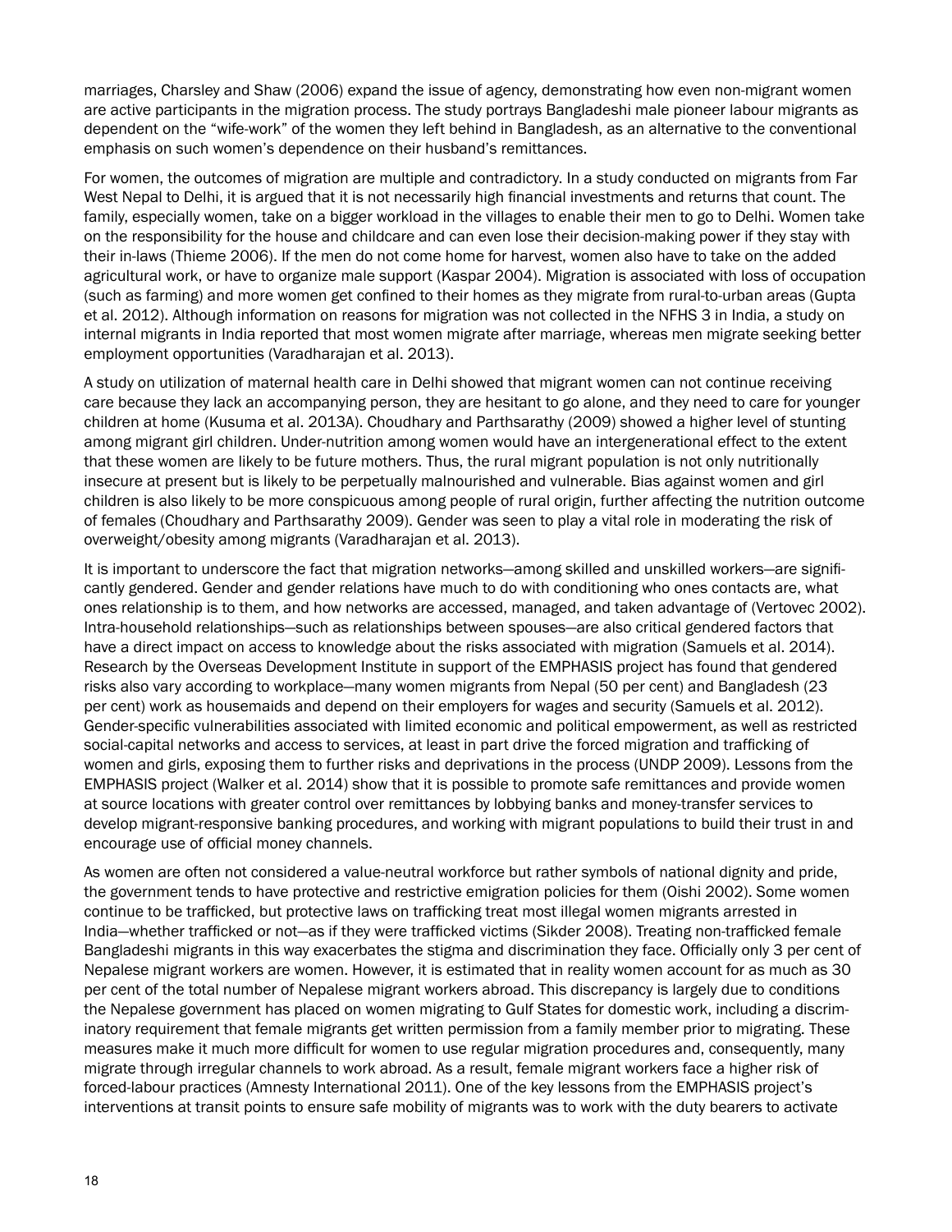marriages, Charsley and Shaw (2006) expand the issue of agency, demonstrating how even non-migrant women are active participants in the migration process. The study portrays Bangladeshi male pioneer labour migrants as dependent on the "wife-work" of the women they left behind in Bangladesh, as an alternative to the conventional emphasis on such women's dependence on their husband's remittances.

For women, the outcomes of migration are multiple and contradictory. In a study conducted on migrants from Far West Nepal to Delhi, it is argued that it is not necessarily high financial investments and returns that count. The family, especially women, take on a bigger workload in the villages to enable their men to go to Delhi. Women take on the responsibility for the house and childcare and can even lose their decision-making power if they stay with their in-laws (Thieme 2006). If the men do not come home for harvest, women also have to take on the added agricultural work, or have to organize male support (Kaspar 2004). Migration is associated with loss of occupation (such as farming) and more women get confined to their homes as they migrate from rural-to-urban areas (Gupta et al. 2012). Although information on reasons for migration was not collected in the NFHS 3 in India, a study on internal migrants in India reported that most women migrate after marriage, whereas men migrate seeking better employment opportunities (Varadharajan et al. 2013).

A study on utilization of maternal health care in Delhi showed that migrant women can not continue receiving care because they lack an accompanying person, they are hesitant to go alone, and they need to care for younger children at home (Kusuma et al. 2013A). Choudhary and Parthsarathy (2009) showed a higher level of stunting among migrant girl children. Under-nutrition among women would have an intergenerational effect to the extent that these women are likely to be future mothers. Thus, the rural migrant population is not only nutritionally insecure at present but is likely to be perpetually malnourished and vulnerable. Bias against women and girl children is also likely to be more conspicuous among people of rural origin, further affecting the nutrition outcome of females (Choudhary and Parthsarathy 2009). Gender was seen to play a vital role in moderating the risk of overweight/obesity among migrants (Varadharajan et al. 2013).

It is important to underscore the fact that migration networks—among skilled and unskilled workers—are significantly gendered. Gender and gender relations have much to do with conditioning who ones contacts are, what ones relationship is to them, and how networks are accessed, managed, and taken advantage of (Vertovec 2002). Intra-household relationships—such as relationships between spouses—are also critical gendered factors that have a direct impact on access to knowledge about the risks associated with migration (Samuels et al. 2014). Research by the Overseas Development Institute in support of the EMPHASIS project has found that gendered risks also vary according to workplace—many women migrants from Nepal (50 per cent) and Bangladesh (23 per cent) work as housemaids and depend on their employers for wages and security (Samuels et al. 2012). Gender-specific vulnerabilities associated with limited economic and political empowerment, as well as restricted social-capital networks and access to services, at least in part drive the forced migration and trafficking of women and girls, exposing them to further risks and deprivations in the process (UNDP 2009). Lessons from the EMPHASIS project (Walker et al. 2014) show that it is possible to promote safe remittances and provide women at source locations with greater control over remittances by lobbying banks and money-transfer services to develop migrant-responsive banking procedures, and working with migrant populations to build their trust in and encourage use of official money channels.

As women are often not considered a value-neutral workforce but rather symbols of national dignity and pride, the government tends to have protective and restrictive emigration policies for them (Oishi 2002). Some women continue to be trafficked, but protective laws on trafficking treat most illegal women migrants arrested in India—whether trafficked or not—as if they were trafficked victims (Sikder 2008). Treating non-trafficked female Bangladeshi migrants in this way exacerbates the stigma and discrimination they face. Officially only 3 per cent of Nepalese migrant workers are women. However, it is estimated that in reality women account for as much as 30 per cent of the total number of Nepalese migrant workers abroad. This discrepancy is largely due to conditions the Nepalese government has placed on women migrating to Gulf States for domestic work, including a discriminatory requirement that female migrants get written permission from a family member prior to migrating. These measures make it much more difficult for women to use regular migration procedures and, consequently, many migrate through irregular channels to work abroad. As a result, female migrant workers face a higher risk of forced-labour practices (Amnesty International 2011). One of the key lessons from the EMPHASIS project's interventions at transit points to ensure safe mobility of migrants was to work with the duty bearers to activate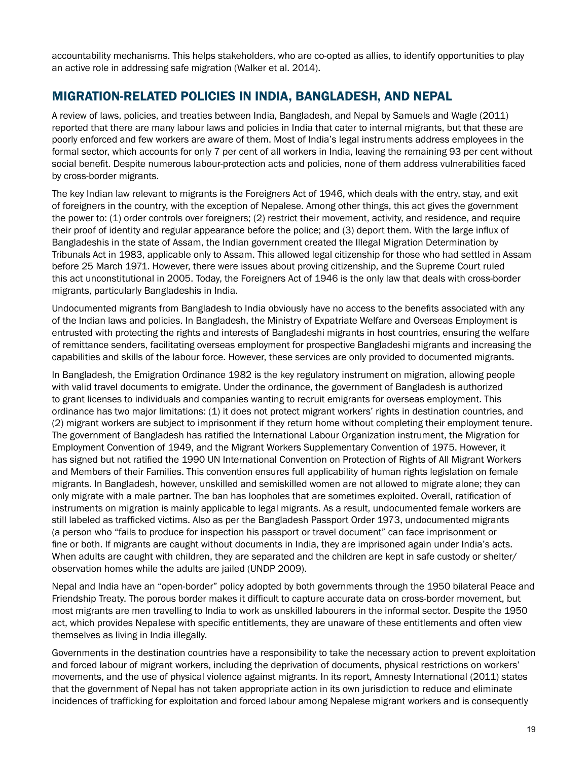accountability mechanisms. This helps stakeholders, who are co-opted as allies, to identify opportunities to play an active role in addressing safe migration (Walker et al. 2014).

## MIGRATION-RELATED POLICIES IN INDIA, BANGLADESH, AND NEPAL

A review of laws, policies, and treaties between India, Bangladesh, and Nepal by Samuels and Wagle (2011) reported that there are many labour laws and policies in India that cater to internal migrants, but that these are poorly enforced and few workers are aware of them. Most of India's legal instruments address employees in the formal sector, which accounts for only 7 per cent of all workers in India, leaving the remaining 93 per cent without social benefit. Despite numerous labour-protection acts and policies, none of them address vulnerabilities faced by cross-border migrants.

The key Indian law relevant to migrants is the Foreigners Act of 1946, which deals with the entry, stay, and exit of foreigners in the country, with the exception of Nepalese. Among other things, this act gives the government the power to: (1) order controls over foreigners; (2) restrict their movement, activity, and residence, and require their proof of identity and regular appearance before the police; and (3) deport them. With the large influx of Bangladeshis in the state of Assam, the Indian government created the Illegal Migration Determination by Tribunals Act in 1983, applicable only to Assam. This allowed legal citizenship for those who had settled in Assam before 25 March 1971. However, there were issues about proving citizenship, and the Supreme Court ruled this act unconstitutional in 2005. Today, the Foreigners Act of 1946 is the only law that deals with cross-border migrants, particularly Bangladeshis in India.

Undocumented migrants from Bangladesh to India obviously have no access to the benefits associated with any of the Indian laws and policies. In Bangladesh, the Ministry of Expatriate Welfare and Overseas Employment is entrusted with protecting the rights and interests of Bangladeshi migrants in host countries, ensuring the welfare of remittance senders, facilitating overseas employment for prospective Bangladeshi migrants and increasing the capabilities and skills of the labour force. However, these services are only provided to documented migrants.

In Bangladesh, the Emigration Ordinance 1982 is the key regulatory instrument on migration, allowing people with valid travel documents to emigrate. Under the ordinance, the government of Bangladesh is authorized to grant licenses to individuals and companies wanting to recruit emigrants for overseas employment. This ordinance has two major limitations: (1) it does not protect migrant workers' rights in destination countries, and (2) migrant workers are subject to imprisonment if they return home without completing their employment tenure. The government of Bangladesh has ratified the International Labour Organization instrument, the Migration for Employment Convention of 1949, and the Migrant Workers Supplementary Convention of 1975. However, it has signed but not ratified the 1990 UN International Convention on Protection of Rights of All Migrant Workers and Members of their Families. This convention ensures full applicability of human rights legislation on female migrants. In Bangladesh, however, unskilled and semiskilled women are not allowed to migrate alone; they can only migrate with a male partner. The ban has loopholes that are sometimes exploited. Overall, ratification of instruments on migration is mainly applicable to legal migrants. As a result, undocumented female workers are still labeled as trafficked victims. Also as per the Bangladesh Passport Order 1973, undocumented migrants (a person who "fails to produce for inspection his passport or travel document" can face imprisonment or fine or both. If migrants are caught without documents in India, they are imprisoned again under India's acts. When adults are caught with children, they are separated and the children are kept in safe custody or shelter/observation homes while the adults are jailed (UNDP 2009).

Nepal and India have an "open-border" policy adopted by both governments through the 1950 bilateral Peace and Friendship Treaty. The porous border makes it difficult to capture accurate data on cross-border movement, but most migrants are men travelling to India to work as unskilled labourers in the informal sector. Despite the 1950 act, which provides Nepalese with specific entitlements, they are unaware of these entitlements and often view themselves as living in India illegally.

Governments in the destination countries have a responsibility to take the necessary action to prevent exploitation and forced labour of migrant workers, including the deprivation of documents, physical restrictions on workers' movements, and the use of physical violence against migrants. In its report, Amnesty International (2011) states that the government of Nepal has not taken appropriate action in its own jurisdiction to reduce and eliminate incidences of trafficking for exploitation and forced labour among Nepalese migrant workers and is consequently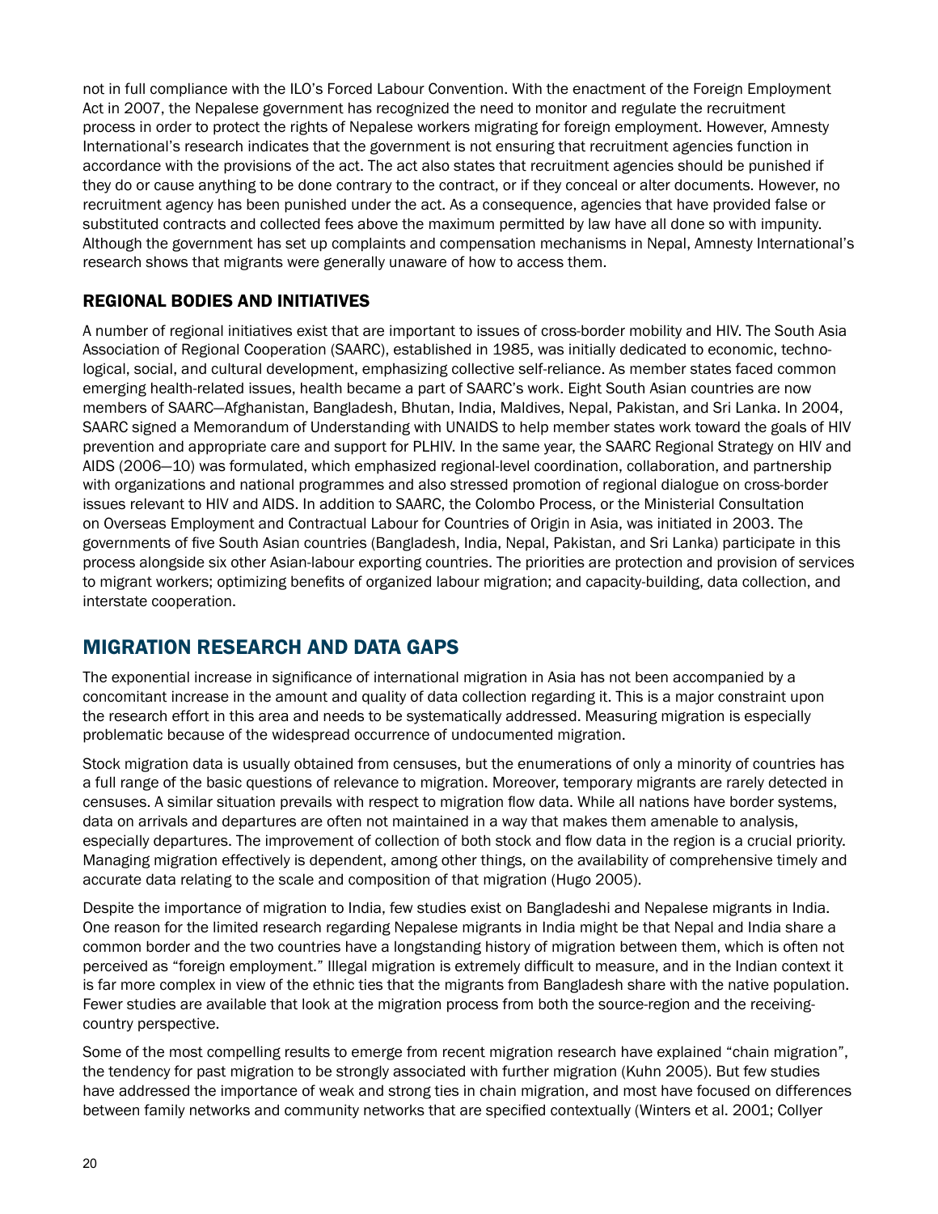not in full compliance with the ILO's Forced Labour Convention. With the enactment of the Foreign Employment Act in 2007, the Nepalese government has recognized the need to monitor and regulate the recruitment process in order to protect the rights of Nepalese workers migrating for foreign employment. However, Amnesty International's research indicates that the government is not ensuring that recruitment agencies function in accordance with the provisions of the act. The act also states that recruitment agencies should be punished if they do or cause anything to be done contrary to the contract, or if they conceal or alter documents. However, no recruitment agency has been punished under the act. As a consequence, agencies that have provided false or substituted contracts and collected fees above the maximum permitted by law have all done so with impunity. Although the government has set up complaints and compensation mechanisms in Nepal, Amnesty International's research shows that migrants were generally unaware of how to access them.

### REGIONAL BODIES AND INITIATIVES

A number of regional initiatives exist that are important to issues of cross-border mobility and HIV. The South Asia Association of Regional Cooperation (SAARC), established in 1985, was initially dedicated to economic, technological, social, and cultural development, emphasizing collective self-reliance. As member states faced common emerging health-related issues, health became a part of SAARC's work. Eight South Asian countries are now members of SAARC—Afghanistan, Bangladesh, Bhutan, India, Maldives, Nepal, Pakistan, and Sri Lanka. In 2004, SAARC signed a Memorandum of Understanding with UNAIDS to help member states work toward the goals of HIV prevention and appropriate care and support for PLHIV. In the same year, the SAARC Regional Strategy on HIV and AIDS (2006—10) was formulated, which emphasized regional-level coordination, collaboration, and partnership with organizations and national programmes and also stressed promotion of regional dialogue on cross-border issues relevant to HIV and AIDS. In addition to SAARC, the Colombo Process, or the Ministerial Consultation on Overseas Employment and Contractual Labour for Countries of Origin in Asia, was initiated in 2003. The governments of five South Asian countries (Bangladesh, India, Nepal, Pakistan, and Sri Lanka) participate in this process alongside six other Asian-labour exporting countries. The priorities are protection and provision of services to migrant workers; optimizing benefits of organized labour migration; and capacity-building, data collection, and interstate cooperation.

## MIGRATION RESEARCH AND DATA GAPS

The exponential increase in significance of international migration in Asia has not been accompanied by a concomitant increase in the amount and quality of data collection regarding it. This is a major constraint upon the research effort in this area and needs to be systematically addressed. Measuring migration is especially problematic because of the widespread occurrence of undocumented migration.

Stock migration data is usually obtained from censuses, but the enumerations of only a minority of countries has a full range of the basic questions of relevance to migration. Moreover, temporary migrants are rarely detected in censuses. A similar situation prevails with respect to migration flow data. While all nations have border systems, data on arrivals and departures are often not maintained in a way that makes them amenable to analysis, especially departures. The improvement of collection of both stock and flow data in the region is a crucial priority. Managing migration effectively is dependent, among other things, on the availability of comprehensive timely and accurate data relating to the scale and composition of that migration (Hugo 2005).

Despite the importance of migration to India, few studies exist on Bangladeshi and Nepalese migrants in India. One reason for the limited research regarding Nepalese migrants in India might be that Nepal and India share a common border and the two countries have a longstanding history of migration between them, which is often not perceived as "foreign employment." Illegal migration is extremely difficult to measure, and in the Indian context it is far more complex in view of the ethnic ties that the migrants from Bangladesh share with the native population. Fewer studies are available that look at the migration process from both the source-region and the receiving-country perspective.

Some of the most compelling results to emerge from recent migration research have explained "chain migration", the tendency for past migration to be strongly associated with further migration (Kuhn 2005). But few studies have addressed the importance of weak and strong ties in chain migration, and most have focused on differences between family networks and community networks that are specified contextually (Winters et al. 2001; Collyer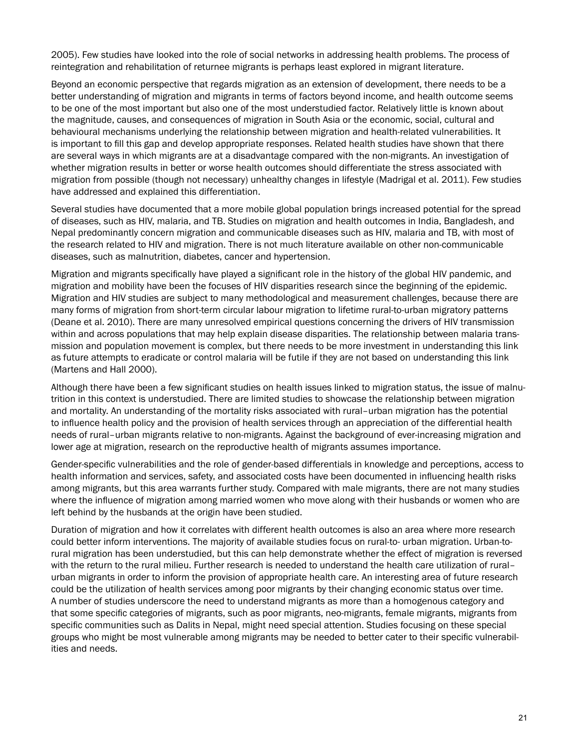2005). Few studies have looked into the role of social networks in addressing health problems. The process of reintegration and rehabilitation of returnee migrants is perhaps least explored in migrant literature.

Beyond an economic perspective that regards migration as an extension of development, there needs to be a better understanding of migration and migrants in terms of factors beyond income, and health outcome seems to be one of the most important but also one of the most understudied factor. Relatively little is known about the magnitude, causes, and consequences of migration in South Asia or the economic, social, cultural and behavioural mechanisms underlying the relationship between migration and health-related vulnerabilities. It is important to fill this gap and develop appropriate responses. Related health studies have shown that there are several ways in which migrants are at a disadvantage compared with the non-migrants. An investigation of whether migration results in better or worse health outcomes should differentiate the stress associated with migration from possible (though not necessary) unhealthy changes in lifestyle (Madrigal et al. 2011). Few studies have addressed and explained this differentiation.

Several studies have documented that a more mobile global population brings increased potential for the spread of diseases, such as HIV, malaria, and TB. Studies on migration and health outcomes in India, Bangladesh, and Nepal predominantly concern migration and communicable diseases such as HIV, malaria and TB, with most of the research related to HIV and migration. There is not much literature available on other non-communicable diseases, such as malnutrition, diabetes, cancer and hypertension.

Migration and migrants specifically have played a significant role in the history of the global HIV pandemic, and migration and mobility have been the focuses of HIV disparities research since the beginning of the epidemic. Migration and HIV studies are subject to many methodological and measurement challenges, because there are many forms of migration from short-term circular labour migration to lifetime rural-to-urban migratory patterns (Deane et al. 2010). There are many unresolved empirical questions concerning the drivers of HIV transmission within and across populations that may help explain disease disparities. The relationship between malaria transmission and population movement is complex, but there needs to be more investment in understanding this link as future attempts to eradicate or control malaria will be futile if they are not based on understanding this link (Martens and Hall 2000).

Although there have been a few significant studies on health issues linked to migration status, the issue of malnutrition in this context is understudied. There are limited studies to showcase the relationship between migration and mortality. An understanding of the mortality risks associated with rural–urban migration has the potential to influence health policy and the provision of health services through an appreciation of the differential health needs of rural–urban migrants relative to non-migrants. Against the background of ever-increasing migration and lower age at migration, research on the reproductive health of migrants assumes importance.

Gender-specific vulnerabilities and the role of gender-based differentials in knowledge and perceptions, access to health information and services, safety, and associated costs have been documented in influencing health risks among migrants, but this area warrants further study. Compared with male migrants, there are not many studies where the influence of migration among married women who move along with their husbands or women who are left behind by the husbands at the origin have been studied.

Duration of migration and how it correlates with different health outcomes is also an area where more research could better inform interventions. The majority of available studies focus on rural-to- urban migration. Urban-to-rural migration has been understudied, but this can help demonstrate whether the effect of migration is reversed with the return to the rural milieu. Further research is needed to understand the health care utilization of rural–urban migrants in order to inform the provision of appropriate health care. An interesting area of future research could be the utilization of health services among poor migrants by their changing economic status over time. A number of studies underscore the need to understand migrants as more than a homogenous category and that some specific categories of migrants, such as poor migrants, neo-migrants, female migrants, migrants from specific communities such as Dalits in Nepal, might need special attention. Studies focusing on these special groups who might be most vulnerable among migrants may be needed to better cater to their specific vulnerabilities and needs.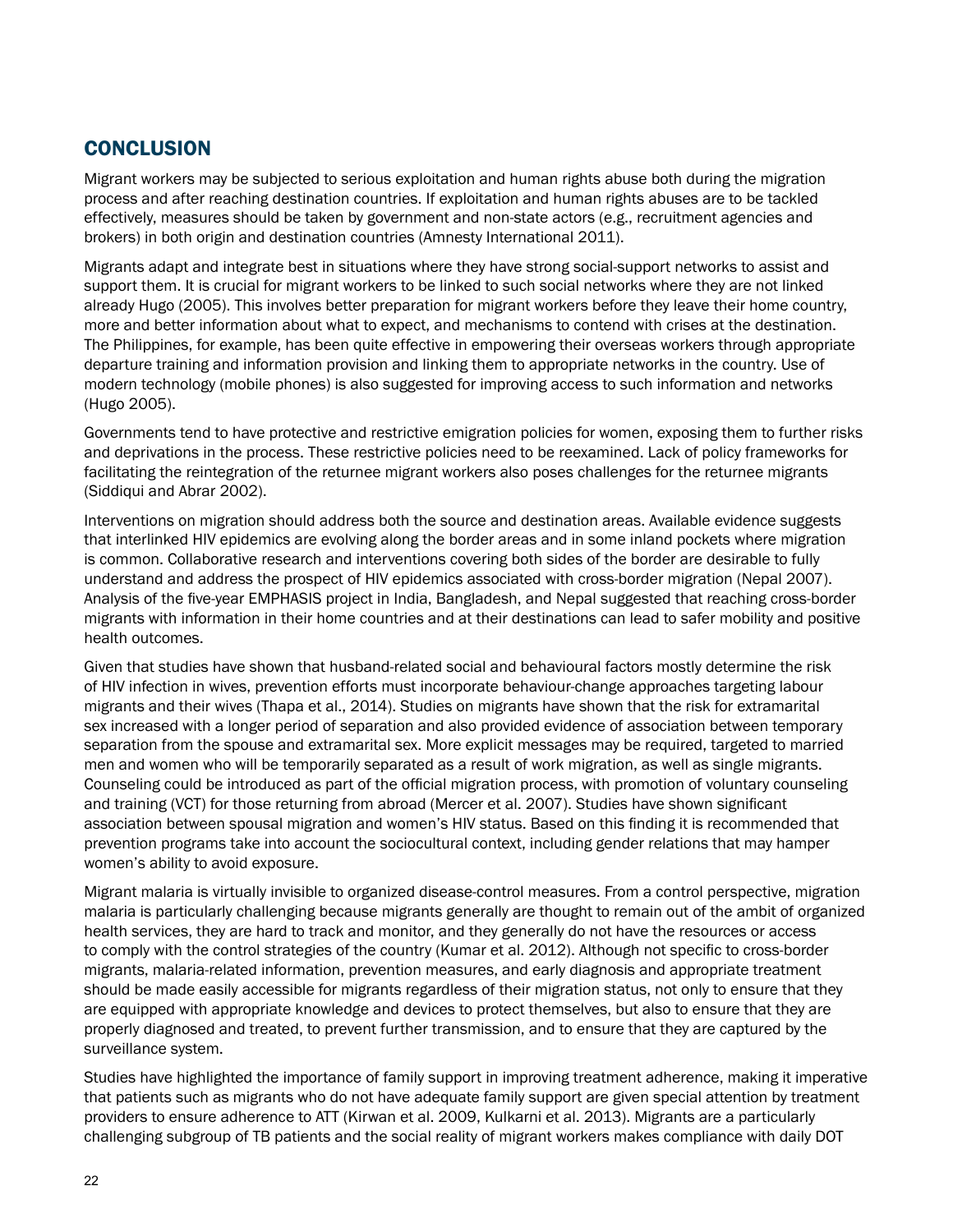## CONCLUSION

Migrant workers may be subjected to serious exploitation and human rights abuse both during the migration process and after reaching destination countries. If exploitation and human rights abuses are to be tackled effectively, measures should be taken by government and non-state actors (e.g., recruitment agencies and brokers) in both origin and destination countries (Amnesty International 2011).

Migrants adapt and integrate best in situations where they have strong social-support networks to assist and support them. It is crucial for migrant workers to be linked to such social networks where they are not linked already Hugo (2005). This involves better preparation for migrant workers before they leave their home country, more and better information about what to expect, and mechanisms to contend with crises at the destination. The Philippines, for example, has been quite effective in empowering their overseas workers through appropriate departure training and information provision and linking them to appropriate networks in the country. Use of modern technology (mobile phones) is also suggested for improving access to such information and networks (Hugo 2005).

Governments tend to have protective and restrictive emigration policies for women, exposing them to further risks and deprivations in the process. These restrictive policies need to be reexamined. Lack of policy frameworks for facilitating the reintegration of the returnee migrant workers also poses challenges for the returnee migrants (Siddiqui and Abrar 2002).

Interventions on migration should address both the source and destination areas. Available evidence suggests that interlinked HIV epidemics are evolving along the border areas and in some inland pockets where migration is common. Collaborative research and interventions covering both sides of the border are desirable to fully understand and address the prospect of HIV epidemics associated with cross-border migration (Nepal 2007). Analysis of the five-year EMPHASIS project in India, Bangladesh, and Nepal suggested that reaching cross-border migrants with information in their home countries and at their destinations can lead to safer mobility and positive health outcomes.

Given that studies have shown that husband-related social and behavioural factors mostly determine the risk of HIV infection in wives, prevention efforts must incorporate behaviour-change approaches targeting labour migrants and their wives (Thapa et al., 2014). Studies on migrants have shown that the risk for extramarital sex increased with a longer period of separation and also provided evidence of association between temporary separation from the spouse and extramarital sex. More explicit messages may be required, targeted to married men and women who will be temporarily separated as a result of work migration, as well as single migrants. Counseling could be introduced as part of the official migration process, with promotion of voluntary counseling and training (VCT) for those returning from abroad (Mercer et al. 2007). Studies have shown significant association between spousal migration and women's HIV status. Based on this finding it is recommended that prevention programs take into account the sociocultural context, including gender relations that may hamper women's ability to avoid exposure.

Migrant malaria is virtually invisible to organized disease-control measures. From a control perspective, migration malaria is particularly challenging because migrants generally are thought to remain out of the ambit of organized health services, they are hard to track and monitor, and they generally do not have the resources or access to comply with the control strategies of the country (Kumar et al. 2012). Although not specific to cross-border migrants, malaria-related information, prevention measures, and early diagnosis and appropriate treatment should be made easily accessible for migrants regardless of their migration status, not only to ensure that they are equipped with appropriate knowledge and devices to protect themselves, but also to ensure that they are properly diagnosed and treated, to prevent further transmission, and to ensure that they are captured by the surveillance system.

Studies have highlighted the importance of family support in improving treatment adherence, making it imperative that patients such as migrants who do not have adequate family support are given special attention by treatment providers to ensure adherence to ATT (Kirwan et al. 2009, Kulkarni et al. 2013). Migrants are a particularly challenging subgroup of TB patients and the social reality of migrant workers makes compliance with daily DOT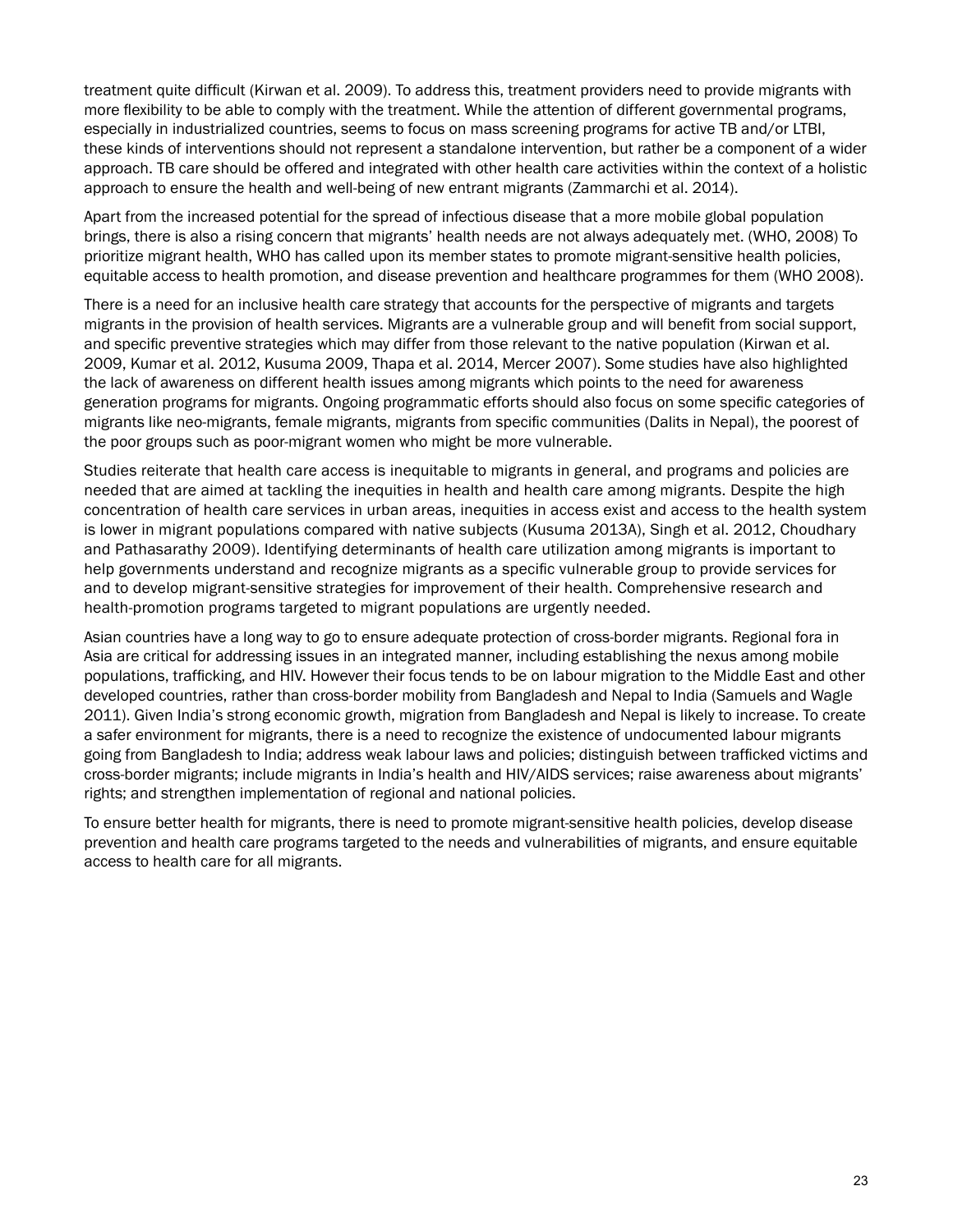treatment quite difficult (Kirwan et al. 2009). To address this, treatment providers need to provide migrants with more flexibility to be able to comply with the treatment. While the attention of different governmental programs, especially in industrialized countries, seems to focus on mass screening programs for active TB and/or LTBI, these kinds of interventions should not represent a standalone intervention, but rather be a component of a wider approach. TB care should be offered and integrated with other health care activities within the context of a holistic approach to ensure the health and well-being of new entrant migrants (Zammarchi et al. 2014).

Apart from the increased potential for the spread of infectious disease that a more mobile global population brings, there is also a rising concern that migrants' health needs are not always adequately met. (WHO, 2008) To prioritize migrant health, WHO has called upon its member states to promote migrant-sensitive health policies, equitable access to health promotion, and disease prevention and healthcare programmes for them (WHO 2008).

There is a need for an inclusive health care strategy that accounts for the perspective of migrants and targets migrants in the provision of health services. Migrants are a vulnerable group and will benefit from social support, and specific preventive strategies which may differ from those relevant to the native population (Kirwan et al. 2009, Kumar et al. 2012, Kusuma 2009, Thapa et al. 2014, Mercer 2007). Some studies have also highlighted the lack of awareness on different health issues among migrants which points to the need for awareness generation programs for migrants. Ongoing programmatic efforts should also focus on some specific categories of migrants like neo-migrants, female migrants, migrants from specific communities (Dalits in Nepal), the poorest of the poor groups such as poor-migrant women who might be more vulnerable.

Studies reiterate that health care access is inequitable to migrants in general, and programs and policies are needed that are aimed at tackling the inequities in health and health care among migrants. Despite the high concentration of health care services in urban areas, inequities in access exist and access to the health system is lower in migrant populations compared with native subjects (Kusuma 2013A), Singh et al. 2012, Choudhary and Pathasarathy 2009). Identifying determinants of health care utilization among migrants is important to help governments understand and recognize migrants as a specific vulnerable group to provide services for and to develop migrant-sensitive strategies for improvement of their health. Comprehensive research and health-promotion programs targeted to migrant populations are urgently needed.

Asian countries have a long way to go to ensure adequate protection of cross-border migrants. Regional fora in Asia are critical for addressing issues in an integrated manner, including establishing the nexus among mobile populations, trafficking, and HIV. However their focus tends to be on labour migration to the Middle East and other developed countries, rather than cross-border mobility from Bangladesh and Nepal to India (Samuels and Wagle 2011). Given India's strong economic growth, migration from Bangladesh and Nepal is likely to increase. To create a safer environment for migrants, there is a need to recognize the existence of undocumented labour migrants going from Bangladesh to India; address weak labour laws and policies; distinguish between trafficked victims and cross-border migrants; include migrants in India's health and HIV/AIDS services; raise awareness about migrants' rights; and strengthen implementation of regional and national policies.

To ensure better health for migrants, there is need to promote migrant-sensitive health policies, develop disease prevention and health care programs targeted to the needs and vulnerabilities of migrants, and ensure equitable access to health care for all migrants.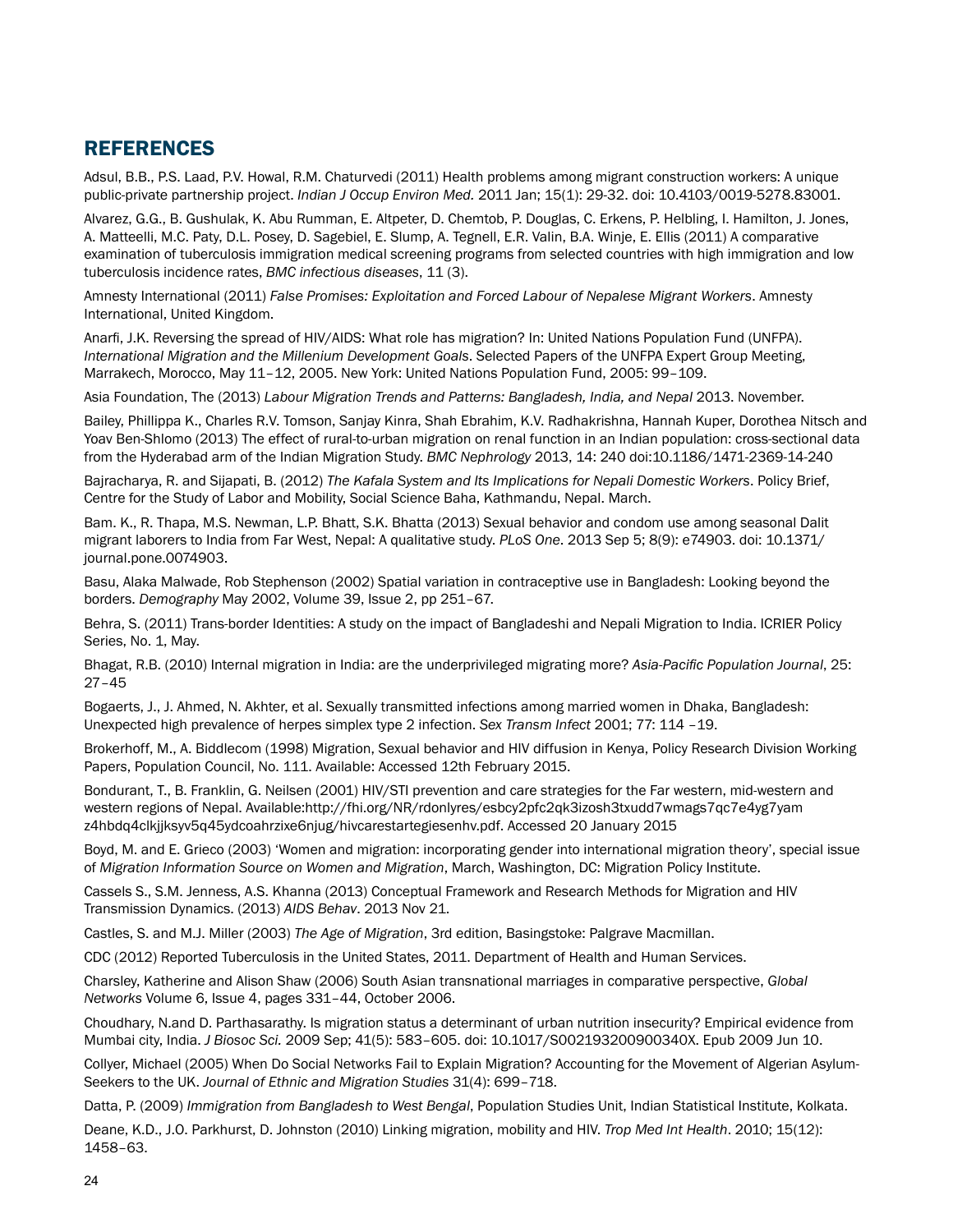## REFERENCES

Adsul, B.B., P.S. Laad, P.V. Howal, R.M. Chaturvedi (2011) Health problems among migrant construction workers: A unique public-private partnership project. *Indian J Occup Environ Med.* 2011 Jan; 15(1): 29-32. doi: 10.4103/0019-5278.83001.

Alvarez, G.G., B. Gushulak, K. Abu Rumman, E. Altpeter, D. Chemtob, P. Douglas, C. Erkens, P. Helbling, I. Hamilton, J. Jones, A. Matteelli, M.C. Paty, D.L. Posey, D. Sagebiel, E. Slump, A. Tegnell, E.R. Valin, B.A. Winje, E. Ellis (2011) A comparative examination of tuberculosis immigration medical screening programs from selected countries with high immigration and low tuberculosis incidence rates, *BMC infectious diseases*, 11 (3).

Amnesty International (2011) *False Promises: Exploitation and Forced Labour of Nepalese Migrant Workers*. Amnesty International, United Kingdom.

Anarfi, J.K. Reversing the spread of HIV/AIDS: What role has migration? In: United Nations Population Fund (UNFPA). *International Migration and the Millenium Development Goals*. Selected Papers of the UNFPA Expert Group Meeting, Marrakech, Morocco, May 11–12, 2005. New York: United Nations Population Fund, 2005: 99–109.

Asia Foundation, The (2013) *Labour Migration Trends and Patterns: Bangladesh, India, and Nepal* 2013. November.

Bailey, Phillippa K., Charles R.V. Tomson, Sanjay Kinra, Shah Ebrahim, K.V. Radhakrishna, Hannah Kuper, Dorothea Nitsch and Yoav Ben-Shlomo (2013) The effect of rural-to-urban migration on renal function in an Indian population: cross-sectional data from the Hyderabad arm of the Indian Migration Study. *BMC Nephrology* 2013, 14: 240 doi:10.1186/1471-2369-14-240

Bajracharya, R. and Sijapati, B. (2012) *The Kafala System and Its Implications for Nepali Domestic Workers*. Policy Brief, Centre for the Study of Labor and Mobility, Social Science Baha, Kathmandu, Nepal. March.

Bam. K., R. Thapa, M.S. Newman, L.P. Bhatt, S.K. Bhatta (2013) Sexual behavior and condom use among seasonal Dalit migrant laborers to India from Far West, Nepal: A qualitative study. *PLoS One*. 2013 Sep 5; 8(9): e74903. doi: 10.1371/journal.pone.0074903.

Basu, Alaka Malwade, Rob Stephenson (2002) Spatial variation in contraceptive use in Bangladesh: Looking beyond the borders. *Demography* May 2002, Volume 39, Issue 2, pp 251–67.

Behra, S. (2011) Trans-border Identities: A study on the impact of Bangladeshi and Nepali Migration to India. ICRIER Policy Series, No. 1, May.

Bhagat, R.B. (2010) Internal migration in India: are the underprivileged migrating more? *Asia-Pacific Population Journal*, 25: 27–45

Bogaerts, J., J. Ahmed, N. Akhter, et al. Sexually transmitted infections among married women in Dhaka, Bangladesh: Unexpected high prevalence of herpes simplex type 2 infection. *Sex Transm Infect* 2001; 77: 114 –19.

Brokerhoff, M., A. Biddlecom (1998) Migration, Sexual behavior and HIV diffusion in Kenya, Policy Research Division Working Papers, Population Council, No. 111. Available: Accessed 12th February 2015.

Bondurant, T., B. Franklin, G. Neilsen (2001) HIV/STI prevention and care strategies for the Far western, mid-western and western regions of Nepal. Available:http://fhi.org/NR/rdonlyres/esbcy2pfc2qk3izosh3txudd7wmags7qc7e4yg7yam z4hbdq4clkjjksyv5q45ydcoahrzixe6njug/hivcarestartegiesenhv.pdf. Accessed 20 January 2015

Boyd, M. and E. Grieco (2003) 'Women and migration: incorporating gender into international migration theory', special issue of *Migration Information Source on Women and Migration*, March, Washington, DC: Migration Policy Institute.

Cassels S., S.M. Jenness, A.S. Khanna (2013) Conceptual Framework and Research Methods for Migration and HIV Transmission Dynamics. (2013) *AIDS Behav*. 2013 Nov 21.

Castles, S. and M.J. Miller (2003) *The Age of Migration*, 3rd edition, Basingstoke: Palgrave Macmillan.

CDC (2012) Reported Tuberculosis in the United States, 2011. Department of Health and Human Services.

Charsley, Katherine and Alison Shaw (2006) South Asian transnational marriages in comparative perspective, *Global Networks* Volume 6, Issue 4, pages 331–44, October 2006.

Choudhary, N.and D. Parthasarathy. Is migration status a determinant of urban nutrition insecurity? Empirical evidence from Mumbai city, India. *J Biosoc Sci.* 2009 Sep; 41(5): 583–605. doi: 10.1017/S002193200900340X. Epub 2009 Jun 10.

Collyer, Michael (2005) When Do Social Networks Fail to Explain Migration? Accounting for the Movement of Algerian Asylum-Seekers to the UK. *Journal of Ethnic and Migration Studies* 31(4): 699–718.

Datta, P. (2009) *Immigration from Bangladesh to West Bengal*, Population Studies Unit, Indian Statistical Institute, Kolkata.

Deane, K.D., J.O. Parkhurst, D. Johnston (2010) Linking migration, mobility and HIV. *Trop Med Int Health*. 2010; 15(12): 1458–63.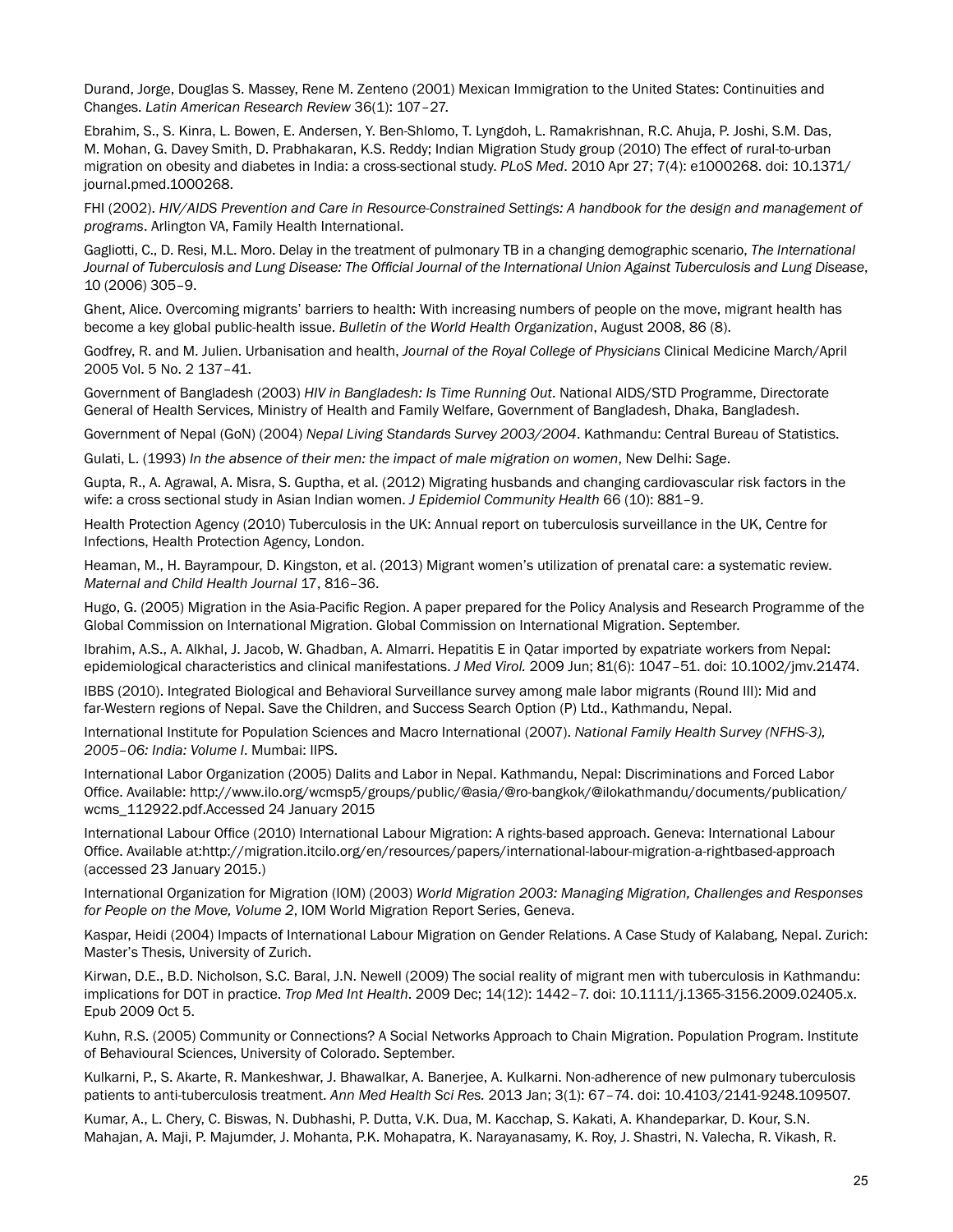Durand, Jorge, Douglas S. Massey, Rene M. Zenteno (2001) Mexican Immigration to the United States: Continuities and Changes. *Latin American Research Review* 36(1): 107–27.

Ebrahim, S., S. Kinra, L. Bowen, E. Andersen, Y. Ben-Shlomo, T. Lyngdoh, L. Ramakrishnan, R.C. Ahuja, P. Joshi, S.M. Das, M. Mohan, G. Davey Smith, D. Prabhakaran, K.S. Reddy; Indian Migration Study group (2010) The effect of rural-to-urban migration on obesity and diabetes in India: a cross-sectional study. *PLoS Med*. 2010 Apr 27; 7(4): e1000268. doi: 10.1371/journal.pmed.1000268.

FHI (2002). *HIV/AIDS Prevention and Care in Resource-Constrained Settings: A handbook for the design and management of programs*. Arlington VA, Family Health International.

Gagliotti, C., D. Resi, M.L. Moro. Delay in the treatment of pulmonary TB in a changing demographic scenario, *The International Journal of Tuberculosis and Lung Disease: The Official Journal of the International Union Against Tuberculosis and Lung Disease*, 10 (2006) 305–9.

Ghent, Alice. Overcoming migrants' barriers to health: With increasing numbers of people on the move, migrant health has become a key global public-health issue. *Bulletin of the World Health Organization*, August 2008, 86 (8).

Godfrey, R. and M. Julien. Urbanisation and health, *Journal of the Royal College of Physicians* Clinical Medicine March/April 2005 Vol. 5 No. 2 137–41.

Government of Bangladesh (2003) *HIV in Bangladesh: Is Time Running Out*. National AIDS/STD Programme, Directorate General of Health Services, Ministry of Health and Family Welfare, Government of Bangladesh, Dhaka, Bangladesh.

Government of Nepal (GoN) (2004) *Nepal Living Standards Survey 2003/2004*. Kathmandu: Central Bureau of Statistics.

Gulati, L. (1993) *In the absence of their men: the impact of male migration on women*, New Delhi: Sage.

Gupta, R., A. Agrawal, A. Misra, S. Guptha, et al. (2012) Migrating husbands and changing cardiovascular risk factors in the wife: a cross sectional study in Asian Indian women. *J Epidemiol Community Health* 66 (10): 881–9.

Health Protection Agency (2010) Tuberculosis in the UK: Annual report on tuberculosis surveillance in the UK, Centre for Infections, Health Protection Agency, London.

Heaman, M., H. Bayrampour, D. Kingston, et al. (2013) Migrant women's utilization of prenatal care: a systematic review. *Maternal and Child Health Journal* 17, 816–36.

Hugo, G. (2005) Migration in the Asia-Pacific Region. A paper prepared for the Policy Analysis and Research Programme of the Global Commission on International Migration. Global Commission on International Migration. September.

Ibrahim, A.S., A. Alkhal, J. Jacob, W. Ghadban, A. Almarri. Hepatitis E in Qatar imported by expatriate workers from Nepal: epidemiological characteristics and clinical manifestations. *J Med Virol.* 2009 Jun; 81(6): 1047–51. doi: 10.1002/jmv.21474.

IBBS (2010). Integrated Biological and Behavioral Surveillance survey among male labor migrants (Round III): Mid and far-Western regions of Nepal. Save the Children, and Success Search Option (P) Ltd., Kathmandu, Nepal.

International Institute for Population Sciences and Macro International (2007). *National Family Health Survey (NFHS-3), 2005–06: India: Volume I*. Mumbai: IIPS.

International Labor Organization (2005) Dalits and Labor in Nepal. Kathmandu, Nepal: Discriminations and Forced Labor Office. Available: http://www.ilo.org/wcmsp5/groups/public/@asia/@ro-bangkok/@ilokathmandu/documents/publication/wcms_112922.pdf.Accessed 24 January 2015

International Labour Office (2010) International Labour Migration: A rights-based approach. Geneva: International Labour Office. Available at:http://migration.itcilo.org/en/resources/papers/international-labour-migration-a-rightbased-approach (accessed 23 January 2015.)

International Organization for Migration (IOM) (2003) *World Migration 2003: Managing Migration, Challenges and Responses for People on the Move, Volume 2*, IOM World Migration Report Series, Geneva.

Kaspar, Heidi (2004) Impacts of International Labour Migration on Gender Relations. A Case Study of Kalabang, Nepal. Zurich: Master's Thesis, University of Zurich.

Kirwan, D.E., B.D. Nicholson, S.C. Baral, J.N. Newell (2009) The social reality of migrant men with tuberculosis in Kathmandu: implications for DOT in practice. *Trop Med Int Health*. 2009 Dec; 14(12): 1442–7. doi: 10.1111/j.1365-3156.2009.02405.x. Epub 2009 Oct 5.

Kuhn, R.S. (2005) Community or Connections? A Social Networks Approach to Chain Migration. Population Program. Institute of Behavioural Sciences, University of Colorado. September.

Kulkarni, P., S. Akarte, R. Mankeshwar, J. Bhawalkar, A. Banerjee, A. Kulkarni. Non-adherence of new pulmonary tuberculosis patients to anti-tuberculosis treatment. *Ann Med Health Sci Res.* 2013 Jan; 3(1): 67–74. doi: 10.4103/2141-9248.109507.

Kumar, A., L. Chery, C. Biswas, N. Dubhashi, P. Dutta, V.K. Dua, M. Kacchap, S. Kakati, A. Khandeparkar, D. Kour, S.N. Mahajan, A. Maji, P. Majumder, J. Mohanta, P.K. Mohapatra, K. Narayanasamy, K. Roy, J. Shastri, N. Valecha, R. Vikash, R.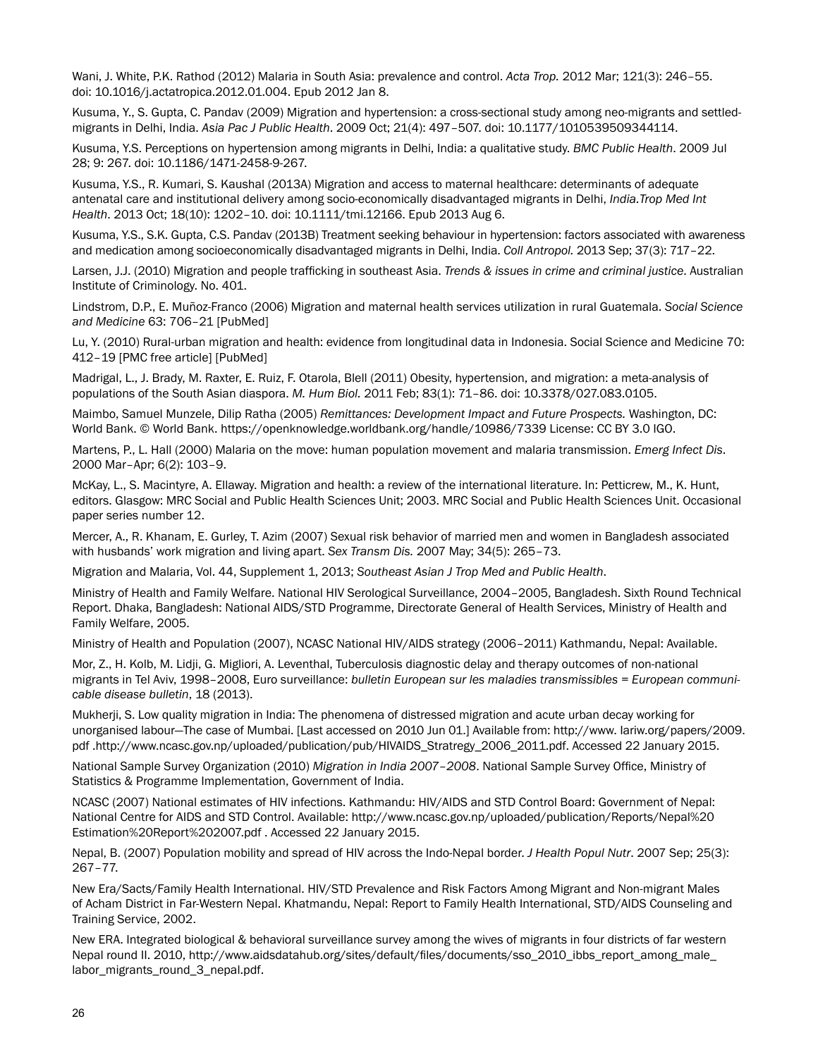Wani, J. White, P.K. Rathod (2012) Malaria in South Asia: prevalence and control. *Acta Trop.* 2012 Mar; 121(3): 246–55. doi: 10.1016/j.actatropica.2012.01.004. Epub 2012 Jan 8.

Kusuma, Y., S. Gupta, C. Pandav (2009) Migration and hypertension: a cross-sectional study among neo-migrants and settled-migrants in Delhi, India. *Asia Pac J Public Health*. 2009 Oct; 21(4): 497–507. doi: 10.1177/1010539509344114.

Kusuma, Y.S. Perceptions on hypertension among migrants in Delhi, India: a qualitative study. *BMC Public Health*. 2009 Jul 28; 9: 267. doi: 10.1186/1471-2458-9-267.

Kusuma, Y.S., R. Kumari, S. Kaushal (2013A) Migration and access to maternal healthcare: determinants of adequate antenatal care and institutional delivery among socio-economically disadvantaged migrants in Delhi, *India.Trop Med Int Health*. 2013 Oct; 18(10): 1202–10. doi: 10.1111/tmi.12166. Epub 2013 Aug 6.

Kusuma, Y.S., S.K. Gupta, C.S. Pandav (2013B) Treatment seeking behaviour in hypertension: factors associated with awareness and medication among socioeconomically disadvantaged migrants in Delhi, India. *Coll Antropol.* 2013 Sep; 37(3): 717–22.

Larsen, J.J. (2010) Migration and people trafficking in southeast Asia. *Trends & issues in crime and criminal justice*. Australian Institute of Criminology. No. 401.

Lindstrom, D.P., E. Muñoz-Franco (2006) Migration and maternal health services utilization in rural Guatemala. *Social Science and Medicine* 63: 706–21 [PubMed]

Lu, Y. (2010) Rural-urban migration and health: evidence from longitudinal data in Indonesia. Social Science and Medicine 70: 412–19 [PMC free article] [PubMed]

Madrigal, L., J. Brady, M. Raxter, E. Ruiz, F. Otarola, Blell (2011) Obesity, hypertension, and migration: a meta-analysis of populations of the South Asian diaspora. *M. Hum Biol.* 2011 Feb; 83(1): 71–86. doi: 10.3378/027.083.0105.

Maimbo, Samuel Munzele, Dilip Ratha (2005) *Remittances: Development Impact and Future Prospects.* Washington, DC: World Bank. © World Bank. https://openknowledge.worldbank.org/handle/10986/7339 License: CC BY 3.0 IGO.

Martens, P., L. Hall (2000) Malaria on the move: human population movement and malaria transmission. *Emerg Infect Dis*. 2000 Mar–Apr; 6(2): 103–9.

McKay, L., S. Macintyre, A. Ellaway. Migration and health: a review of the international literature. In: Petticrew, M., K. Hunt, editors. Glasgow: MRC Social and Public Health Sciences Unit; 2003. MRC Social and Public Health Sciences Unit. Occasional paper series number 12.

Mercer, A., R. Khanam, E. Gurley, T. Azim (2007) Sexual risk behavior of married men and women in Bangladesh associated with husbands' work migration and living apart. *Sex Transm Dis.* 2007 May; 34(5): 265–73.

Migration and Malaria, Vol. 44, Supplement 1, 2013; *Southeast Asian J Trop Med and Public Health*.

Ministry of Health and Family Welfare. National HIV Serological Surveillance, 2004–2005, Bangladesh. Sixth Round Technical Report. Dhaka, Bangladesh: National AIDS/STD Programme, Directorate General of Health Services, Ministry of Health and Family Welfare, 2005.

Ministry of Health and Population (2007), NCASC National HIV/AIDS strategy (2006–2011) Kathmandu, Nepal: Available.

Mor, Z., H. Kolb, M. Lidji, G. Migliori, A. Leventhal, Tuberculosis diagnostic delay and therapy outcomes of non-national migrants in Tel Aviv, 1998–2008, Euro surveillance: *bulletin European sur les maladies transmissibles = European communicable disease bulletin*, 18 (2013).

Mukherji, S. Low quality migration in India: The phenomena of distressed migration and acute urban decay working for unorganised labour—The case of Mumbai. [Last accessed on 2010 Jun 01.] Available from: http://www. iariw.org/papers/2009.pdf .http://www.ncasc.gov.np/uploaded/publication/pub/HIVAIDS_Stratregy_2006_2011.pdf. Accessed 22 January 2015.

National Sample Survey Organization (2010) *Migration in India 2007–2008*. National Sample Survey Office, Ministry of Statistics & Programme Implementation, Government of India.

NCASC (2007) National estimates of HIV infections. Kathmandu: HIV/AIDS and STD Control Board: Government of Nepal: National Centre for AIDS and STD Control. Available: http://www.ncasc.gov.np/uploaded/publication/Reports/Nepal%20 Estimation%20Report%202007.pdf . Accessed 22 January 2015.

Nepal, B. (2007) Population mobility and spread of HIV across the Indo-Nepal border. *J Health Popul Nutr*. 2007 Sep; 25(3): 267–77.

New Era/Sacts/Family Health International. HIV/STD Prevalence and Risk Factors Among Migrant and Non-migrant Males of Acham District in Far-Western Nepal. Khatmandu, Nepal: Report to Family Health International, STD/AIDS Counseling and Training Service, 2002.

New ERA. Integrated biological & behavioral surveillance survey among the wives of migrants in four districts of far western Nepal round II. 2010, http://www.aidsdatahub.org/sites/default/files/documents/sso_2010_ibbs_report_among_male_ labor_migrants_round_3_nepal.pdf.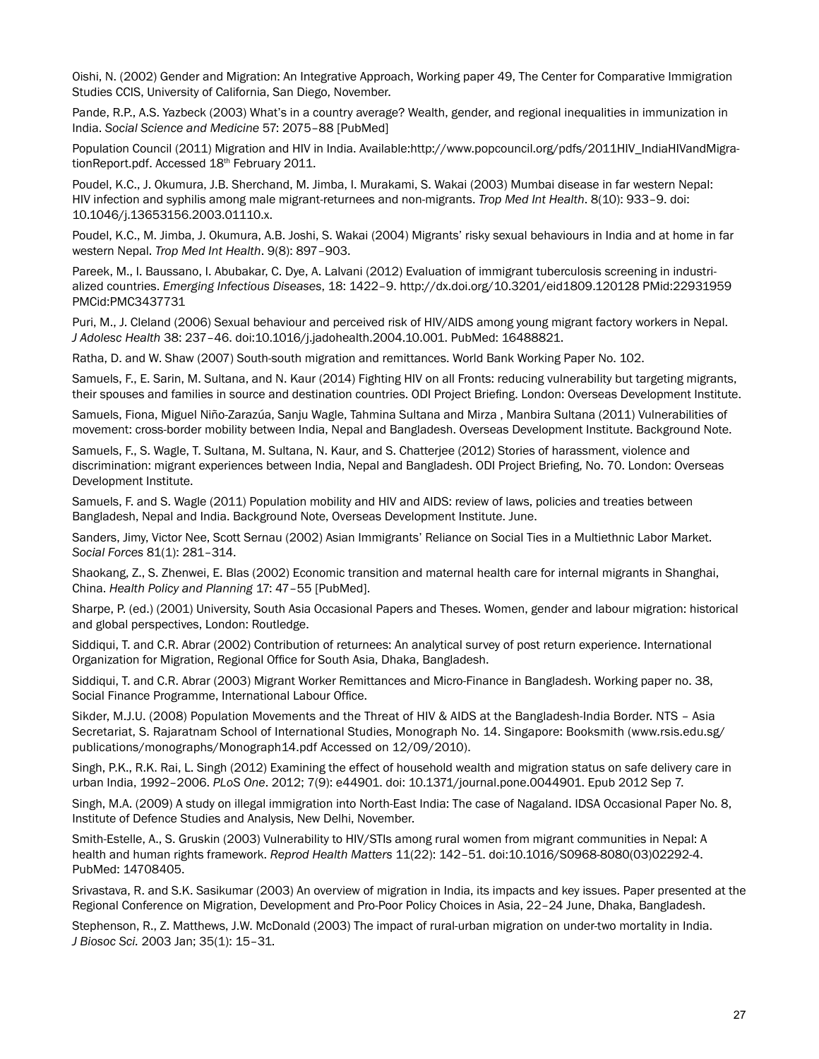Oishi, N. (2002) Gender and Migration: An Integrative Approach, Working paper 49, The Center for Comparative Immigration Studies CCIS, University of California, San Diego, November.

Pande, R.P., A.S. Yazbeck (2003) What's in a country average? Wealth, gender, and regional inequalities in immunization in India. *Social Science and Medicine* 57: 2075–88 [PubMed]

Population Council (2011) Migration and HIV in India. Available:http://www.popcouncil.org/pdfs/2011HIV_IndiaHIVandMigrationReport.pdf. Accessed 18th February 2011.

Poudel, K.C., J. Okumura, J.B. Sherchand, M. Jimba, I. Murakami, S. Wakai (2003) Mumbai disease in far western Nepal: HIV infection and syphilis among male migrant-returnees and non-migrants. *Trop Med Int Health*. 8(10): 933–9. doi: 10.1046/j.13653156.2003.01110.x.

Poudel, K.C., M. Jimba, J. Okumura, A.B. Joshi, S. Wakai (2004) Migrants' risky sexual behaviours in India and at home in far western Nepal. *Trop Med Int Health*. 9(8): 897–903.

Pareek, M., I. Baussano, I. Abubakar, C. Dye, A. Lalvani (2012) Evaluation of immigrant tuberculosis screening in industrialized countries. *Emerging Infectious Diseases*, 18: 1422–9. http://dx.doi.org/10.3201/eid1809.120128 PMid:22931959 PMCid:PMC3437731

Puri, M., J. Cleland (2006) Sexual behaviour and perceived risk of HIV/AIDS among young migrant factory workers in Nepal. *J Adolesc Health* 38: 237–46. doi:10.1016/j.jadohealth.2004.10.001. PubMed: 16488821.

Ratha, D. and W. Shaw (2007) South-south migration and remittances. World Bank Working Paper No. 102.

Samuels, F., E. Sarin, M. Sultana, and N. Kaur (2014) Fighting HIV on all Fronts: reducing vulnerability but targeting migrants, their spouses and families in source and destination countries. ODI Project Briefing. London: Overseas Development Institute.

Samuels, Fiona, Miguel Niño-Zarazúa, Sanju Wagle, Tahmina Sultana and Mirza , Manbira Sultana (2011) Vulnerabilities of movement: cross-border mobility between India, Nepal and Bangladesh. Overseas Development Institute. Background Note.

Samuels, F., S. Wagle, T. Sultana, M. Sultana, N. Kaur, and S. Chatterjee (2012) Stories of harassment, violence and discrimination: migrant experiences between India, Nepal and Bangladesh. ODI Project Briefing, No. 70. London: Overseas Development Institute.

Samuels, F. and S. Wagle (2011) Population mobility and HIV and AIDS: review of laws, policies and treaties between Bangladesh, Nepal and India. Background Note, Overseas Development Institute. June.

Sanders, Jimy, Victor Nee, Scott Sernau (2002) Asian Immigrants' Reliance on Social Ties in a Multiethnic Labor Market. *Social Forces* 81(1): 281–314.

Shaokang, Z., S. Zhenwei, E. Blas (2002) Economic transition and maternal health care for internal migrants in Shanghai, China. *Health Policy and Planning* 17: 47–55 [PubMed].

Sharpe, P. (ed.) (2001) University, South Asia Occasional Papers and Theses. Women, gender and labour migration: historical and global perspectives, London: Routledge.

Siddiqui, T. and C.R. Abrar (2002) Contribution of returnees: An analytical survey of post return experience. International Organization for Migration, Regional Office for South Asia, Dhaka, Bangladesh.

Siddiqui, T. and C.R. Abrar (2003) Migrant Worker Remittances and Micro-Finance in Bangladesh. Working paper no. 38, Social Finance Programme, International Labour Office.

Sikder, M.J.U. (2008) Population Movements and the Threat of HIV & AIDS at the Bangladesh-India Border. NTS – Asia Secretariat, S. Rajaratnam School of International Studies, Monograph No. 14. Singapore: Booksmith (www.rsis.edu.sg/publications/monographs/Monograph14.pdf Accessed on 12/09/2010).

Singh, P.K., R.K. Rai, L. Singh (2012) Examining the effect of household wealth and migration status on safe delivery care in urban India, 1992–2006. *PLoS One*. 2012; 7(9): e44901. doi: 10.1371/journal.pone.0044901. Epub 2012 Sep 7.

Singh, M.A. (2009) A study on illegal immigration into North-East India: The case of Nagaland. IDSA Occasional Paper No. 8, Institute of Defence Studies and Analysis, New Delhi, November.

Smith-Estelle, A., S. Gruskin (2003) Vulnerability to HIV/STIs among rural women from migrant communities in Nepal: A health and human rights framework. *Reprod Health Matters* 11(22): 142–51. doi:10.1016/S0968-8080(03)02292-4. PubMed: 14708405.

Srivastava, R. and S.K. Sasikumar (2003) An overview of migration in India, its impacts and key issues. Paper presented at the Regional Conference on Migration, Development and Pro-Poor Policy Choices in Asia, 22–24 June, Dhaka, Bangladesh.

Stephenson, R., Z. Matthews, J.W. McDonald (2003) The impact of rural-urban migration on under-two mortality in India. *J Biosoc Sci.* 2003 Jan; 35(1): 15–31.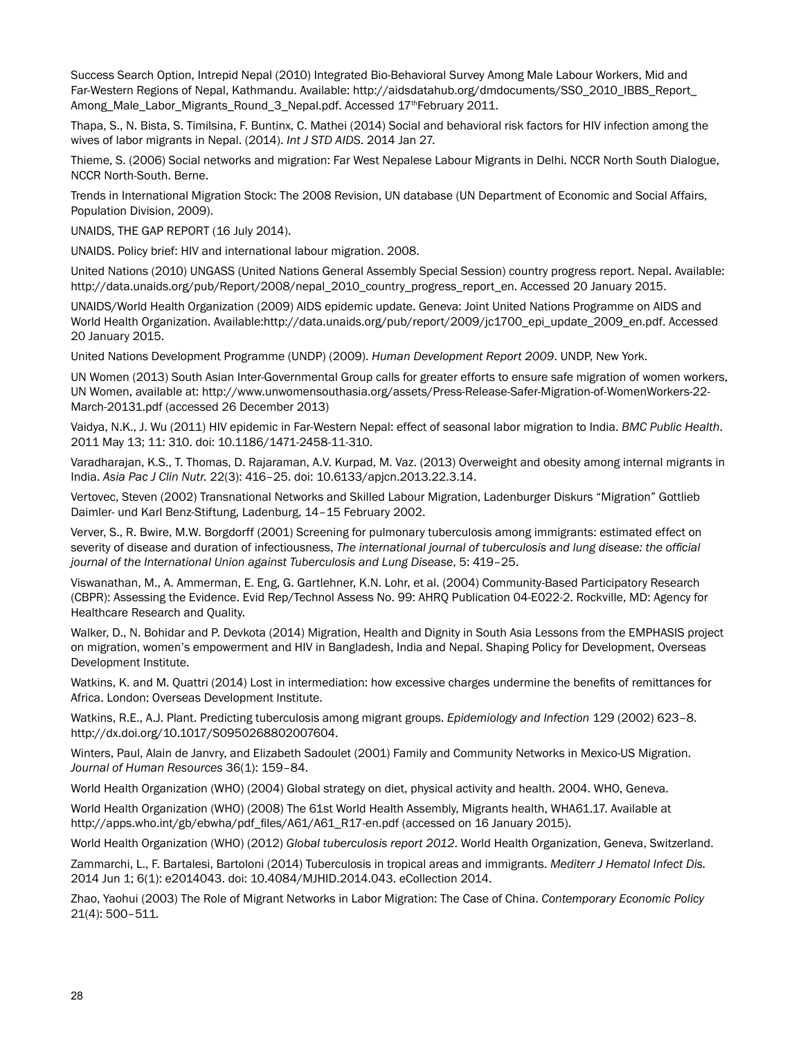Success Search Option, Intrepid Nepal (2010) Integrated Bio-Behavioral Survey Among Male Labour Workers, Mid and Far-Western Regions of Nepal, Kathmandu. Available: http://aidsdatahub.org/dmdocuments/SSO_2010_IBBS_Report_Among_Male_Labor_Migrants_Round_3_Nepal.pdf. Accessed 17th February 2011.

Thapa, S., N. Bista, S. Timilsina, F. Buntinx, C. Mathei (2014) Social and behavioral risk factors for HIV infection among the wives of labor migrants in Nepal. (2014). *Int J STD AIDS*. 2014 Jan 27.

Thieme, S. (2006) Social networks and migration: Far West Nepalese Labour Migrants in Delhi. NCCR North South Dialogue, NCCR North-South. Berne.

Trends in International Migration Stock: The 2008 Revision, UN database (UN Department of Economic and Social Affairs, Population Division, 2009).

UNAIDS, THE GAP REPORT (16 July 2014).

UNAIDS. Policy brief: HIV and international labour migration. 2008.

United Nations (2010) UNGASS (United Nations General Assembly Special Session) country progress report. Nepal. Available: http://data.unaids.org/pub/Report/2008/nepal_2010_country_progress_report_en. Accessed 20 January 2015.

UNAIDS/World Health Organization (2009) AIDS epidemic update. Geneva: Joint United Nations Programme on AIDS and World Health Organization. Available:http://data.unaids.org/pub/report/2009/jc1700_epi_update_2009_en.pdf. Accessed 20 January 2015.

United Nations Development Programme (UNDP) (2009). *Human Development Report 2009*. UNDP, New York.

UN Women (2013) South Asian Inter-Governmental Group calls for greater efforts to ensure safe migration of women workers, UN Women, available at: http://www.unwomensouthasia.org/assets/Press-Release-Safer-Migration-of-WomenWorkers-22-March-20131.pdf (accessed 26 December 2013)

Vaidya, N.K., J. Wu (2011) HIV epidemic in Far-Western Nepal: effect of seasonal labor migration to India. *BMC Public Health*. 2011 May 13; 11: 310. doi: 10.1186/1471-2458-11-310.

Varadharajan, K.S., T. Thomas, D. Rajaraman, A.V. Kurpad, M. Vaz. (2013) Overweight and obesity among internal migrants in India. *Asia Pac J Clin Nutr.* 22(3): 416–25. doi: 10.6133/apjcn.2013.22.3.14.

Vertovec, Steven (2002) Transnational Networks and Skilled Labour Migration, Ladenburger Diskurs "Migration" Gottlieb Daimler- und Karl Benz-Stiftung, Ladenburg, 14–15 February 2002.

Verver, S., R. Bwire, M.W. Borgdorff (2001) Screening for pulmonary tuberculosis among immigrants: estimated effect on severity of disease and duration of infectiousness, *The international journal of tuberculosis and lung disease: the official journal of the International Union against Tuberculosis and Lung Disease*, 5: 419–25.

Viswanathan, M., A. Ammerman, E. Eng, G. Gartlehner, K.N. Lohr, et al. (2004) Community-Based Participatory Research (CBPR): Assessing the Evidence. Evid Rep/Technol Assess No. 99: AHRQ Publication 04-E022-2. Rockville, MD: Agency for Healthcare Research and Quality.

Walker, D., N. Bohidar and P. Devkota (2014) Migration, Health and Dignity in South Asia Lessons from the EMPHASIS project on migration, women's empowerment and HIV in Bangladesh, India and Nepal. Shaping Policy for Development, Overseas Development Institute.

Watkins, K. and M. Quattri (2014) Lost in intermediation: how excessive charges undermine the benefits of remittances for Africa. London: Overseas Development Institute.

Watkins, R.E., A.J. Plant. Predicting tuberculosis among migrant groups. *Epidemiology and Infection* 129 (2002) 623–8. http://dx.doi.org/10.1017/S0950268802007604.

Winters, Paul, Alain de Janvry, and Elizabeth Sadoulet (2001) Family and Community Networks in Mexico-US Migration. *Journal of Human Resources* 36(1): 159–84.

World Health Organization (WHO) (2004) Global strategy on diet, physical activity and health. 2004. WHO, Geneva.

World Health Organization (WHO) (2008) The 61st World Health Assembly, Migrants health, WHA61.17. Available at http://apps.who.int/gb/ebwha/pdf_files/A61/A61_R17-en.pdf (accessed on 16 January 2015).

World Health Organization (WHO) (2012) *Global tuberculosis report 2012*. World Health Organization, Geneva, Switzerland.

Zammarchi, L., F. Bartalesi, Bartoloni (2014) Tuberculosis in tropical areas and immigrants. *Mediterr J Hematol Infect Dis.* 2014 Jun 1; 6(1): e2014043. doi: 10.4084/MJHID.2014.043. eCollection 2014.

Zhao, Yaohui (2003) The Role of Migrant Networks in Labor Migration: The Case of China. *Contemporary Economic Policy* 21(4): 500–511.